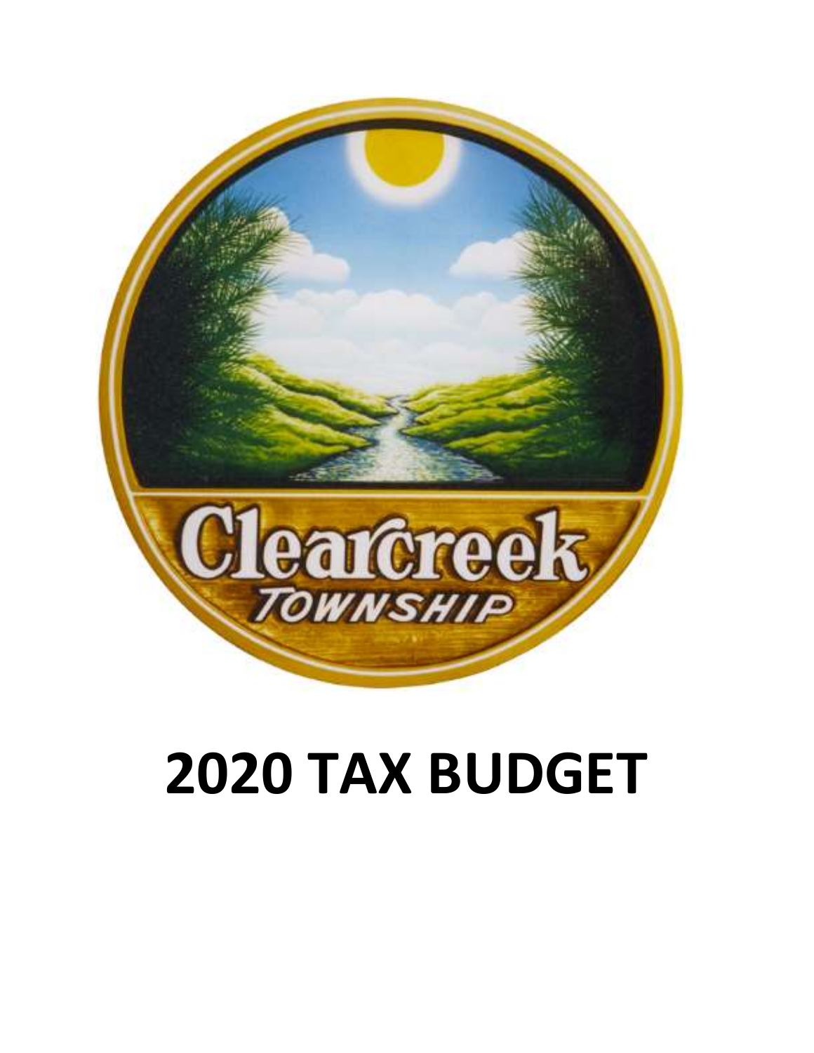Clearcreek TOWNSHIP

# 2020 TAX BUDGET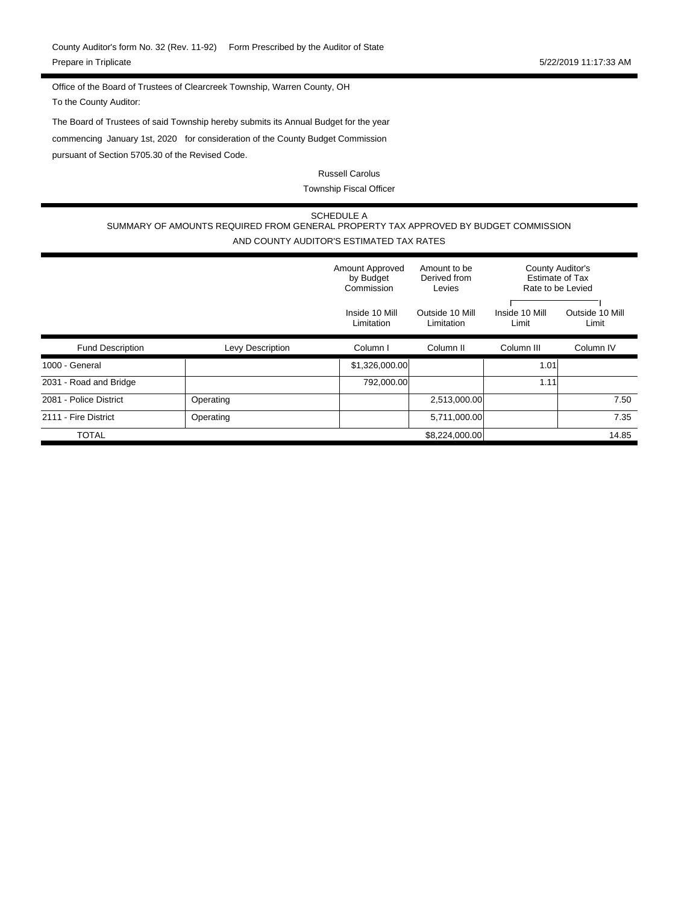County Auditor's form No. 32 (Rev. 11-92)    Form Prescribed by the Auditor of State

Prepare in Triplicate    5/22/2019 11:17:33 AM

Office of the Board of Trustees of Clearcreek Township, Warren County, OH

To the County Auditor:

The Board of Trustees of said Township hereby submits its Annual Budget for the year commencing January 1st, 2020 for consideration of the County Budget Commission pursuant of Section 5705.30 of the Revised Code.

Russell Carolus

Township Fiscal Officer

## SCHEDULE A

### SUMMARY OF AMOUNTS REQUIRED FROM GENERAL PROPERTY TAX APPROVED BY BUDGET COMMISSION AND COUNTY AUDITOR'S ESTIMATED TAX RATES

| | | Amount Approved by Budget Commission | Amount to be Derived from Levies | County Auditor's Estimate of Tax Rate to be Levied | |
|---|---|---|---|---|---|
| | | Inside 10 Mill Limitation | Outside 10 Mill Limitation | Inside 10 Mill Limit | Outside 10 Mill Limit |
| Fund Description | Levy Description | Column I | Column II | Column III | Column IV |
| 1000 - General | | $1,326,000.00 | | 1.01 | |
| 2031 - Road and Bridge | | 792,000.00 | | 1.11 | |
| 2081 - Police District | Operating | | 2,513,000.00 | | 7.50 |
| 2111 - Fire District | Operating | | 5,711,000.00 | | 7.35 |
| TOTAL | | | $8,224,000.00 | | 14.85 |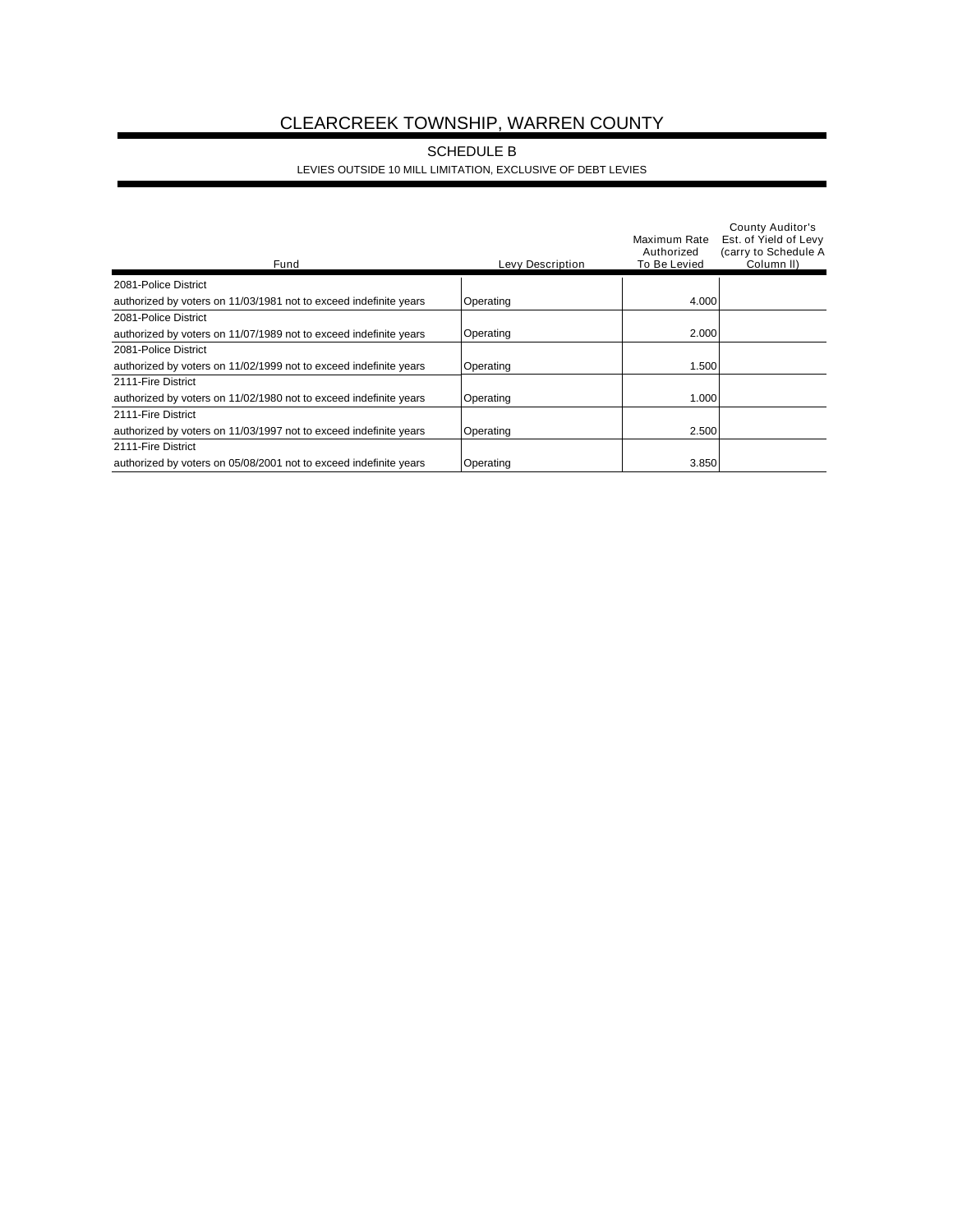# CLEARCREEK TOWNSHIP, WARREN COUNTY

## SCHEDULE B

### LEVIES OUTSIDE 10 MILL LIMITATION, EXCLUSIVE OF DEBT LEVIES

| Fund | Levy Description | Maximum Rate Authorized To Be Levied | County Auditor's Est. of Yield of Levy (carry to Schedule A Column II) |
|---|---|---|---|
| 2081-Police District<br>authorized by voters on 11/03/1981 not to exceed indefinite years | Operating | 4.000 | |
| 2081-Police District<br>authorized by voters on 11/07/1989 not to exceed indefinite years | Operating | 2.000 | |
| 2081-Police District<br>authorized by voters on 11/02/1999 not to exceed indefinite years | Operating | 1.500 | |
| 2111-Fire District<br>authorized by voters on 11/02/1980 not to exceed indefinite years | Operating | 1.000 | |
| 2111-Fire District<br>authorized by voters on 11/03/1997 not to exceed indefinite years | Operating | 2.500 | |
| 2111-Fire District<br>authorized by voters on 05/08/2001 not to exceed indefinite years | Operating | 3.850 | |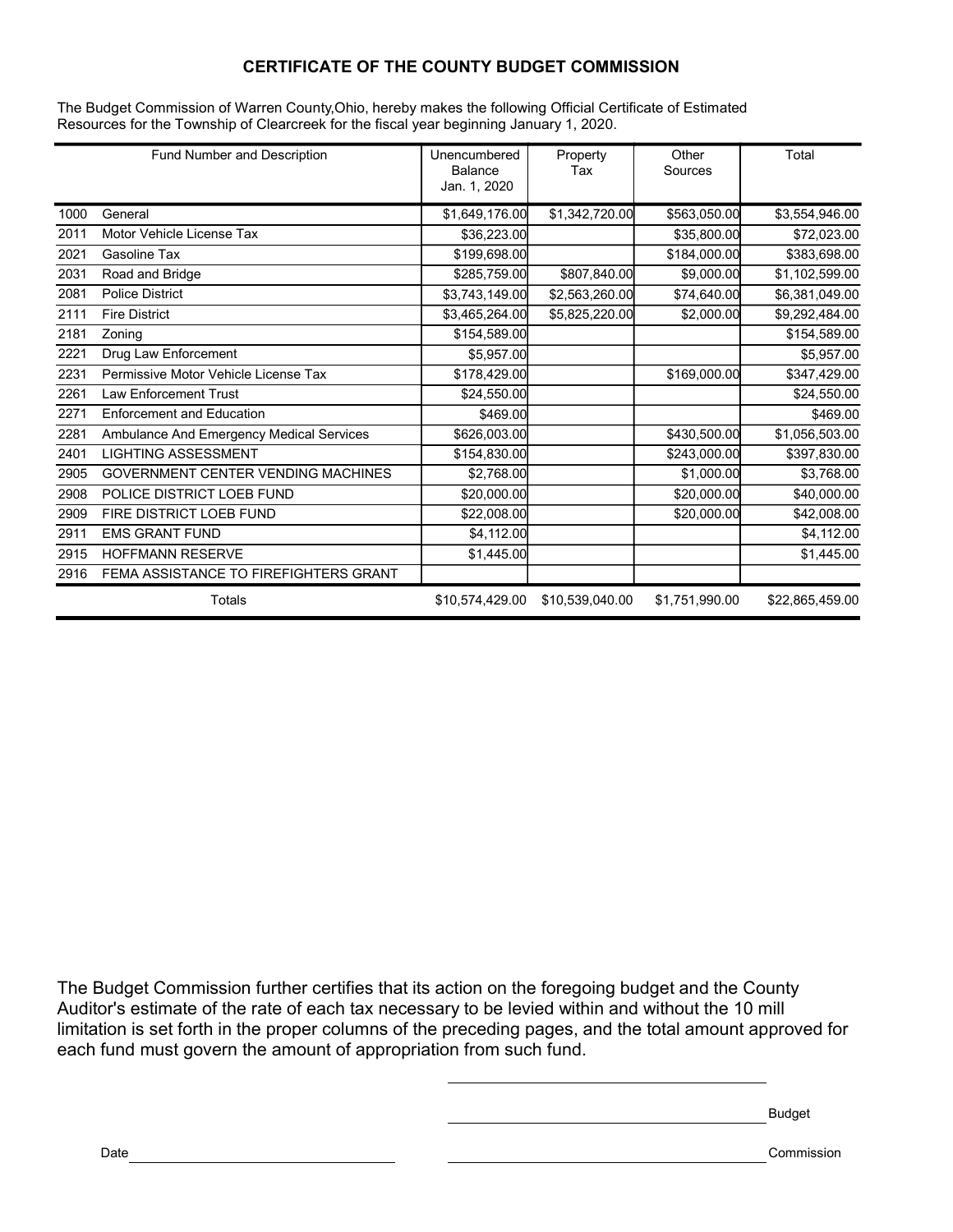# CERTIFICATE OF THE COUNTY BUDGET COMMISSION

The Budget Commission of Warren County,Ohio, hereby makes the following Official Certificate of Estimated Resources for the Township of Clearcreek for the fiscal year beginning January 1, 2020.

| Fund Number and Description | | Unencumbered Balance Jan. 1, 2020 | Property Tax | Other Sources | Total |
|---|---|---|---|---|---|
| 1000 | General | $1,649,176.00 | $1,342,720.00 | $563,050.00 | $3,554,946.00 |
| 2011 | Motor Vehicle License Tax | $36,223.00 | | $35,800.00 | $72,023.00 |
| 2021 | Gasoline Tax | $199,698.00 | | $184,000.00 | $383,698.00 |
| 2031 | Road and Bridge | $285,759.00 | $807,840.00 | $9,000.00 | $1,102,599.00 |
| 2081 | Police District | $3,743,149.00 | $2,563,260.00 | $74,640.00 | $6,381,049.00 |
| 2111 | Fire District | $3,465,264.00 | $5,825,220.00 | $2,000.00 | $9,292,484.00 |
| 2181 | Zoning | $154,589.00 | | | $154,589.00 |
| 2221 | Drug Law Enforcement | $5,957.00 | | | $5,957.00 |
| 2231 | Permissive Motor Vehicle License Tax | $178,429.00 | | $169,000.00 | $347,429.00 |
| 2261 | Law Enforcement Trust | $24,550.00 | | | $24,550.00 |
| 2271 | Enforcement and Education | $469.00 | | | $469.00 |
| 2281 | Ambulance And Emergency Medical Services | $626,003.00 | | $430,500.00 | $1,056,503.00 |
| 2401 | LIGHTING ASSESSMENT | $154,830.00 | | $243,000.00 | $397,830.00 |
| 2905 | GOVERNMENT CENTER VENDING MACHINES | $2,768.00 | | $1,000.00 | $3,768.00 |
| 2908 | POLICE DISTRICT LOEB FUND | $20,000.00 | | $20,000.00 | $40,000.00 |
| 2909 | FIRE DISTRICT LOEB FUND | $22,008.00 | | $20,000.00 | $42,008.00 |
| 2911 | EMS GRANT FUND | $4,112.00 | | | $4,112.00 |
| 2915 | HOFFMANN RESERVE | $1,445.00 | | | $1,445.00 |
| 2916 | FEMA ASSISTANCE TO FIREFIGHTERS GRANT | | | | |
| | Totals | $10,574,429.00 | $10,539,040.00 | $1,751,990.00 | $22,865,459.00 |

The Budget Commission further certifies that its action on the foregoing budget and the County Auditor's estimate of the rate of each tax necessary to be levied within and without the 10 mill limitation is set forth in the proper columns of the preceding pages, and the total amount approved for each fund must govern the amount of appropriation from such fund.

_______________________________

_______________________________ Budget

Date _______________________ _______________________________ Commission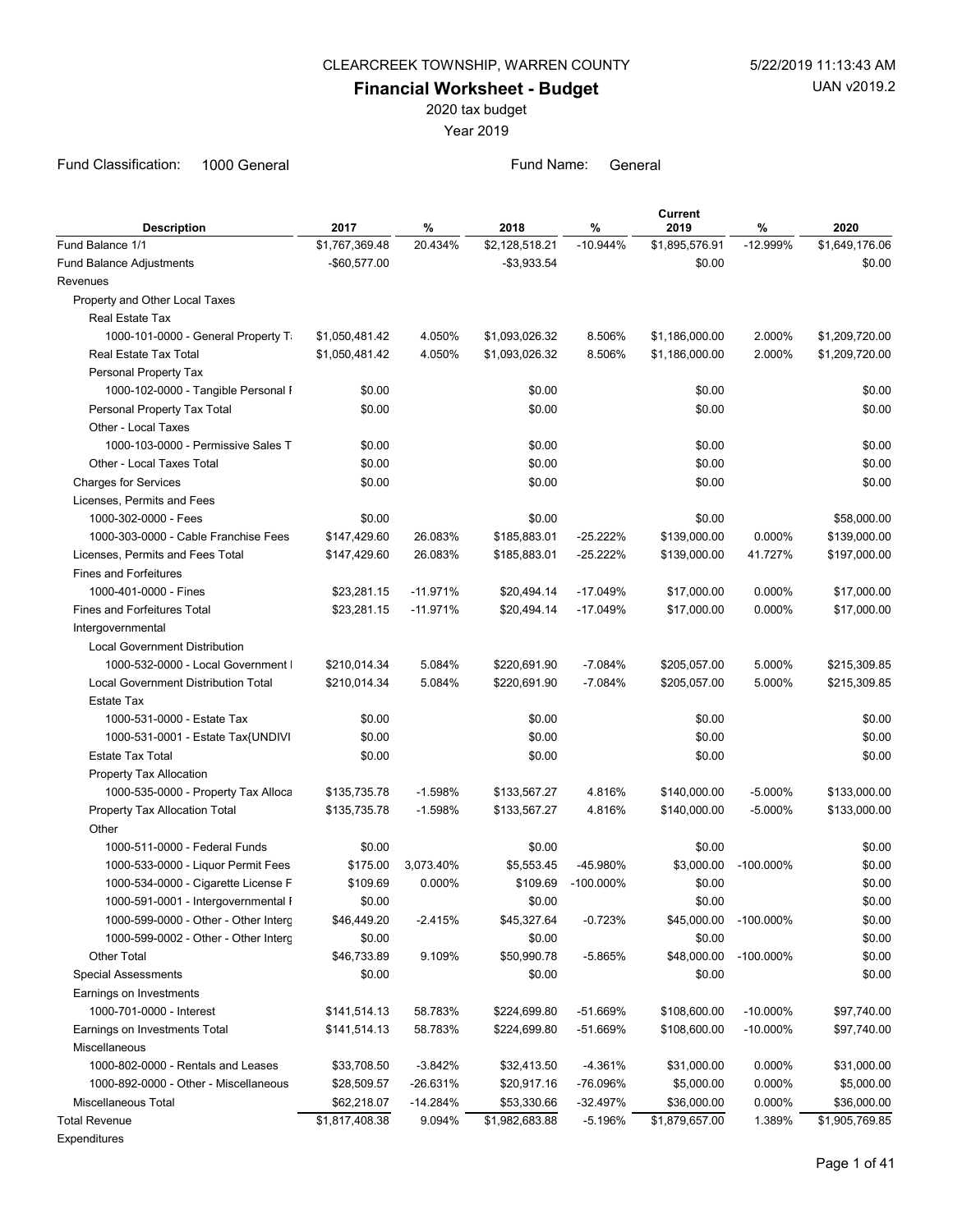CLEARCREEK TOWNSHIP, WARREN COUNTY

# Financial Worksheet - Budget

2020 tax budget

Year 2019

Fund Classification: 1000 General    Fund Name: General

| Description | 2017 | % | 2018 | % | Current 2019 | % | 2020 |
|---|---|---|---|---|---|---|---|
| Fund Balance 1/1 | $1,767,369.48 | 20.434% | $2,128,518.21 | -10.944% | $1,895,576.91 | -12.999% | $1,649,176.06 |
| Fund Balance Adjustments | -$60,577.00 | | -$3,933.54 | | $0.00 | | $0.00 |
| Revenues | | | | | | | |
| Property and Other Local Taxes | | | | | | | |
| Real Estate Tax | | | | | | | |
| 1000-101-0000 - General Property T | $1,050,481.42 | 4.050% | $1,093,026.32 | 8.506% | $1,186,000.00 | 2.000% | $1,209,720.00 |
| Real Estate Tax Total | $1,050,481.42 | 4.050% | $1,093,026.32 | 8.506% | $1,186,000.00 | 2.000% | $1,209,720.00 |
| Personal Property Tax | | | | | | | |
| 1000-102-0000 - Tangible Personal I | $0.00 | | $0.00 | | $0.00 | | $0.00 |
| Personal Property Tax Total | $0.00 | | $0.00 | | $0.00 | | $0.00 |
| Other - Local Taxes | | | | | | | |
| 1000-103-0000 - Permissive Sales T | $0.00 | | $0.00 | | $0.00 | | $0.00 |
| Other - Local Taxes Total | $0.00 | | $0.00 | | $0.00 | | $0.00 |
| Charges for Services | $0.00 | | $0.00 | | $0.00 | | $0.00 |
| Licenses, Permits and Fees | | | | | | | |
| 1000-302-0000 - Fees | $0.00 | | $0.00 | | $0.00 | | $58,000.00 |
| 1000-303-0000 - Cable Franchise Fees | $147,429.60 | 26.083% | $185,883.01 | -25.222% | $139,000.00 | 0.000% | $139,000.00 |
| Licenses, Permits and Fees Total | $147,429.60 | 26.083% | $185,883.01 | -25.222% | $139,000.00 | 41.727% | $197,000.00 |
| Fines and Forfeitures | | | | | | | |
| 1000-401-0000 - Fines | $23,281.15 | -11.971% | $20,494.14 | -17.049% | $17,000.00 | 0.000% | $17,000.00 |
| Fines and Forfeitures Total | $23,281.15 | -11.971% | $20,494.14 | -17.049% | $17,000.00 | 0.000% | $17,000.00 |
| Intergovernmental | | | | | | | |
| Local Government Distribution | | | | | | | |
| 1000-532-0000 - Local Government I | $210,014.34 | 5.084% | $220,691.90 | -7.084% | $205,057.00 | 5.000% | $215,309.85 |
| Local Government Distribution Total | $210,014.34 | 5.084% | $220,691.90 | -7.084% | $205,057.00 | 5.000% | $215,309.85 |
| Estate Tax | | | | | | | |
| 1000-531-0000 - Estate Tax | $0.00 | | $0.00 | | $0.00 | | $0.00 |
| 1000-531-0001 - Estate Tax{UNDIVI | $0.00 | | $0.00 | | $0.00 | | $0.00 |
| Estate Tax Total | $0.00 | | $0.00 | | $0.00 | | $0.00 |
| Property Tax Allocation | | | | | | | |
| 1000-535-0000 - Property Tax Alloca | $135,735.78 | -1.598% | $133,567.27 | 4.816% | $140,000.00 | -5.000% | $133,000.00 |
| Property Tax Allocation Total | $135,735.78 | -1.598% | $133,567.27 | 4.816% | $140,000.00 | -5.000% | $133,000.00 |
| Other | | | | | | | |
| 1000-511-0000 - Federal Funds | $0.00 | | $0.00 | | $0.00 | | $0.00 |
| 1000-533-0000 - Liquor Permit Fees | $175.00 | 3,073.40% | $5,553.45 | -45.980% | $3,000.00 | -100.000% | $0.00 |
| 1000-534-0000 - Cigarette License F | $109.69 | 0.000% | $109.69 | -100.000% | $0.00 | | $0.00 |
| 1000-591-0001 - Intergovernmental I | $0.00 | | $0.00 | | $0.00 | | $0.00 |
| 1000-599-0000 - Other - Other Interg | $46,449.20 | -2.415% | $45,327.64 | -0.723% | $45,000.00 | -100.000% | $0.00 |
| 1000-599-0002 - Other - Other Interg | $0.00 | | $0.00 | | $0.00 | | $0.00 |
| Other Total | $46,733.89 | 9.109% | $50,990.78 | -5.865% | $48,000.00 | -100.000% | $0.00 |
| Special Assessments | $0.00 | | $0.00 | | $0.00 | | $0.00 |
| Earnings on Investments | | | | | | | |
| 1000-701-0000 - Interest | $141,514.13 | 58.783% | $224,699.80 | -51.669% | $108,600.00 | -10.000% | $97,740.00 |
| Earnings on Investments Total | $141,514.13 | 58.783% | $224,699.80 | -51.669% | $108,600.00 | -10.000% | $97,740.00 |
| Miscellaneous | | | | | | | |
| 1000-802-0000 - Rentals and Leases | $33,708.50 | -3.842% | $32,413.50 | -4.361% | $31,000.00 | 0.000% | $31,000.00 |
| 1000-892-0000 - Other - Miscellaneous | $28,509.57 | -26.631% | $20,917.16 | -76.096% | $5,000.00 | 0.000% | $5,000.00 |
| Miscellaneous Total | $62,218.07 | -14.284% | $53,330.66 | -32.497% | $36,000.00 | 0.000% | $36,000.00 |
| Total Revenue | $1,817,408.38 | 9.094% | $1,982,683.88 | -5.196% | $1,879,657.00 | 1.389% | $1,905,769.85 |
| Expenditures | | | | | | | |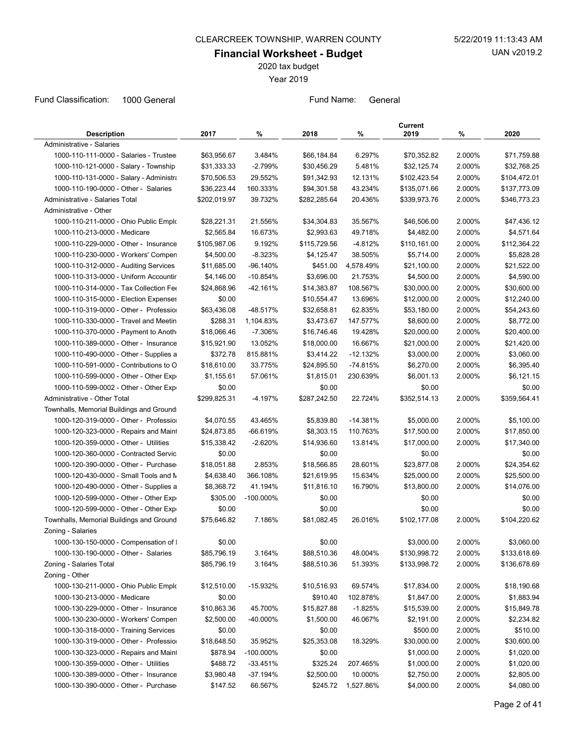CLEARCREEK TOWNSHIP, WARREN COUNTY

5/22/2019 11:13:43 AM

UAN v2019.2

## Financial Worksheet - Budget

2020 tax budget

Year 2019

Fund Classification: 1000 General

Fund Name: General

| Description | 2017 | % | 2018 | % | Current 2019 | % | 2020 |
|---|---|---|---|---|---|---|---|
| Administrative - Salaries | | | | | | | |
| 1000-110-111-0000 - Salaries - Trustee | $63,956.67 | 3.484% | $66,184.84 | 6.297% | $70,352.82 | 2.000% | $71,759.88 |
| 1000-110-121-0000 - Salary - Township | $31,333.33 | -2.799% | $30,456.29 | 5.481% | $32,125.74 | 2.000% | $32,768.25 |
| 1000-110-131-0000 - Salary - Administra | $70,506.53 | 29.552% | $91,342.93 | 12.131% | $102,423.54 | 2.000% | $104,472.01 |
| 1000-110-190-0000 - Other - Salaries | $36,223.44 | 160.333% | $94,301.58 | 43.234% | $135,071.66 | 2.000% | $137,773.09 |
| Administrative - Salaries Total | $202,019.97 | 39.732% | $282,285.64 | 20.436% | $339,973.76 | 2.000% | $346,773.23 |
| Administrative - Other | | | | | | | |
| 1000-110-211-0000 - Ohio Public Emplo | $28,221.31 | 21.556% | $34,304.83 | 35.567% | $46,506.00 | 2.000% | $47,436.12 |
| 1000-110-213-0000 - Medicare | $2,565.84 | 16.673% | $2,993.63 | 49.718% | $4,482.00 | 2.000% | $4,571.64 |
| 1000-110-229-0000 - Other - Insurance | $105,987.06 | 9.192% | $115,729.56 | -4.812% | $110,161.00 | 2.000% | $112,364.22 |
| 1000-110-230-0000 - Workers' Compen | $4,500.00 | -8.323% | $4,125.47 | 38.505% | $5,714.00 | 2.000% | $5,828.28 |
| 1000-110-312-0000 - Auditing Services | $11,685.00 | -96.140% | $451.00 | 4,578.49% | $21,100.00 | 2.000% | $21,522.00 |
| 1000-110-313-0000 - Uniform Accountir | $4,146.00 | -10.854% | $3,696.00 | 21.753% | $4,500.00 | 2.000% | $4,590.00 |
| 1000-110-314-0000 - Tax Collection Fee | $24,868.96 | -42.161% | $14,383.87 | 108.567% | $30,000.00 | 2.000% | $30,600.00 |
| 1000-110-315-0000 - Election Expenses | $0.00 | | $10,554.47 | 13.696% | $12,000.00 | 2.000% | $12,240.00 |
| 1000-110-319-0000 - Other - Professio | $63,436.08 | -48.517% | $32,658.81 | 62.835% | $53,180.00 | 2.000% | $54,243.60 |
| 1000-110-330-0000 - Travel and Meetin | $288.31 | 1,104.83% | $3,473.67 | 147.577% | $8,600.00 | 2.000% | $8,772.00 |
| 1000-110-370-0000 - Payment to Anoth | $18,066.46 | -7.306% | $16,746.46 | 19.428% | $20,000.00 | 2.000% | $20,400.00 |
| 1000-110-389-0000 - Other - Insurance | $15,921.90 | 13.052% | $18,000.00 | 16.667% | $21,000.00 | 2.000% | $21,420.00 |
| 1000-110-490-0000 - Other - Supplies a | $372.78 | 815.881% | $3,414.22 | -12.132% | $3,000.00 | 2.000% | $3,060.00 |
| 1000-110-591-0000 - Contributions to O | $18,610.00 | 33.775% | $24,895.50 | -74.815% | $6,270.00 | 2.000% | $6,395.40 |
| 1000-110-599-0000 - Other - Other Exp | $1,155.61 | 57.061% | $1,815.01 | 230.639% | $6,001.13 | 2.000% | $6,121.15 |
| 1000-110-599-0002 - Other - Other Exp | $0.00 | | $0.00 | | $0.00 | | $0.00 |
| Administrative - Other Total | $299,825.31 | -4.197% | $287,242.50 | 22.724% | $352,514.13 | 2.000% | $359,564.41 |
| Townhalls, Memorial Buildings and Grounds | | | | | | | |
| 1000-120-319-0000 - Other - Professio | $4,070.55 | 43.465% | $5,839.80 | -14.381% | $5,000.00 | 2.000% | $5,100.00 |
| 1000-120-323-0000 - Repairs and Maint | $24,873.85 | -66.619% | $8,303.15 | 110.763% | $17,500.00 | 2.000% | $17,850.00 |
| 1000-120-359-0000 - Other - Utilities | $15,338.42 | -2.620% | $14,936.60 | 13.814% | $17,000.00 | 2.000% | $17,340.00 |
| 1000-120-360-0000 - Contracted Servic | $0.00 | | $0.00 | | $0.00 | | $0.00 |
| 1000-120-390-0000 - Other - Purchase | $18,051.88 | 2.853% | $18,566.85 | 28.601% | $23,877.08 | 2.000% | $24,354.62 |
| 1000-120-430-0000 - Small Tools and M | $4,638.40 | 366.108% | $21,619.95 | 15.634% | $25,000.00 | 2.000% | $25,500.00 |
| 1000-120-490-0000 - Other - Supplies a | $8,368.72 | 41.194% | $11,816.10 | 16.790% | $13,800.00 | 2.000% | $14,076.00 |
| 1000-120-599-0000 - Other - Other Exp | $305.00 | -100.000% | $0.00 | | $0.00 | | $0.00 |
| 1000-120-599-0000 - Other - Other Exp | $0.00 | | $0.00 | | $0.00 | | $0.00 |
| Townhalls, Memorial Buildings and Ground | $75,646.82 | 7.186% | $81,082.45 | 26.016% | $102,177.08 | 2.000% | $104,220.62 |
| Zoning - Salaries | | | | | | | |
| 1000-130-150-0000 - Compensation of I | $0.00 | | $0.00 | | $3,000.00 | 2.000% | $3,060.00 |
| 1000-130-190-0000 - Other - Salaries | $85,796.19 | 3.164% | $88,510.36 | 48.004% | $130,998.72 | 2.000% | $133,618.69 |
| Zoning - Salaries Total | $85,796.19 | 3.164% | $88,510.36 | 51.393% | $133,998.72 | 2.000% | $136,678.69 |
| Zoning - Other | | | | | | | |
| 1000-130-211-0000 - Ohio Public Emplo | $12,510.00 | -15.932% | $10,516.93 | 69.574% | $17,834.00 | 2.000% | $18,190.68 |
| 1000-130-213-0000 - Medicare | $0.00 | | $910.40 | 102.878% | $1,847.00 | 2.000% | $1,883.94 |
| 1000-130-229-0000 - Other - Insurance | $10,863.36 | 45.700% | $15,827.88 | -1.825% | $15,539.00 | 2.000% | $15,849.78 |
| 1000-130-230-0000 - Workers' Compen | $2,500.00 | -40.000% | $1,500.00 | 46.067% | $2,191.00 | 2.000% | $2,234.82 |
| 1000-130-318-0000 - Training Services | $0.00 | | $0.00 | | $500.00 | 2.000% | $510.00 |
| 1000-130-319-0000 - Other - Professio | $18,648.50 | 35.952% | $25,353.08 | 18.329% | $30,000.00 | 2.000% | $30,600.00 |
| 1000-130-323-0000 - Repairs and Maint | $878.94 | -100.000% | $0.00 | | $1,000.00 | 2.000% | $1,020.00 |
| 1000-130-359-0000 - Other - Utilities | $488.72 | -33.451% | $325.24 | 207.465% | $1,000.00 | 2.000% | $1,020.00 |
| 1000-130-389-0000 - Other - Insurance | $3,980.48 | -37.194% | $2,500.00 | 10.000% | $2,750.00 | 2.000% | $2,805.00 |
| 1000-130-390-0000 - Other - Purchase | $147.52 | 66.567% | $245.72 | 1,527.86% | $4,000.00 | 2.000% | $4,080.00 |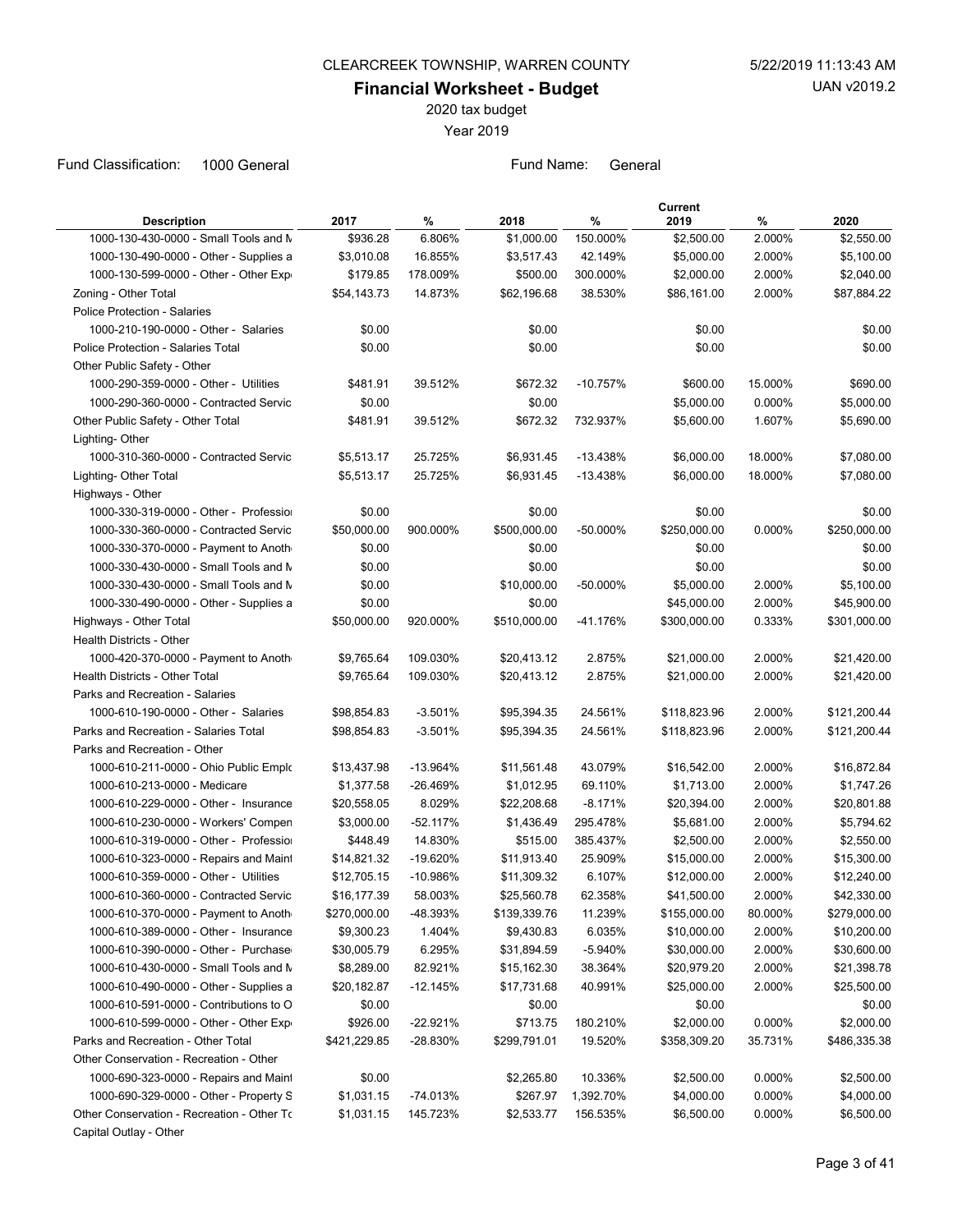CLEARCREEK TOWNSHIP, WARREN COUNTY

5/22/2019 11:13:43 AM

UAN v2019.2

## Financial Worksheet - Budget

2020 tax budget

Year 2019

Fund Classification: 1000 General

Fund Name: General

| Description | 2017 | % | 2018 | % | Current 2019 | % | 2020 |
|---|---|---|---|---|---|---|---|
| 1000-130-430-0000 - Small Tools and M | $936.28 | 6.806% | $1,000.00 | 150.000% | $2,500.00 | 2.000% | $2,550.00 |
| 1000-130-490-0000 - Other - Supplies a | $3,010.08 | 16.855% | $3,517.43 | 42.149% | $5,000.00 | 2.000% | $5,100.00 |
| 1000-130-599-0000 - Other - Other Exp | $179.85 | 178.009% | $500.00 | 300.000% | $2,000.00 | 2.000% | $2,040.00 |
| Zoning - Other Total | $54,143.73 | 14.873% | $62,196.68 | 38.530% | $86,161.00 | 2.000% | $87,884.22 |
| Police Protection - Salaries | | | | | | | |
| 1000-210-190-0000 - Other - Salaries | $0.00 | | $0.00 | | $0.00 | | $0.00 |
| Police Protection - Salaries Total | $0.00 | | $0.00 | | $0.00 | | $0.00 |
| Other Public Safety - Other | | | | | | | |
| 1000-290-359-0000 - Other - Utilities | $481.91 | 39.512% | $672.32 | -10.757% | $600.00 | 15.000% | $690.00 |
| 1000-290-360-0000 - Contracted Servic | $0.00 | | $0.00 | | $5,000.00 | 0.000% | $5,000.00 |
| Other Public Safety - Other Total | $481.91 | 39.512% | $672.32 | 732.937% | $5,600.00 | 1.607% | $5,690.00 |
| Lighting- Other | | | | | | | |
| 1000-310-360-0000 - Contracted Servic | $5,513.17 | 25.725% | $6,931.45 | -13.438% | $6,000.00 | 18.000% | $7,080.00 |
| Lighting- Other Total | $5,513.17 | 25.725% | $6,931.45 | -13.438% | $6,000.00 | 18.000% | $7,080.00 |
| Highways - Other | | | | | | | |
| 1000-330-319-0000 - Other - Professio | $0.00 | | $0.00 | | $0.00 | | $0.00 |
| 1000-330-360-0000 - Contracted Servic | $50,000.00 | 900.000% | $500,000.00 | -50.000% | $250,000.00 | 0.000% | $250,000.00 |
| 1000-330-370-0000 - Payment to Anoth | $0.00 | | $0.00 | | $0.00 | | $0.00 |
| 1000-330-430-0000 - Small Tools and M | $0.00 | | $0.00 | | $0.00 | | $0.00 |
| 1000-330-430-0000 - Small Tools and M | $0.00 | | $10,000.00 | -50.000% | $5,000.00 | 2.000% | $5,100.00 |
| 1000-330-490-0000 - Other - Supplies a | $0.00 | | $0.00 | | $45,000.00 | 2.000% | $45,900.00 |
| Highways - Other Total | $50,000.00 | 920.000% | $510,000.00 | -41.176% | $300,000.00 | 0.333% | $301,000.00 |
| Health Districts - Other | | | | | | | |
| 1000-420-370-0000 - Payment to Anoth | $9,765.64 | 109.030% | $20,413.12 | 2.875% | $21,000.00 | 2.000% | $21,420.00 |
| Health Districts - Other Total | $9,765.64 | 109.030% | $20,413.12 | 2.875% | $21,000.00 | 2.000% | $21,420.00 |
| Parks and Recreation - Salaries | | | | | | | |
| 1000-610-190-0000 - Other - Salaries | $98,854.83 | -3.501% | $95,394.35 | 24.561% | $118,823.96 | 2.000% | $121,200.44 |
| Parks and Recreation - Salaries Total | $98,854.83 | -3.501% | $95,394.35 | 24.561% | $118,823.96 | 2.000% | $121,200.44 |
| Parks and Recreation - Other | | | | | | | |
| 1000-610-211-0000 - Ohio Public Emplo | $13,437.98 | -13.964% | $11,561.48 | 43.079% | $16,542.00 | 2.000% | $16,872.84 |
| 1000-610-213-0000 - Medicare | $1,377.58 | -26.469% | $1,012.95 | 69.110% | $1,713.00 | 2.000% | $1,747.26 |
| 1000-610-229-0000 - Other - Insurance | $20,558.05 | 8.029% | $22,208.68 | -8.171% | $20,394.00 | 2.000% | $20,801.88 |
| 1000-610-230-0000 - Workers' Compen | $3,000.00 | -52.117% | $1,436.49 | 295.478% | $5,681.00 | 2.000% | $5,794.62 |
| 1000-610-319-0000 - Other - Professio | $448.49 | 14.830% | $515.00 | 385.437% | $2,500.00 | 2.000% | $2,550.00 |
| 1000-610-323-0000 - Repairs and Maint | $14,821.32 | -19.620% | $11,913.40 | 25.909% | $15,000.00 | 2.000% | $15,300.00 |
| 1000-610-359-0000 - Other - Utilities | $12,705.15 | -10.986% | $11,309.32 | 6.107% | $12,000.00 | 2.000% | $12,240.00 |
| 1000-610-360-0000 - Contracted Servic | $16,177.39 | 58.003% | $25,560.78 | 62.358% | $41,500.00 | 2.000% | $42,330.00 |
| 1000-610-370-0000 - Payment to Anoth | $270,000.00 | -48.393% | $139,339.76 | 11.239% | $155,000.00 | 80.000% | $279,000.00 |
| 1000-610-389-0000 - Other - Insurance | $9,300.23 | 1.404% | $9,430.83 | 6.035% | $10,000.00 | 2.000% | $10,200.00 |
| 1000-610-390-0000 - Other - Purchase | $30,005.79 | 6.295% | $31,894.59 | -5.940% | $30,000.00 | 2.000% | $30,600.00 |
| 1000-610-430-0000 - Small Tools and M | $8,289.00 | 82.921% | $15,162.30 | 38.364% | $20,979.20 | 2.000% | $21,398.78 |
| 1000-610-490-0000 - Other - Supplies a | $20,182.87 | -12.145% | $17,731.68 | 40.991% | $25,000.00 | 2.000% | $25,500.00 |
| 1000-610-591-0000 - Contributions to O | $0.00 | | $0.00 | | $0.00 | | $0.00 |
| 1000-610-599-0000 - Other - Other Exp | $926.00 | -22.921% | $713.75 | 180.210% | $2,000.00 | 0.000% | $2,000.00 |
| Parks and Recreation - Other Total | $421,229.85 | -28.830% | $299,791.01 | 19.520% | $358,309.20 | 35.731% | $486,335.38 |
| Other Conservation - Recreation - Other | | | | | | | |
| 1000-690-323-0000 - Repairs and Maint | $0.00 | | $2,265.80 | 10.336% | $2,500.00 | 0.000% | $2,500.00 |
| 1000-690-329-0000 - Other - Property S | $1,031.15 | -74.013% | $267.97 | 1,392.70% | $4,000.00 | 0.000% | $4,000.00 |
| Other Conservation - Recreation - Other To | $1,031.15 | 145.723% | $2,533.77 | 156.535% | $6,500.00 | 0.000% | $6,500.00 |
| Capital Outlay - Other | | | | | | | |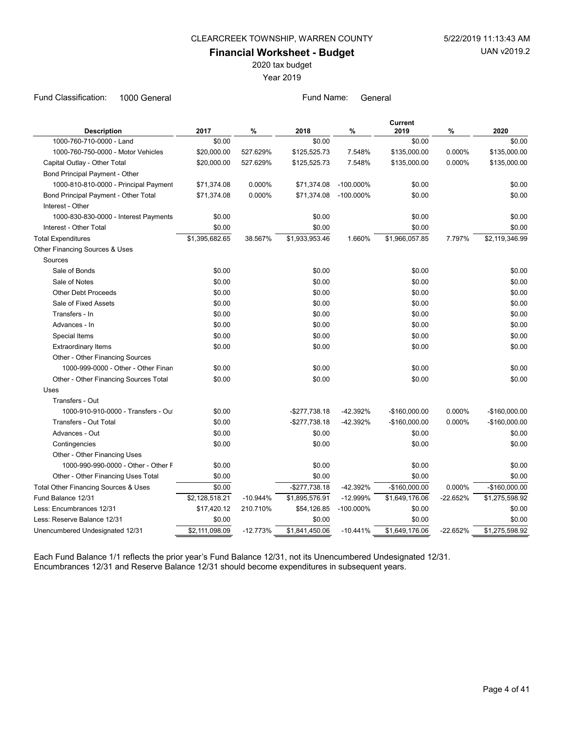CLEARCREEK TOWNSHIP, WARREN COUNTY

5/22/2019 11:13:43 AM

UAN v2019.2

# Financial Worksheet - Budget

2020 tax budget

Year 2019

Fund Classification: 1000 General

Fund Name: General

| Description | 2017 | % | 2018 | % | Current 2019 | % | 2020 |
|---|---|---|---|---|---|---|---|
| 1000-760-710-0000 - Land | $0.00 | | $0.00 | | $0.00 | | $0.00 |
| 1000-760-750-0000 - Motor Vehicles | $20,000.00 | 527.629% | $125,525.73 | 7.548% | $135,000.00 | 0.000% | $135,000.00 |
| Capital Outlay - Other Total | $20,000.00 | 527.629% | $125,525.73 | 7.548% | $135,000.00 | 0.000% | $135,000.00 |
| Bond Principal Payment - Other | | | | | | | |
| 1000-810-810-0000 - Principal Payment | $71,374.08 | 0.000% | $71,374.08 | -100.000% | $0.00 | | $0.00 |
| Bond Principal Payment - Other Total | $71,374.08 | 0.000% | $71,374.08 | -100.000% | $0.00 | | $0.00 |
| Interest - Other | | | | | | | |
| 1000-830-830-0000 - Interest Payments | $0.00 | | $0.00 | | $0.00 | | $0.00 |
| Interest - Other Total | $0.00 | | $0.00 | | $0.00 | | $0.00 |
| Total Expenditures | $1,395,682.65 | 38.567% | $1,933,953.46 | 1.660% | $1,966,057.85 | 7.797% | $2,119,346.99 |
| Other Financing Sources & Uses | | | | | | | |
| Sources | | | | | | | |
| Sale of Bonds | $0.00 | | $0.00 | | $0.00 | | $0.00 |
| Sale of Notes | $0.00 | | $0.00 | | $0.00 | | $0.00 |
| Other Debt Proceeds | $0.00 | | $0.00 | | $0.00 | | $0.00 |
| Sale of Fixed Assets | $0.00 | | $0.00 | | $0.00 | | $0.00 |
| Transfers - In | $0.00 | | $0.00 | | $0.00 | | $0.00 |
| Advances - In | $0.00 | | $0.00 | | $0.00 | | $0.00 |
| Special Items | $0.00 | | $0.00 | | $0.00 | | $0.00 |
| Extraordinary Items | $0.00 | | $0.00 | | $0.00 | | $0.00 |
| Other - Other Financing Sources | | | | | | | |
| 1000-999-0000 - Other - Other Finan | $0.00 | | $0.00 | | $0.00 | | $0.00 |
| Other - Other Financing Sources Total | $0.00 | | $0.00 | | $0.00 | | $0.00 |
| Uses | | | | | | | |
| Transfers - Out | | | | | | | |
| 1000-910-910-0000 - Transfers - Out | $0.00 | | -$277,738.18 | -42.392% | -$160,000.00 | 0.000% | -$160,000.00 |
| Transfers - Out Total | $0.00 | | -$277,738.18 | -42.392% | -$160,000.00 | 0.000% | -$160,000.00 |
| Advances - Out | $0.00 | | $0.00 | | $0.00 | | $0.00 |
| Contingencies | $0.00 | | $0.00 | | $0.00 | | $0.00 |
| Other - Other Financing Uses | | | | | | | |
| 1000-990-990-0000 - Other - Other F | $0.00 | | $0.00 | | $0.00 | | $0.00 |
| Other - Other Financing Uses Total | $0.00 | | $0.00 | | $0.00 | | $0.00 |
| Total Other Financing Sources & Uses | $0.00 | | -$277,738.18 | -42.392% | -$160,000.00 | 0.000% | -$160,000.00 |
| Fund Balance 12/31 | $2,128,518.21 | -10.944% | $1,895,576.91 | -12.999% | $1,649,176.06 | -22.652% | $1,275,598.92 |
| Less: Encumbrances 12/31 | $17,420.12 | 210.710% | $54,126.85 | -100.000% | $0.00 | | $0.00 |
| Less: Reserve Balance 12/31 | $0.00 | | $0.00 | | $0.00 | | $0.00 |
| Unencumbered Undesignated 12/31 | $2,111,098.09 | -12.773% | $1,841,450.06 | -10.441% | $1,649,176.06 | -22.652% | $1,275,598.92 |

Each Fund Balance 1/1 reflects the prior year's Fund Balance 12/31, not its Unencumbered Undesignated 12/31.
Encumbrances 12/31 and Reserve Balance 12/31 should become expenditures in subsequent years.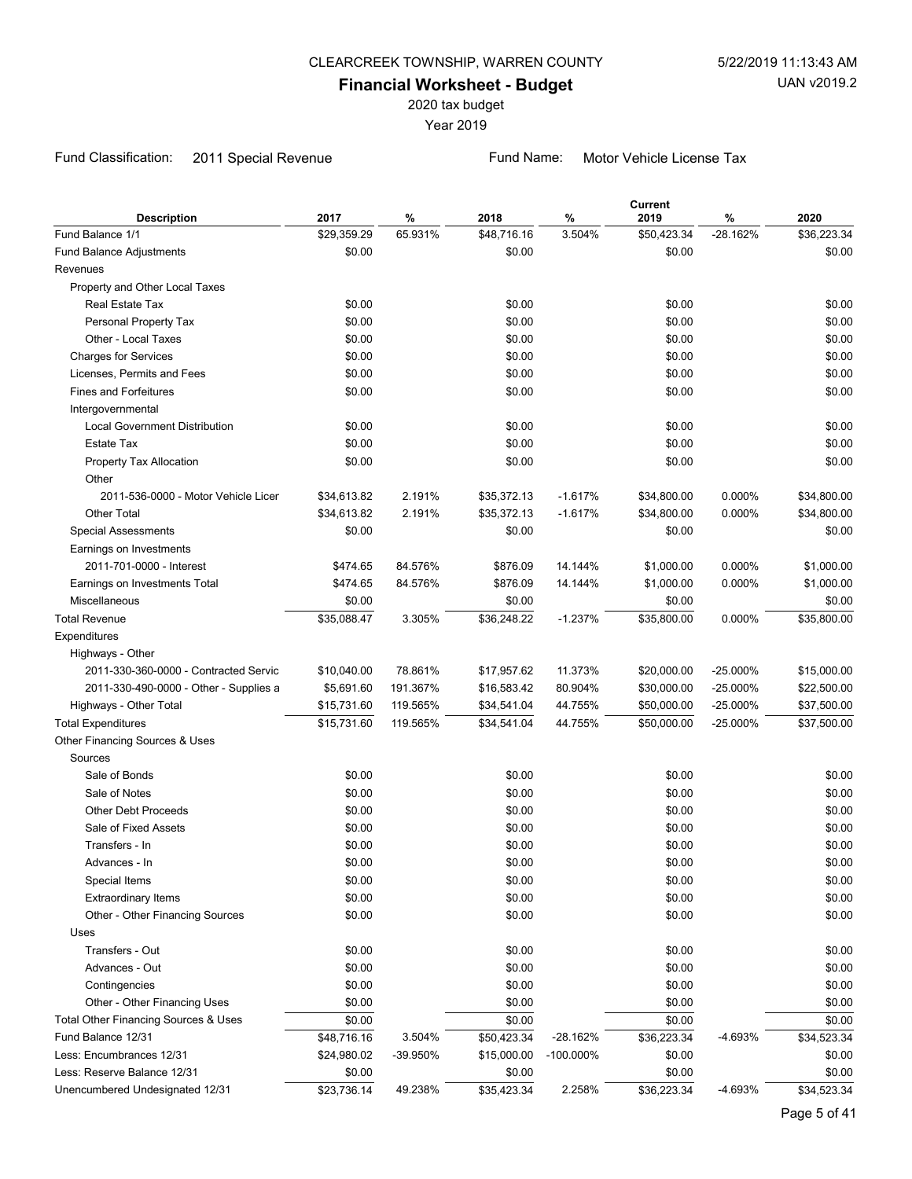CLEARCREEK TOWNSHIP, WARREN COUNTY

5/22/2019 11:13:43 AM

# Financial Worksheet - Budget

UAN v2019.2

2020 tax budget

Year 2019

Fund Classification: 2011 Special Revenue

Fund Name: Motor Vehicle License Tax

| Description | 2017 | % | 2018 | % | Current 2019 | % | 2020 |
|---|---|---|---|---|---|---|---|
| Fund Balance 1/1 | $29,359.29 | 65.931% | $48,716.16 | 3.504% | $50,423.34 | -28.162% | $36,223.34 |
| Fund Balance Adjustments | $0.00 | | $0.00 | | $0.00 | | $0.00 |
| Revenues | | | | | | | |
| Property and Other Local Taxes | | | | | | | |
| Real Estate Tax | $0.00 | | $0.00 | | $0.00 | | $0.00 |
| Personal Property Tax | $0.00 | | $0.00 | | $0.00 | | $0.00 |
| Other - Local Taxes | $0.00 | | $0.00 | | $0.00 | | $0.00 |
| Charges for Services | $0.00 | | $0.00 | | $0.00 | | $0.00 |
| Licenses, Permits and Fees | $0.00 | | $0.00 | | $0.00 | | $0.00 |
| Fines and Forfeitures | $0.00 | | $0.00 | | $0.00 | | $0.00 |
| Intergovernmental | | | | | | | |
| Local Government Distribution | $0.00 | | $0.00 | | $0.00 | | $0.00 |
| Estate Tax | $0.00 | | $0.00 | | $0.00 | | $0.00 |
| Property Tax Allocation | $0.00 | | $0.00 | | $0.00 | | $0.00 |
| Other | | | | | | | |
| 2011-536-0000 - Motor Vehicle Licer | $34,613.82 | 2.191% | $35,372.13 | -1.617% | $34,800.00 | 0.000% | $34,800.00 |
| Other Total | $34,613.82 | 2.191% | $35,372.13 | -1.617% | $34,800.00 | 0.000% | $34,800.00 |
| Special Assessments | $0.00 | | $0.00 | | $0.00 | | $0.00 |
| Earnings on Investments | | | | | | | |
| 2011-701-0000 - Interest | $474.65 | 84.576% | $876.09 | 14.144% | $1,000.00 | 0.000% | $1,000.00 |
| Earnings on Investments Total | $474.65 | 84.576% | $876.09 | 14.144% | $1,000.00 | 0.000% | $1,000.00 |
| Miscellaneous | $0.00 | | $0.00 | | $0.00 | | $0.00 |
| Total Revenue | $35,088.47 | 3.305% | $36,248.22 | -1.237% | $35,800.00 | 0.000% | $35,800.00 |
| Expenditures | | | | | | | |
| Highways - Other | | | | | | | |
| 2011-330-360-0000 - Contracted Servic | $10,040.00 | 78.861% | $17,957.62 | 11.373% | $20,000.00 | -25.000% | $15,000.00 |
| 2011-330-490-0000 - Other - Supplies a | $5,691.60 | 191.367% | $16,583.42 | 80.904% | $30,000.00 | -25.000% | $22,500.00 |
| Highways - Other Total | $15,731.60 | 119.565% | $34,541.04 | 44.755% | $50,000.00 | -25.000% | $37,500.00 |
| Total Expenditures | $15,731.60 | 119.565% | $34,541.04 | 44.755% | $50,000.00 | -25.000% | $37,500.00 |
| Other Financing Sources & Uses | | | | | | | |
| Sources | | | | | | | |
| Sale of Bonds | $0.00 | | $0.00 | | $0.00 | | $0.00 |
| Sale of Notes | $0.00 | | $0.00 | | $0.00 | | $0.00 |
| Other Debt Proceeds | $0.00 | | $0.00 | | $0.00 | | $0.00 |
| Sale of Fixed Assets | $0.00 | | $0.00 | | $0.00 | | $0.00 |
| Transfers - In | $0.00 | | $0.00 | | $0.00 | | $0.00 |
| Advances - In | $0.00 | | $0.00 | | $0.00 | | $0.00 |
| Special Items | $0.00 | | $0.00 | | $0.00 | | $0.00 |
| Extraordinary Items | $0.00 | | $0.00 | | $0.00 | | $0.00 |
| Other - Other Financing Sources | $0.00 | | $0.00 | | $0.00 | | $0.00 |
| Uses | | | | | | | |
| Transfers - Out | $0.00 | | $0.00 | | $0.00 | | $0.00 |
| Advances - Out | $0.00 | | $0.00 | | $0.00 | | $0.00 |
| Contingencies | $0.00 | | $0.00 | | $0.00 | | $0.00 |
| Other - Other Financing Uses | $0.00 | | $0.00 | | $0.00 | | $0.00 |
| Total Other Financing Sources & Uses | $0.00 | | $0.00 | | $0.00 | | $0.00 |
| Fund Balance 12/31 | $48,716.16 | 3.504% | $50,423.34 | -28.162% | $36,223.34 | -4.693% | $34,523.34 |
| Less: Encumbrances 12/31 | $24,980.02 | -39.950% | $15,000.00 | -100.000% | $0.00 | | $0.00 |
| Less: Reserve Balance 12/31 | $0.00 | | $0.00 | | $0.00 | | $0.00 |
| Unencumbered Undesignated 12/31 | $23,736.14 | 49.238% | $35,423.34 | 2.258% | $36,223.34 | -4.693% | $34,523.34 |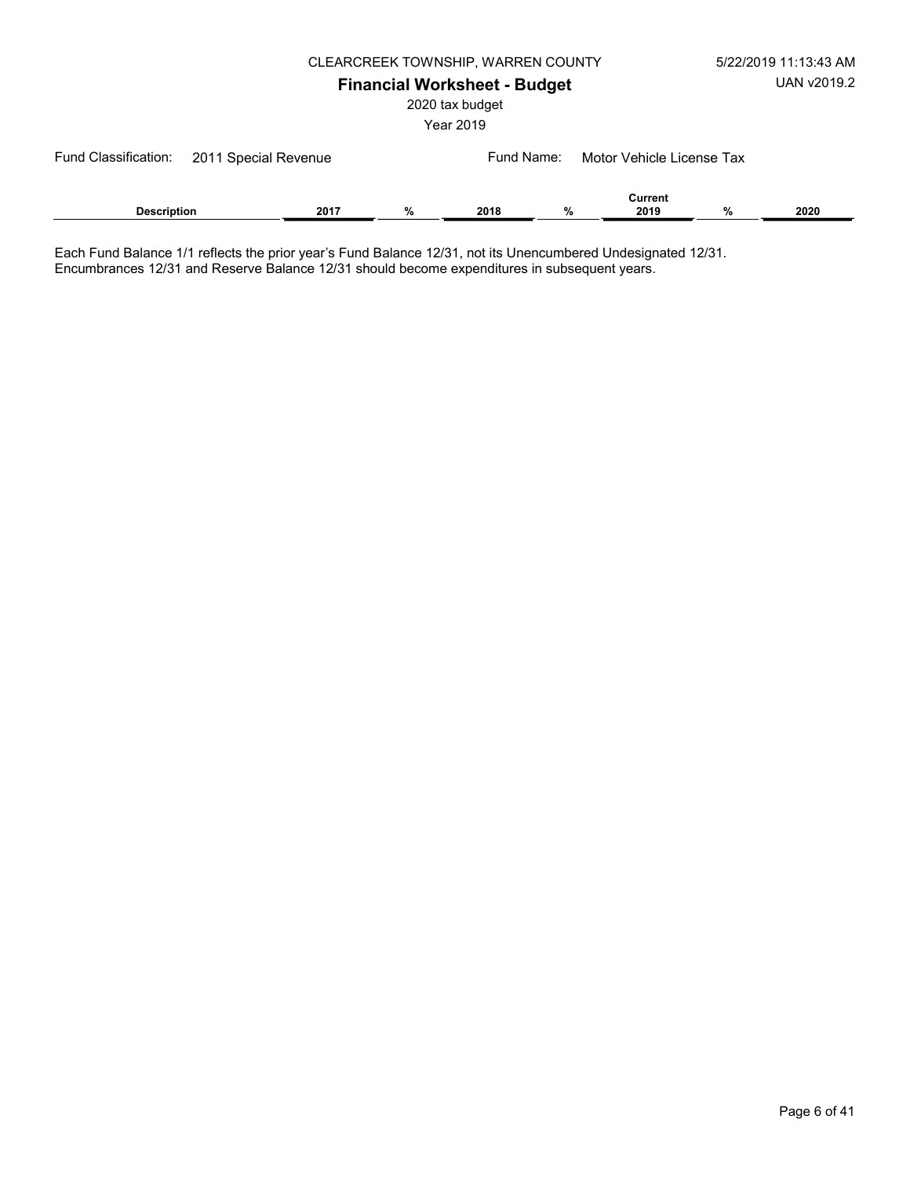CLEARCREEK TOWNSHIP, WARREN COUNTY

5/22/2019 11:13:43 AM

UAN v2019.2

# Financial Worksheet - Budget

2020 tax budget

Year 2019

Fund Classification: 2011 Special Revenue

Fund Name: Motor Vehicle License Tax

| Description | 2017 | % | 2018 | % | Current 2019 | % | 2020 |
|---|---|---|---|---|---|---|---|

Each Fund Balance 1/1 reflects the prior year's Fund Balance 12/31, not its Unencumbered Undesignated 12/31.
Encumbrances 12/31 and Reserve Balance 12/31 should become expenditures in subsequent years.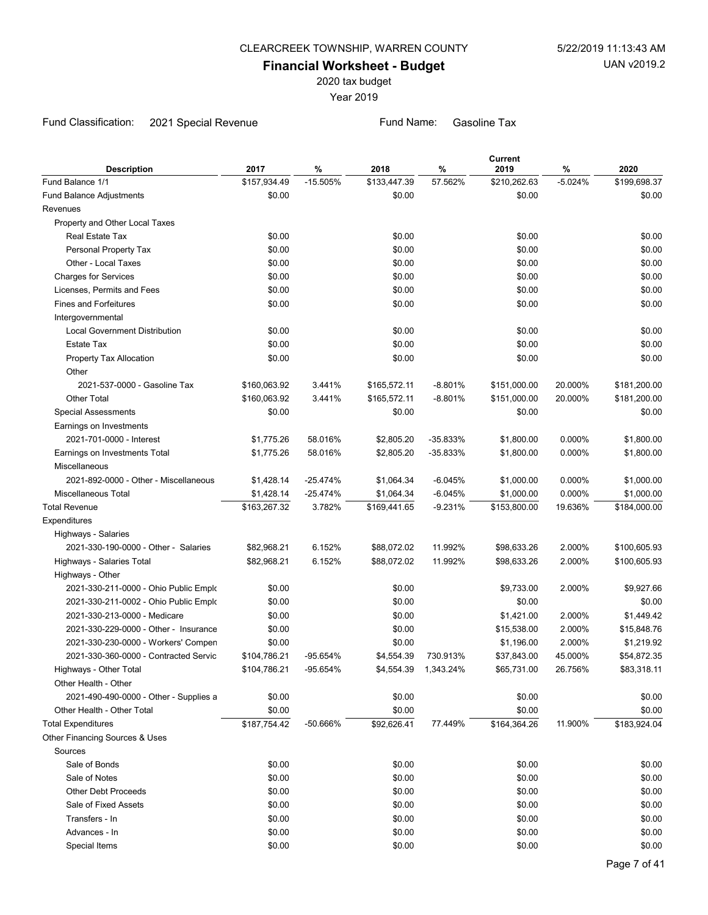CLEARCREEK TOWNSHIP, WARREN COUNTY

5/22/2019 11:13:43 AM

UAN v2019.2

# Financial Worksheet - Budget

2020 tax budget

Year 2019

Fund Classification: 2021 Special Revenue

Fund Name: Gasoline Tax

| Description | 2017 | % | 2018 | % | Current 2019 | % | 2020 |
|---|---|---|---|---|---|---|---|
| Fund Balance 1/1 | $157,934.49 | -15.505% | $133,447.39 | 57.562% | $210,262.63 | -5.024% | $199,698.37 |
| Fund Balance Adjustments | $0.00 | | $0.00 | | $0.00 | | $0.00 |
| Revenues | | | | | | | |
| Property and Other Local Taxes | | | | | | | |
| Real Estate Tax | $0.00 | | $0.00 | | $0.00 | | $0.00 |
| Personal Property Tax | $0.00 | | $0.00 | | $0.00 | | $0.00 |
| Other - Local Taxes | $0.00 | | $0.00 | | $0.00 | | $0.00 |
| Charges for Services | $0.00 | | $0.00 | | $0.00 | | $0.00 |
| Licenses, Permits and Fees | $0.00 | | $0.00 | | $0.00 | | $0.00 |
| Fines and Forfeitures | $0.00 | | $0.00 | | $0.00 | | $0.00 |
| Intergovernmental | | | | | | | |
| Local Government Distribution | $0.00 | | $0.00 | | $0.00 | | $0.00 |
| Estate Tax | $0.00 | | $0.00 | | $0.00 | | $0.00 |
| Property Tax Allocation | $0.00 | | $0.00 | | $0.00 | | $0.00 |
| Other | | | | | | | |
| 2021-537-0000 - Gasoline Tax | $160,063.92 | 3.441% | $165,572.11 | -8.801% | $151,000.00 | 20.000% | $181,200.00 |
| Other Total | $160,063.92 | 3.441% | $165,572.11 | -8.801% | $151,000.00 | 20.000% | $181,200.00 |
| Special Assessments | $0.00 | | $0.00 | | $0.00 | | $0.00 |
| Earnings on Investments | | | | | | | |
| 2021-701-0000 - Interest | $1,775.26 | 58.016% | $2,805.20 | -35.833% | $1,800.00 | 0.000% | $1,800.00 |
| Earnings on Investments Total | $1,775.26 | 58.016% | $2,805.20 | -35.833% | $1,800.00 | 0.000% | $1,800.00 |
| Miscellaneous | | | | | | | |
| 2021-892-0000 - Other - Miscellaneous | $1,428.14 | -25.474% | $1,064.34 | -6.045% | $1,000.00 | 0.000% | $1,000.00 |
| Miscellaneous Total | $1,428.14 | -25.474% | $1,064.34 | -6.045% | $1,000.00 | 0.000% | $1,000.00 |
| Total Revenue | $163,267.32 | 3.782% | $169,441.65 | -9.231% | $153,800.00 | 19.636% | $184,000.00 |
| Expenditures | | | | | | | |
| Highways - Salaries | | | | | | | |
| 2021-330-190-0000 - Other - Salaries | $82,968.21 | 6.152% | $88,072.02 | 11.992% | $98,633.26 | 2.000% | $100,605.93 |
| Highways - Salaries Total | $82,968.21 | 6.152% | $88,072.02 | 11.992% | $98,633.26 | 2.000% | $100,605.93 |
| Highways - Other | | | | | | | |
| 2021-330-211-0000 - Ohio Public Emplo | $0.00 | | $0.00 | | $9,733.00 | 2.000% | $9,927.66 |
| 2021-330-211-0002 - Ohio Public Emplo | $0.00 | | $0.00 | | $0.00 | | $0.00 |
| 2021-330-213-0000 - Medicare | $0.00 | | $0.00 | | $1,421.00 | 2.000% | $1,449.42 |
| 2021-330-229-0000 - Other - Insurance | $0.00 | | $0.00 | | $15,538.00 | 2.000% | $15,848.76 |
| 2021-330-230-0000 - Workers' Compen | $0.00 | | $0.00 | | $1,196.00 | 2.000% | $1,219.92 |
| 2021-330-360-0000 - Contracted Servic | $104,786.21 | -95.654% | $4,554.39 | 730.913% | $37,843.00 | 45.000% | $54,872.35 |
| Highways - Other Total | $104,786.21 | -95.654% | $4,554.39 | 1,343.24% | $65,731.00 | 26.756% | $83,318.11 |
| Other Health - Other | | | | | | | |
| 2021-490-490-0000 - Other - Supplies a | $0.00 | | $0.00 | | $0.00 | | $0.00 |
| Other Health - Other Total | $0.00 | | $0.00 | | $0.00 | | $0.00 |
| Total Expenditures | $187,754.42 | -50.666% | $92,626.41 | 77.449% | $164,364.26 | 11.900% | $183,924.04 |
| Other Financing Sources & Uses | | | | | | | |
| Sources | | | | | | | |
| Sale of Bonds | $0.00 | | $0.00 | | $0.00 | | $0.00 |
| Sale of Notes | $0.00 | | $0.00 | | $0.00 | | $0.00 |
| Other Debt Proceeds | $0.00 | | $0.00 | | $0.00 | | $0.00 |
| Sale of Fixed Assets | $0.00 | | $0.00 | | $0.00 | | $0.00 |
| Transfers - In | $0.00 | | $0.00 | | $0.00 | | $0.00 |
| Advances - In | $0.00 | | $0.00 | | $0.00 | | $0.00 |
| Special Items | $0.00 | | $0.00 | | $0.00 | | $0.00 |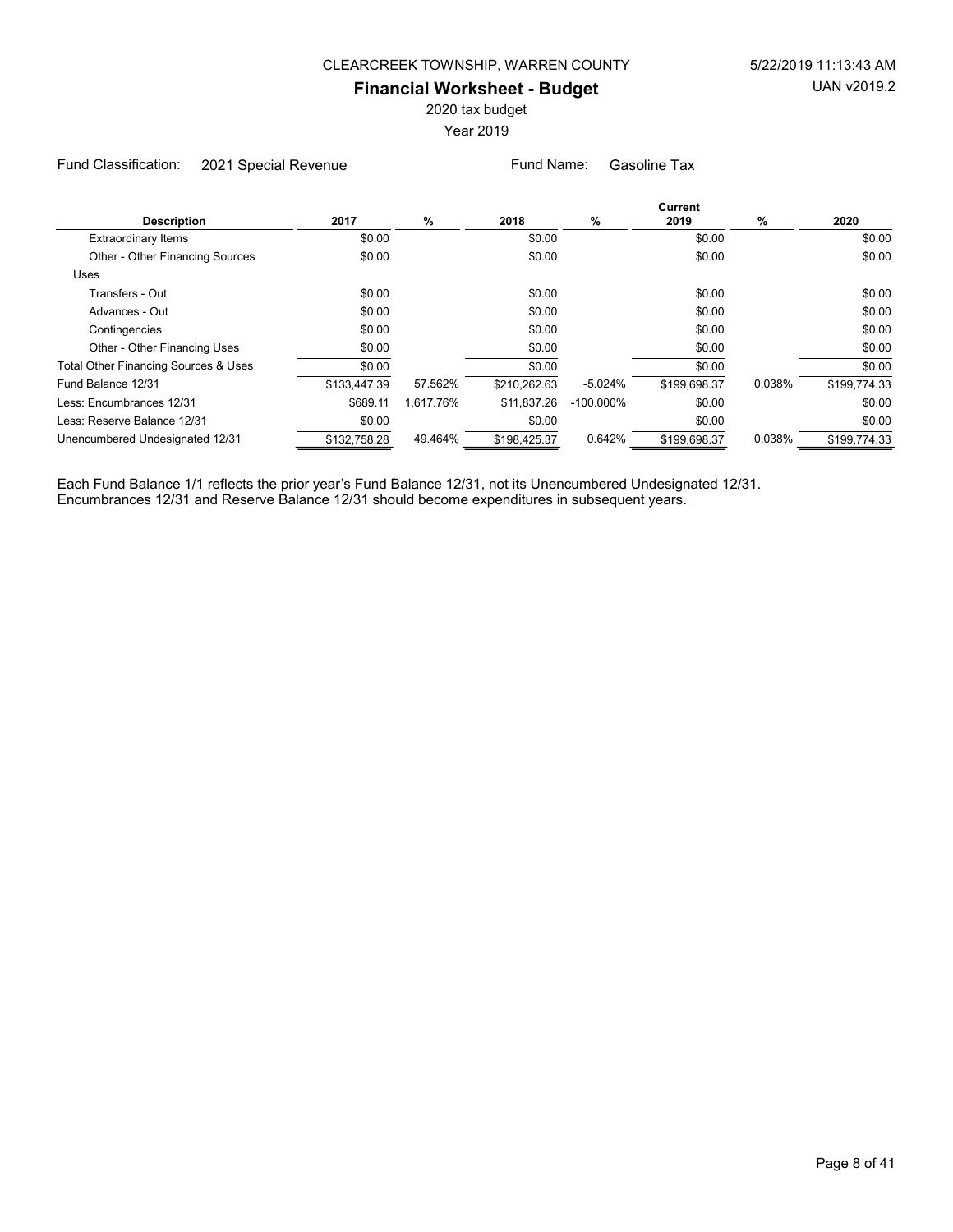CLEARCREEK TOWNSHIP, WARREN COUNTY

# Financial Worksheet - Budget

2020 tax budget

Year 2019

Fund Classification: 2021 Special Revenue    Fund Name: Gasoline Tax

| Description | 2017 | % | 2018 | % | Current 2019 | % | 2020 |
|---|---|---|---|---|---|---|---|
| Extraordinary Items | $0.00 | | $0.00 | | $0.00 | | $0.00 |
| Other - Other Financing Sources | $0.00 | | $0.00 | | $0.00 | | $0.00 |
| Uses | | | | | | | |
| Transfers - Out | $0.00 | | $0.00 | | $0.00 | | $0.00 |
| Advances - Out | $0.00 | | $0.00 | | $0.00 | | $0.00 |
| Contingencies | $0.00 | | $0.00 | | $0.00 | | $0.00 |
| Other - Other Financing Uses | $0.00 | | $0.00 | | $0.00 | | $0.00 |
| Total Other Financing Sources & Uses | $0.00 | | $0.00 | | $0.00 | | $0.00 |
| Fund Balance 12/31 | $133,447.39 | 57.562% | $210,262.63 | -5.024% | $199,698.37 | 0.038% | $199,774.33 |
| Less: Encumbrances 12/31 | $689.11 | 1,617.76% | $11,837.26 | -100.000% | $0.00 | | $0.00 |
| Less: Reserve Balance 12/31 | $0.00 | | $0.00 | | $0.00 | | $0.00 |
| Unencumbered Undesignated 12/31 | $132,758.28 | 49.464% | $198,425.37 | 0.642% | $199,698.37 | 0.038% | $199,774.33 |

Each Fund Balance 1/1 reflects the prior year's Fund Balance 12/31, not its Unencumbered Undesignated 12/31.
Encumbrances 12/31 and Reserve Balance 12/31 should become expenditures in subsequent years.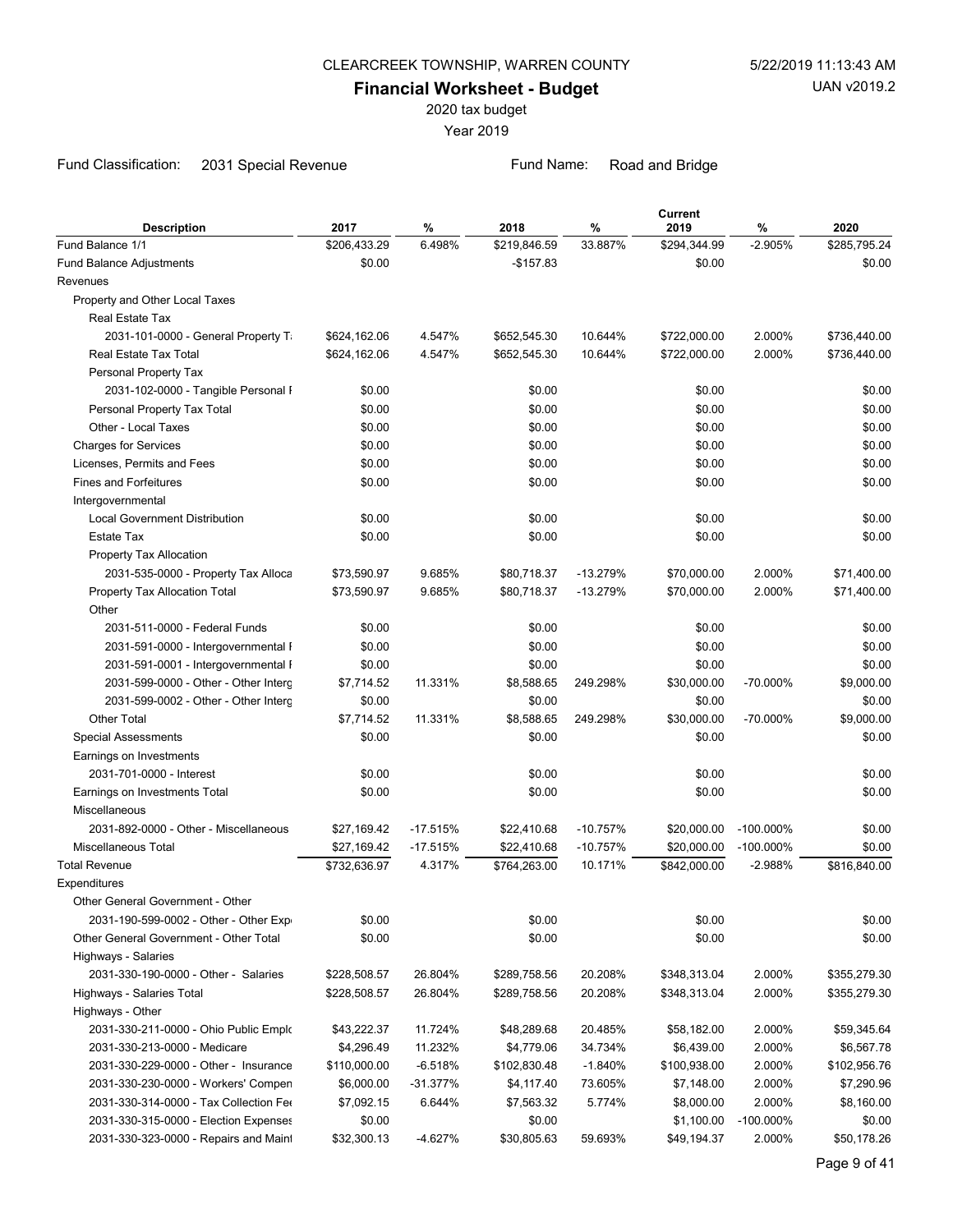CLEARCREEK TOWNSHIP, WARREN COUNTY

5/22/2019 11:13:43 AM

UAN v2019.2

# Financial Worksheet - Budget

2020 tax budget

Year 2019

Fund Classification: 2031 Special Revenue

Fund Name: Road and Bridge

| Description | 2017 | % | 2018 | % | Current 2019 | % | 2020 |
|---|---|---|---|---|---|---|---|
| Fund Balance 1/1 | $206,433.29 | 6.498% | $219,846.59 | 33.887% | $294,344.99 | -2.905% | $285,795.24 |
| Fund Balance Adjustments | $0.00 | | -$157.83 | | $0.00 | | $0.00 |
| Revenues | | | | | | | |
| Property and Other Local Taxes | | | | | | | |
| Real Estate Tax | | | | | | | |
| 2031-101-0000 - General Property Ta | $624,162.06 | 4.547% | $652,545.30 | 10.644% | $722,000.00 | 2.000% | $736,440.00 |
| Real Estate Tax Total | $624,162.06 | 4.547% | $652,545.30 | 10.644% | $722,000.00 | 2.000% | $736,440.00 |
| Personal Property Tax | | | | | | | |
| 2031-102-0000 - Tangible Personal F | $0.00 | | $0.00 | | $0.00 | | $0.00 |
| Personal Property Tax Total | $0.00 | | $0.00 | | $0.00 | | $0.00 |
| Other - Local Taxes | $0.00 | | $0.00 | | $0.00 | | $0.00 |
| Charges for Services | $0.00 | | $0.00 | | $0.00 | | $0.00 |
| Licenses, Permits and Fees | $0.00 | | $0.00 | | $0.00 | | $0.00 |
| Fines and Forfeitures | $0.00 | | $0.00 | | $0.00 | | $0.00 |
| Intergovernmental | | | | | | | |
| Local Government Distribution | $0.00 | | $0.00 | | $0.00 | | $0.00 |
| Estate Tax | $0.00 | | $0.00 | | $0.00 | | $0.00 |
| Property Tax Allocation | | | | | | | |
| 2031-535-0000 - Property Tax Alloca | $73,590.97 | 9.685% | $80,718.37 | -13.279% | $70,000.00 | 2.000% | $71,400.00 |
| Property Tax Allocation Total | $73,590.97 | 9.685% | $80,718.37 | -13.279% | $70,000.00 | 2.000% | $71,400.00 |
| Other | | | | | | | |
| 2031-511-0000 - Federal Funds | $0.00 | | $0.00 | | $0.00 | | $0.00 |
| 2031-591-0000 - Intergovernmental F | $0.00 | | $0.00 | | $0.00 | | $0.00 |
| 2031-591-0001 - Intergovernmental F | $0.00 | | $0.00 | | $0.00 | | $0.00 |
| 2031-599-0000 - Other - Other Interg | $7,714.52 | 11.331% | $8,588.65 | 249.298% | $30,000.00 | -70.000% | $9,000.00 |
| 2031-599-0002 - Other - Other Interg | $0.00 | | $0.00 | | $0.00 | | $0.00 |
| Other Total | $7,714.52 | 11.331% | $8,588.65 | 249.298% | $30,000.00 | -70.000% | $9,000.00 |
| Special Assessments | $0.00 | | $0.00 | | $0.00 | | $0.00 |
| Earnings on Investments | | | | | | | |
| 2031-701-0000 - Interest | $0.00 | | $0.00 | | $0.00 | | $0.00 |
| Earnings on Investments Total | $0.00 | | $0.00 | | $0.00 | | $0.00 |
| Miscellaneous | | | | | | | |
| 2031-892-0000 - Other - Miscellaneous | $27,169.42 | -17.515% | $22,410.68 | -10.757% | $20,000.00 | -100.000% | $0.00 |
| Miscellaneous Total | $27,169.42 | -17.515% | $22,410.68 | -10.757% | $20,000.00 | -100.000% | $0.00 |
| Total Revenue | $732,636.97 | 4.317% | $764,263.00 | 10.171% | $842,000.00 | -2.988% | $816,840.00 |
| Expenditures | | | | | | | |
| Other General Government - Other | | | | | | | |
| 2031-190-599-0002 - Other - Other Exp | $0.00 | | $0.00 | | $0.00 | | $0.00 |
| Other General Government - Other Total | $0.00 | | $0.00 | | $0.00 | | $0.00 |
| Highways - Salaries | | | | | | | |
| 2031-330-190-0000 - Other - Salaries | $228,508.57 | 26.804% | $289,758.56 | 20.208% | $348,313.04 | 2.000% | $355,279.30 |
| Highways - Salaries Total | $228,508.57 | 26.804% | $289,758.56 | 20.208% | $348,313.04 | 2.000% | $355,279.30 |
| Highways - Other | | | | | | | |
| 2031-330-211-0000 - Ohio Public Emplo | $43,222.37 | 11.724% | $48,289.68 | 20.485% | $58,182.00 | 2.000% | $59,345.64 |
| 2031-330-213-0000 - Medicare | $4,296.49 | 11.232% | $4,779.06 | 34.734% | $6,439.00 | 2.000% | $6,567.78 |
| 2031-330-229-0000 - Other - Insurance | $110,000.00 | -6.518% | $102,830.48 | -1.840% | $100,938.00 | 2.000% | $102,956.76 |
| 2031-330-230-0000 - Workers' Compen | $6,000.00 | -31.377% | $4,117.40 | 73.605% | $7,148.00 | 2.000% | $7,290.96 |
| 2031-330-314-0000 - Tax Collection Fee | $7,092.15 | 6.644% | $7,563.32 | 5.774% | $8,000.00 | 2.000% | $8,160.00 |
| 2031-330-315-0000 - Election Expenses | $0.00 | | $0.00 | | $1,100.00 | -100.000% | $0.00 |
| 2031-330-323-0000 - Repairs and Maint | $32,300.13 | -4.627% | $30,805.63 | 59.693% | $49,194.37 | 2.000% | $50,178.26 |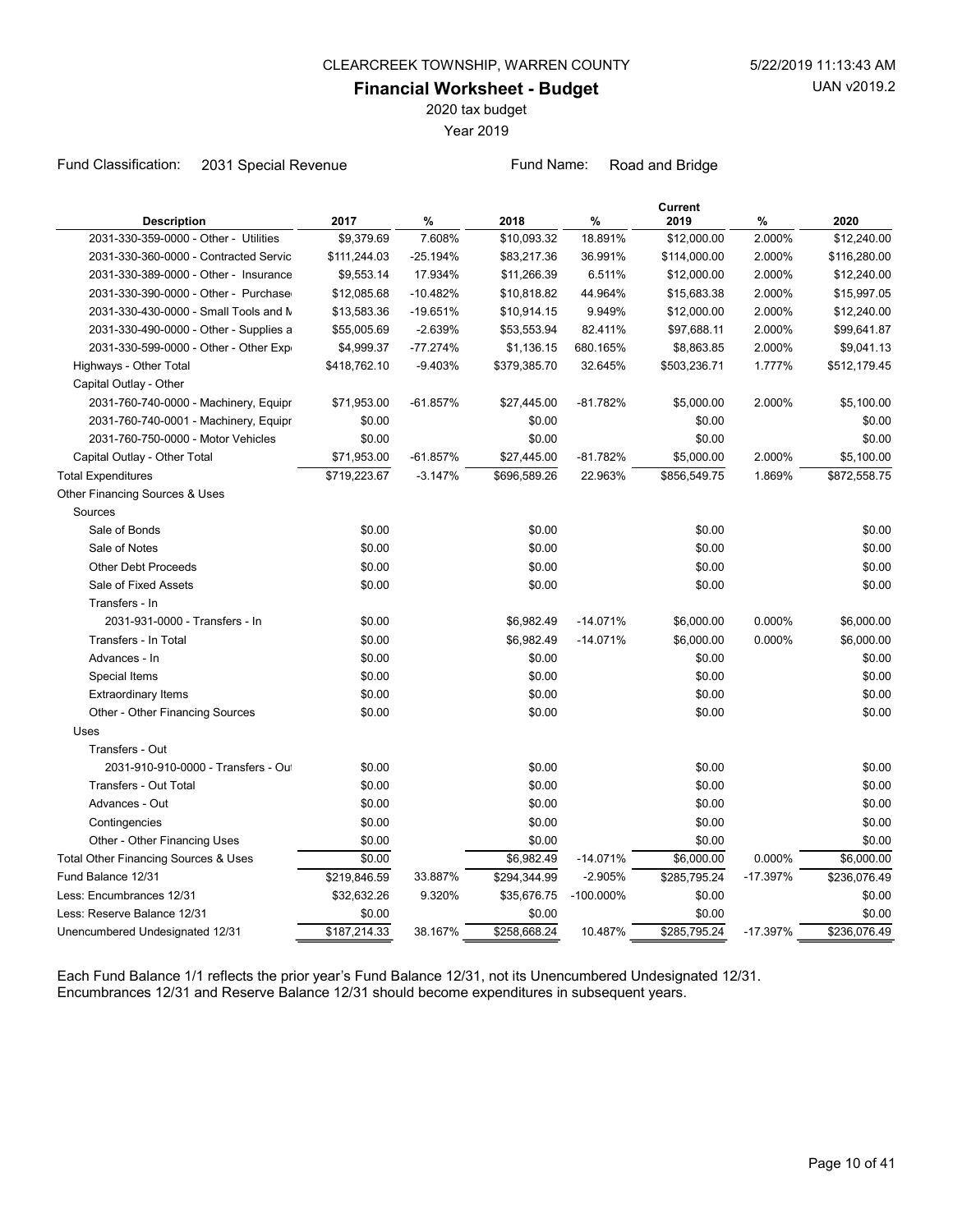CLEARCREEK TOWNSHIP, WARREN COUNTY

5/22/2019 11:13:43 AM

UAN v2019.2

## Financial Worksheet - Budget

2020 tax budget

Year 2019

Fund Classification: 2031 Special Revenue    Fund Name: Road and Bridge

| Description | 2017 | % | 2018 | % | Current 2019 | % | 2020 |
|---|---|---|---|---|---|---|---|
| 2031-330-359-0000 - Other - Utilities | $9,379.69 | 7.608% | $10,093.32 | 18.891% | $12,000.00 | 2.000% | $12,240.00 |
| 2031-330-360-0000 - Contracted Servic | $111,244.03 | -25.194% | $83,217.36 | 36.991% | $114,000.00 | 2.000% | $116,280.00 |
| 2031-330-389-0000 - Other - Insurance | $9,553.14 | 17.934% | $11,266.39 | 6.511% | $12,000.00 | 2.000% | $12,240.00 |
| 2031-330-390-0000 - Other - Purchase | $12,085.68 | -10.482% | $10,818.82 | 44.964% | $15,683.38 | 2.000% | $15,997.05 |
| 2031-330-430-0000 - Small Tools and M | $13,583.36 | -19.651% | $10,914.15 | 9.949% | $12,000.00 | 2.000% | $12,240.00 |
| 2031-330-490-0000 - Other - Supplies a | $55,005.69 | -2.639% | $53,553.94 | 82.411% | $97,688.11 | 2.000% | $99,641.87 |
| 2031-330-599-0000 - Other - Other Exp | $4,999.37 | -77.274% | $1,136.15 | 680.165% | $8,863.85 | 2.000% | $9,041.13 |
| Highways - Other Total | $418,762.10 | -9.403% | $379,385.70 | 32.645% | $503,236.71 | 1.777% | $512,179.45 |
| Capital Outlay - Other | | | | | | | |
| 2031-760-740-0000 - Machinery, Equipr | $71,953.00 | -61.857% | $27,445.00 | -81.782% | $5,000.00 | 2.000% | $5,100.00 |
| 2031-760-740-0001 - Machinery, Equipr | $0.00 | | $0.00 | | $0.00 | | $0.00 |
| 2031-760-750-0000 - Motor Vehicles | $0.00 | | $0.00 | | $0.00 | | $0.00 |
| Capital Outlay - Other Total | $71,953.00 | -61.857% | $27,445.00 | -81.782% | $5,000.00 | 2.000% | $5,100.00 |
| Total Expenditures | $719,223.67 | -3.147% | $696,589.26 | 22.963% | $856,549.75 | 1.869% | $872,558.75 |
| Other Financing Sources & Uses | | | | | | | |
| Sources | | | | | | | |
| Sale of Bonds | $0.00 | | $0.00 | | $0.00 | | $0.00 |
| Sale of Notes | $0.00 | | $0.00 | | $0.00 | | $0.00 |
| Other Debt Proceeds | $0.00 | | $0.00 | | $0.00 | | $0.00 |
| Sale of Fixed Assets | $0.00 | | $0.00 | | $0.00 | | $0.00 |
| Transfers - In | | | | | | | |
| 2031-931-0000 - Transfers - In | $0.00 | | $6,982.49 | -14.071% | $6,000.00 | 0.000% | $6,000.00 |
| Transfers - In Total | $0.00 | | $6,982.49 | -14.071% | $6,000.00 | 0.000% | $6,000.00 |
| Advances - In | $0.00 | | $0.00 | | $0.00 | | $0.00 |
| Special Items | $0.00 | | $0.00 | | $0.00 | | $0.00 |
| Extraordinary Items | $0.00 | | $0.00 | | $0.00 | | $0.00 |
| Other - Other Financing Sources | $0.00 | | $0.00 | | $0.00 | | $0.00 |
| Uses | | | | | | | |
| Transfers - Out | | | | | | | |
| 2031-910-910-0000 - Transfers - Out | $0.00 | | $0.00 | | $0.00 | | $0.00 |
| Transfers - Out Total | $0.00 | | $0.00 | | $0.00 | | $0.00 |
| Advances - Out | $0.00 | | $0.00 | | $0.00 | | $0.00 |
| Contingencies | $0.00 | | $0.00 | | $0.00 | | $0.00 |
| Other - Other Financing Uses | $0.00 | | $0.00 | | $0.00 | | $0.00 |
| Total Other Financing Sources & Uses | $0.00 | | $6,982.49 | -14.071% | $6,000.00 | 0.000% | $6,000.00 |
| Fund Balance 12/31 | $219,846.59 | 33.887% | $294,344.99 | -2.905% | $285,795.24 | -17.397% | $236,076.49 |
| Less: Encumbrances 12/31 | $32,632.26 | 9.320% | $35,676.75 | -100.000% | $0.00 | | $0.00 |
| Less: Reserve Balance 12/31 | $0.00 | | $0.00 | | $0.00 | | $0.00 |
| Unencumbered Undesignated 12/31 | $187,214.33 | 38.167% | $258,668.24 | 10.487% | $285,795.24 | -17.397% | $236,076.49 |

Each Fund Balance 1/1 reflects the prior year's Fund Balance 12/31, not its Unencumbered Undesignated 12/31.
Encumbrances 12/31 and Reserve Balance 12/31 should become expenditures in subsequent years.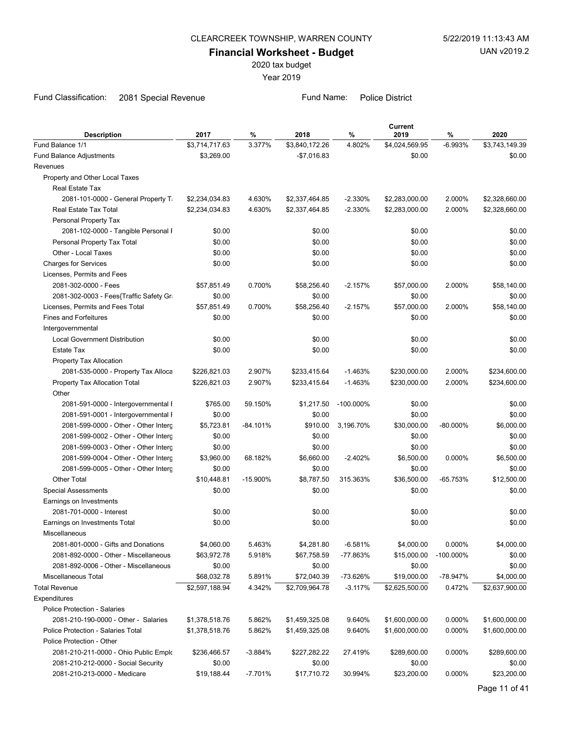CLEARCREEK TOWNSHIP, WARREN COUNTY

**Financial Worksheet - Budget**

2020 tax budget

Year 2019

Fund Classification: 2081 Special Revenue

Fund Name: Police District

| Description | 2017 | % | 2018 | % | Current 2019 | % | 2020 |
|---|---|---|---|---|---|---|---|
| Fund Balance 1/1 | $3,714,717.63 | 3.377% | $3,840,172.26 | 4.802% | $4,024,569.95 | -6.993% | $3,743,149.39 |
| Fund Balance Adjustments | $3,269.00 | | -$7,016.83 | | $0.00 | | $0.00 |
| Revenues | | | | | | | |
| Property and Other Local Taxes | | | | | | | |
| Real Estate Tax | | | | | | | |
| 2081-101-0000 - General Property T | $2,234,034.83 | 4.630% | $2,337,464.85 | -2.330% | $2,283,000.00 | 2.000% | $2,328,660.00 |
| Real Estate Tax Total | $2,234,034.83 | 4.630% | $2,337,464.85 | -2.330% | $2,283,000.00 | 2.000% | $2,328,660.00 |
| Personal Property Tax | | | | | | | |
| 2081-102-0000 - Tangible Personal I | $0.00 | | $0.00 | | $0.00 | | $0.00 |
| Personal Property Tax Total | $0.00 | | $0.00 | | $0.00 | | $0.00 |
| Other - Local Taxes | $0.00 | | $0.00 | | $0.00 | | $0.00 |
| Charges for Services | $0.00 | | $0.00 | | $0.00 | | $0.00 |
| Licenses, Permits and Fees | | | | | | | |
| 2081-302-0000 - Fees | $57,851.49 | 0.700% | $58,256.40 | -2.157% | $57,000.00 | 2.000% | $58,140.00 |
| 2081-302-0003 - Fees{Traffic Safety Gr | $0.00 | | $0.00 | | $0.00 | | $0.00 |
| Licenses, Permits and Fees Total | $57,851.49 | 0.700% | $58,256.40 | -2.157% | $57,000.00 | 2.000% | $58,140.00 |
| Fines and Forfeitures | $0.00 | | $0.00 | | $0.00 | | $0.00 |
| Intergovernmental | | | | | | | |
| Local Government Distribution | $0.00 | | $0.00 | | $0.00 | | $0.00 |
| Estate Tax | $0.00 | | $0.00 | | $0.00 | | $0.00 |
| Property Tax Allocation | | | | | | | |
| 2081-535-0000 - Property Tax Alloca | $226,821.03 | 2.907% | $233,415.64 | -1.463% | $230,000.00 | 2.000% | $234,600.00 |
| Property Tax Allocation Total | $226,821.03 | 2.907% | $233,415.64 | -1.463% | $230,000.00 | 2.000% | $234,600.00 |
| Other | | | | | | | |
| 2081-591-0000 - Intergovernmental I | $765.00 | 59.150% | $1,217.50 | -100.000% | $0.00 | | $0.00 |
| 2081-591-0001 - Intergovernmental I | $0.00 | | $0.00 | | $0.00 | | $0.00 |
| 2081-599-0000 - Other - Other Interg | $5,723.81 | -84.101% | $910.00 | 3,196.70% | $30,000.00 | -80.000% | $6,000.00 |
| 2081-599-0002 - Other - Other Interg | $0.00 | | $0.00 | | $0.00 | | $0.00 |
| 2081-599-0003 - Other - Other Interg | $0.00 | | $0.00 | | $0.00 | | $0.00 |
| 2081-599-0004 - Other - Other Interg | $3,960.00 | 68.182% | $6,660.00 | -2.402% | $6,500.00 | 0.000% | $6,500.00 |
| 2081-599-0005 - Other - Other Interg | $0.00 | | $0.00 | | $0.00 | | $0.00 |
| Other Total | $10,448.81 | -15.900% | $8,787.50 | 315.363% | $36,500.00 | -65.753% | $12,500.00 |
| Special Assessments | $0.00 | | $0.00 | | $0.00 | | $0.00 |
| Earnings on Investments | | | | | | | |
| 2081-701-0000 - Interest | $0.00 | | $0.00 | | $0.00 | | $0.00 |
| Earnings on Investments Total | $0.00 | | $0.00 | | $0.00 | | $0.00 |
| Miscellaneous | | | | | | | |
| 2081-801-0000 - Gifts and Donations | $4,060.00 | 5.463% | $4,281.80 | -6.581% | $4,000.00 | 0.000% | $4,000.00 |
| 2081-892-0000 - Other - Miscellaneous | $63,972.78 | 5.918% | $67,758.59 | -77.863% | $15,000.00 | -100.000% | $0.00 |
| 2081-892-0006 - Other - Miscellaneous | $0.00 | | $0.00 | | $0.00 | | $0.00 |
| Miscellaneous Total | $68,032.78 | 5.891% | $72,040.39 | -73.626% | $19,000.00 | -78.947% | $4,000.00 |
| Total Revenue | $2,597,188.94 | 4.342% | $2,709,964.78 | -3.117% | $2,625,500.00 | 0.472% | $2,637,900.00 |
| Expenditures | | | | | | | |
| Police Protection - Salaries | | | | | | | |
| 2081-210-190-0000 - Other - Salaries | $1,378,518.76 | 5.862% | $1,459,325.08 | 9.640% | $1,600,000.00 | 0.000% | $1,600,000.00 |
| Police Protection - Salaries Total | $1,378,518.76 | 5.862% | $1,459,325.08 | 9.640% | $1,600,000.00 | 0.000% | $1,600,000.00 |
| Police Protection - Other | | | | | | | |
| 2081-210-211-0000 - Ohio Public Emplo | $236,466.57 | -3.884% | $227,282.22 | 27.419% | $289,600.00 | 0.000% | $289,600.00 |
| 2081-210-212-0000 - Social Security | $0.00 | | $0.00 | | $0.00 | | $0.00 |
| 2081-210-213-0000 - Medicare | $19,188.44 | -7.701% | $17,710.72 | 30.994% | $23,200.00 | 0.000% | $23,200.00 |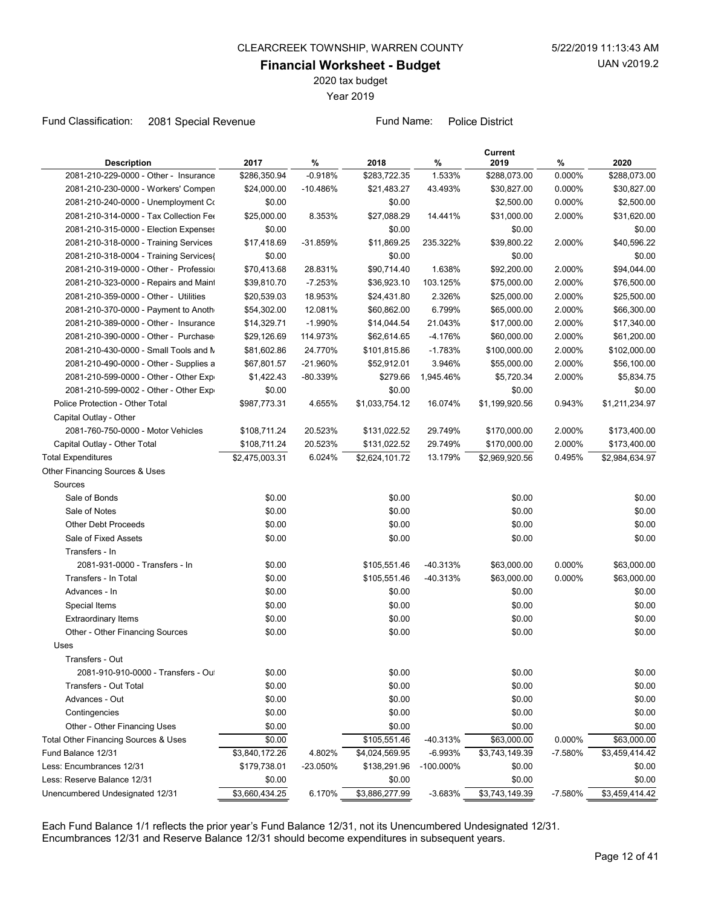CLEARCREEK TOWNSHIP, WARREN COUNTY

5/22/2019 11:13:43 AM

**Financial Worksheet - Budget**

UAN v2019.2

2020 tax budget

Year 2019

Fund Classification: 2081 Special Revenue    Fund Name: Police District

| Description | 2017 | % | 2018 | % | Current 2019 | % | 2020 |
|---|---|---|---|---|---|---|---|
| 2081-210-229-0000 - Other - Insurance | $286,350.94 | -0.918% | $283,722.35 | 1.533% | $288,073.00 | 0.000% | $288,073.00 |
| 2081-210-230-0000 - Workers' Compen | $24,000.00 | -10.486% | $21,483.27 | 43.493% | $30,827.00 | 0.000% | $30,827.00 |
| 2081-210-240-0000 - Unemployment Co | $0.00 | | $0.00 | | $2,500.00 | 0.000% | $2,500.00 |
| 2081-210-314-0000 - Tax Collection Fee | $25,000.00 | 8.353% | $27,088.29 | 14.441% | $31,000.00 | 2.000% | $31,620.00 |
| 2081-210-315-0000 - Election Expenses | $0.00 | | $0.00 | | $0.00 | | $0.00 |
| 2081-210-318-0000 - Training Services | $17,418.69 | -31.859% | $11,869.25 | 235.322% | $39,800.22 | 2.000% | $40,596.22 |
| 2081-210-318-0004 - Training Services( | $0.00 | | $0.00 | | $0.00 | | $0.00 |
| 2081-210-319-0000 - Other - Professio | $70,413.68 | 28.831% | $90,714.40 | 1.638% | $92,200.00 | 2.000% | $94,044.00 |
| 2081-210-323-0000 - Repairs and Maint | $39,810.70 | -7.253% | $36,923.10 | 103.125% | $75,000.00 | 2.000% | $76,500.00 |
| 2081-210-359-0000 - Other - Utilities | $20,539.03 | 18.953% | $24,431.80 | 2.326% | $25,000.00 | 2.000% | $25,500.00 |
| 2081-210-370-0000 - Payment to Anoth | $54,302.00 | 12.081% | $60,862.00 | 6.799% | $65,000.00 | 2.000% | $66,300.00 |
| 2081-210-389-0000 - Other - Insurance | $14,329.71 | -1.990% | $14,044.54 | 21.043% | $17,000.00 | 2.000% | $17,340.00 |
| 2081-210-390-0000 - Other - Purchase | $29,126.69 | 114.973% | $62,614.65 | -4.176% | $60,000.00 | 2.000% | $61,200.00 |
| 2081-210-430-0000 - Small Tools and M | $81,602.86 | 24.770% | $101,815.86 | -1.783% | $100,000.00 | 2.000% | $102,000.00 |
| 2081-210-490-0000 - Other - Supplies a | $67,801.57 | -21.960% | $52,912.01 | 3.946% | $55,000.00 | 2.000% | $56,100.00 |
| 2081-210-599-0000 - Other - Other Exp | $1,422.43 | -80.339% | $279.66 | 1,945.46% | $5,720.34 | 2.000% | $5,834.75 |
| 2081-210-599-0002 - Other - Other Exp | $0.00 | | $0.00 | | $0.00 | | $0.00 |
| Police Protection - Other Total | $987,773.31 | 4.655% | $1,033,754.12 | 16.074% | $1,199,920.56 | 0.943% | $1,211,234.97 |
| Capital Outlay - Other | | | | | | | |
| 2081-760-750-0000 - Motor Vehicles | $108,711.24 | 20.523% | $131,022.52 | 29.749% | $170,000.00 | 2.000% | $173,400.00 |
| Capital Outlay - Other Total | $108,711.24 | 20.523% | $131,022.52 | 29.749% | $170,000.00 | 2.000% | $173,400.00 |
| Total Expenditures | $2,475,003.31 | 6.024% | $2,624,101.72 | 13.179% | $2,969,920.56 | 0.495% | $2,984,634.97 |
| Other Financing Sources & Uses | | | | | | | |
| Sources | | | | | | | |
| Sale of Bonds | $0.00 | | $0.00 | | $0.00 | | $0.00 |
| Sale of Notes | $0.00 | | $0.00 | | $0.00 | | $0.00 |
| Other Debt Proceeds | $0.00 | | $0.00 | | $0.00 | | $0.00 |
| Sale of Fixed Assets | $0.00 | | $0.00 | | $0.00 | | $0.00 |
| Transfers - In | | | | | | | |
| 2081-931-0000 - Transfers - In | $0.00 | | $105,551.46 | -40.313% | $63,000.00 | 0.000% | $63,000.00 |
| Transfers - In Total | $0.00 | | $105,551.46 | -40.313% | $63,000.00 | 0.000% | $63,000.00 |
| Advances - In | $0.00 | | $0.00 | | $0.00 | | $0.00 |
| Special Items | $0.00 | | $0.00 | | $0.00 | | $0.00 |
| Extraordinary Items | $0.00 | | $0.00 | | $0.00 | | $0.00 |
| Other - Other Financing Sources | $0.00 | | $0.00 | | $0.00 | | $0.00 |
| Uses | | | | | | | |
| Transfers - Out | | | | | | | |
| 2081-910-910-0000 - Transfers - Out | $0.00 | | $0.00 | | $0.00 | | $0.00 |
| Transfers - Out Total | $0.00 | | $0.00 | | $0.00 | | $0.00 |
| Advances - Out | $0.00 | | $0.00 | | $0.00 | | $0.00 |
| Contingencies | $0.00 | | $0.00 | | $0.00 | | $0.00 |
| Other - Other Financing Uses | $0.00 | | $0.00 | | $0.00 | | $0.00 |
| Total Other Financing Sources & Uses | $0.00 | | $105,551.46 | -40.313% | $63,000.00 | 0.000% | $63,000.00 |
| Fund Balance 12/31 | $3,840,172.26 | 4.802% | $4,024,569.95 | -6.993% | $3,743,149.39 | -7.580% | $3,459,414.42 |
| Less: Encumbrances 12/31 | $179,738.01 | -23.050% | $138,291.96 | -100.000% | $0.00 | | $0.00 |
| Less: Reserve Balance 12/31 | $0.00 | | $0.00 | | $0.00 | | $0.00 |
| Unencumbered Undesignated 12/31 | $3,660,434.25 | 6.170% | $3,886,277.99 | -3.683% | $3,743,149.39 | -7.580% | $3,459,414.42 |

Each Fund Balance 1/1 reflects the prior year's Fund Balance 12/31, not its Unencumbered Undesignated 12/31.
Encumbrances 12/31 and Reserve Balance 12/31 should become expenditures in subsequent years.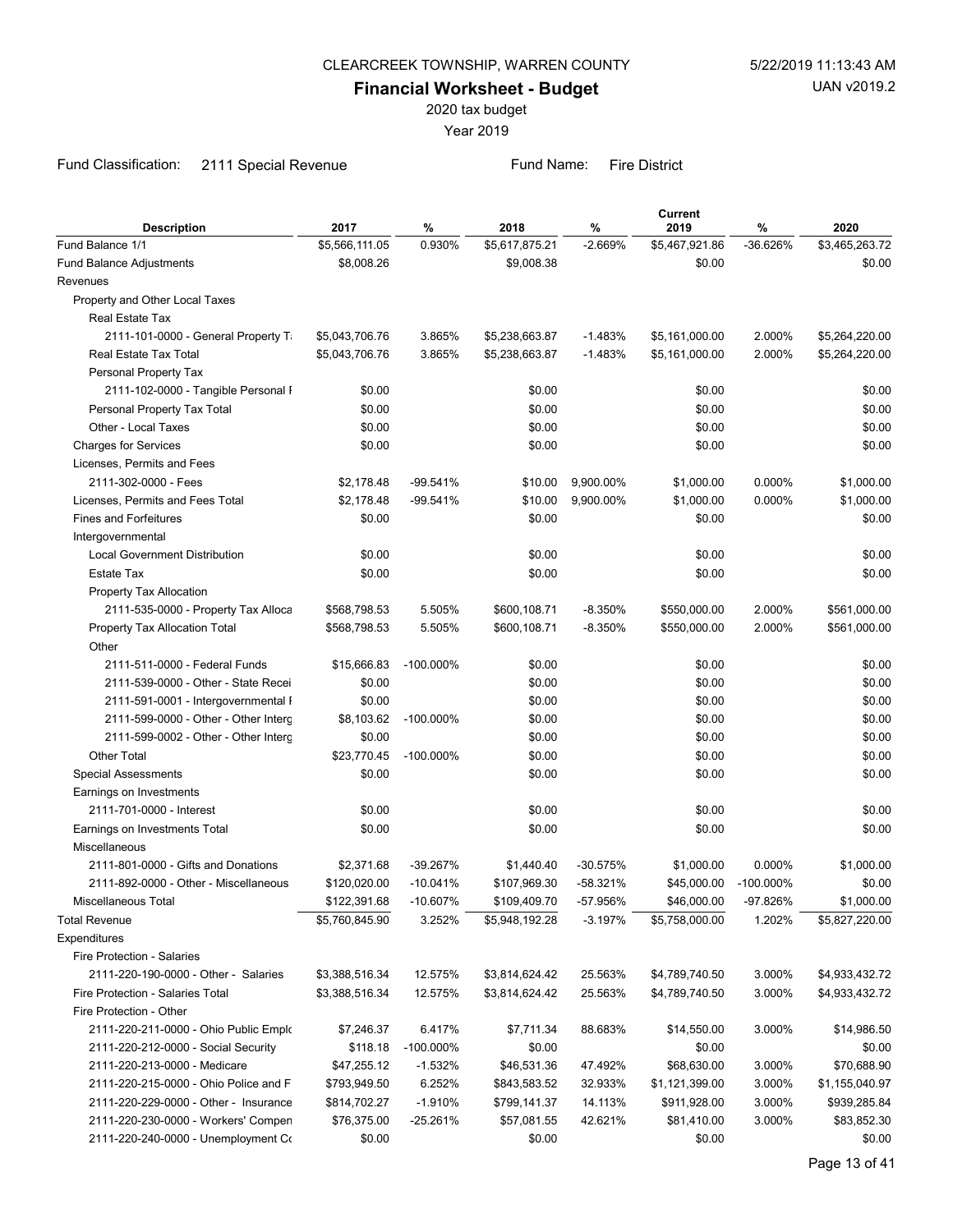CLEARCREEK TOWNSHIP, WARREN COUNTY

# Financial Worksheet - Budget

2020 tax budget

Year 2019

Fund Classification: 2111 Special Revenue    Fund Name: Fire District

| Description | 2017 | % | 2018 | % | Current 2019 | % | 2020 |
|---|---|---|---|---|---|---|---|
| Fund Balance 1/1 | $5,566,111.05 | 0.930% | $5,617,875.21 | -2.669% | $5,467,921.86 | -36.626% | $3,465,263.72 |
| Fund Balance Adjustments | $8,008.26 | | $9,008.38 | | $0.00 | | $0.00 |
| Revenues | | | | | | | |
| Property and Other Local Taxes | | | | | | | |
| Real Estate Tax | | | | | | | |
| 2111-101-0000 - General Property T | $5,043,706.76 | 3.865% | $5,238,663.87 | -1.483% | $5,161,000.00 | 2.000% | $5,264,220.00 |
| Real Estate Tax Total | $5,043,706.76 | 3.865% | $5,238,663.87 | -1.483% | $5,161,000.00 | 2.000% | $5,264,220.00 |
| Personal Property Tax | | | | | | | |
| 2111-102-0000 - Tangible Personal I | $0.00 | | $0.00 | | $0.00 | | $0.00 |
| Personal Property Tax Total | $0.00 | | $0.00 | | $0.00 | | $0.00 |
| Other - Local Taxes | $0.00 | | $0.00 | | $0.00 | | $0.00 |
| Charges for Services | $0.00 | | $0.00 | | $0.00 | | $0.00 |
| Licenses, Permits and Fees | | | | | | | |
| 2111-302-0000 - Fees | $2,178.48 | -99.541% | $10.00 | 9,900.00% | $1,000.00 | 0.000% | $1,000.00 |
| Licenses, Permits and Fees Total | $2,178.48 | -99.541% | $10.00 | 9,900.00% | $1,000.00 | 0.000% | $1,000.00 |
| Fines and Forfeitures | $0.00 | | $0.00 | | $0.00 | | $0.00 |
| Intergovernmental | | | | | | | |
| Local Government Distribution | $0.00 | | $0.00 | | $0.00 | | $0.00 |
| Estate Tax | $0.00 | | $0.00 | | $0.00 | | $0.00 |
| Property Tax Allocation | | | | | | | |
| 2111-535-0000 - Property Tax Alloca | $568,798.53 | 5.505% | $600,108.71 | -8.350% | $550,000.00 | 2.000% | $561,000.00 |
| Property Tax Allocation Total | $568,798.53 | 5.505% | $600,108.71 | -8.350% | $550,000.00 | 2.000% | $561,000.00 |
| Other | | | | | | | |
| 2111-511-0000 - Federal Funds | $15,666.83 | -100.000% | $0.00 | | $0.00 | | $0.00 |
| 2111-539-0000 - Other - State Recei | $0.00 | | $0.00 | | $0.00 | | $0.00 |
| 2111-591-0001 - Intergovernmental I | $0.00 | | $0.00 | | $0.00 | | $0.00 |
| 2111-599-0000 - Other - Other Interg | $8,103.62 | -100.000% | $0.00 | | $0.00 | | $0.00 |
| 2111-599-0002 - Other - Other Interg | $0.00 | | $0.00 | | $0.00 | | $0.00 |
| Other Total | $23,770.45 | -100.000% | $0.00 | | $0.00 | | $0.00 |
| Special Assessments | $0.00 | | $0.00 | | $0.00 | | $0.00 |
| Earnings on Investments | | | | | | | |
| 2111-701-0000 - Interest | $0.00 | | $0.00 | | $0.00 | | $0.00 |
| Earnings on Investments Total | $0.00 | | $0.00 | | $0.00 | | $0.00 |
| Miscellaneous | | | | | | | |
| 2111-801-0000 - Gifts and Donations | $2,371.68 | -39.267% | $1,440.40 | -30.575% | $1,000.00 | 0.000% | $1,000.00 |
| 2111-892-0000 - Other - Miscellaneous | $120,020.00 | -10.041% | $107,969.30 | -58.321% | $45,000.00 | -100.000% | $0.00 |
| Miscellaneous Total | $122,391.68 | -10.607% | $109,409.70 | -57.956% | $46,000.00 | -97.826% | $1,000.00 |
| Total Revenue | $5,760,845.90 | 3.252% | $5,948,192.28 | -3.197% | $5,758,000.00 | 1.202% | $5,827,220.00 |
| Expenditures | | | | | | | |
| Fire Protection - Salaries | | | | | | | |
| 2111-220-190-0000 - Other - Salaries | $3,388,516.34 | 12.575% | $3,814,624.42 | 25.563% | $4,789,740.50 | 3.000% | $4,933,432.72 |
| Fire Protection - Salaries Total | $3,388,516.34 | 12.575% | $3,814,624.42 | 25.563% | $4,789,740.50 | 3.000% | $4,933,432.72 |
| Fire Protection - Other | | | | | | | |
| 2111-220-211-0000 - Ohio Public Emplo | $7,246.37 | 6.417% | $7,711.34 | 88.683% | $14,550.00 | 3.000% | $14,986.50 |
| 2111-220-212-0000 - Social Security | $118.18 | -100.000% | $0.00 | | $0.00 | | $0.00 |
| 2111-220-213-0000 - Medicare | $47,255.12 | -1.532% | $46,531.36 | 47.492% | $68,630.00 | 3.000% | $70,688.90 |
| 2111-220-215-0000 - Ohio Police and F | $793,949.50 | 6.252% | $843,583.52 | 32.933% | $1,121,399.00 | 3.000% | $1,155,040.97 |
| 2111-220-229-0000 - Other - Insurance | $814,702.27 | -1.910% | $799,141.37 | 14.113% | $911,928.00 | 3.000% | $939,285.84 |
| 2111-220-230-0000 - Workers' Compen | $76,375.00 | -25.261% | $57,081.55 | 42.621% | $81,410.00 | 3.000% | $83,852.30 |
| 2111-220-240-0000 - Unemployment Co | $0.00 | | $0.00 | | $0.00 | | $0.00 |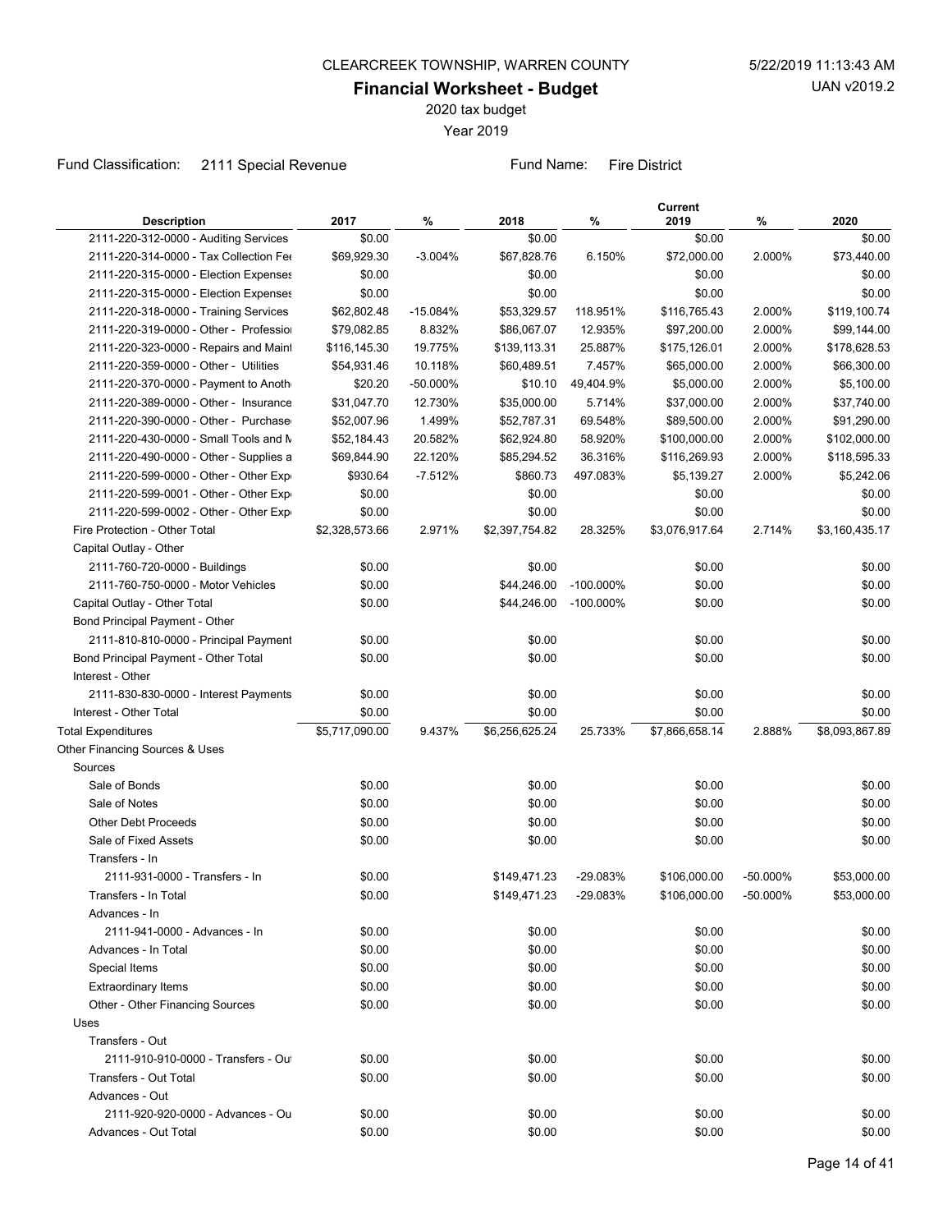CLEARCREEK TOWNSHIP, WARREN COUNTY

5/22/2019 11:13:43 AM

UAN v2019.2

**Financial Worksheet - Budget**

2020 tax budget

Year 2019

Fund Classification: 2111 Special Revenue

Fund Name: Fire District

| Description | 2017 | % | 2018 | % | Current 2019 | % | 2020 |
|---|---|---|---|---|---|---|---|
| 2111-220-312-0000 - Auditing Services | $0.00 | | $0.00 | | $0.00 | | $0.00 |
| 2111-220-314-0000 - Tax Collection Fe | $69,929.30 | -3.004% | $67,828.76 | 6.150% | $72,000.00 | 2.000% | $73,440.00 |
| 2111-220-315-0000 - Election Expenses | $0.00 | | $0.00 | | $0.00 | | $0.00 |
| 2111-220-315-0000 - Election Expenses | $0.00 | | $0.00 | | $0.00 | | $0.00 |
| 2111-220-318-0000 - Training Services | $62,802.48 | -15.084% | $53,329.57 | 118.951% | $116,765.43 | 2.000% | $119,100.74 |
| 2111-220-319-0000 - Other - Professio | $79,082.85 | 8.832% | $86,067.07 | 12.935% | $97,200.00 | 2.000% | $99,144.00 |
| 2111-220-323-0000 - Repairs and Main | $116,145.30 | 19.775% | $139,113.31 | 25.887% | $175,126.01 | 2.000% | $178,628.53 |
| 2111-220-359-0000 - Other - Utilities | $54,931.46 | 10.118% | $60,489.51 | 7.457% | $65,000.00 | 2.000% | $66,300.00 |
| 2111-220-370-0000 - Payment to Anoth | $20.20 | -50.000% | $10.10 | 49,404.9% | $5,000.00 | 2.000% | $5,100.00 |
| 2111-220-389-0000 - Other - Insurance | $31,047.70 | 12.730% | $35,000.00 | 5.714% | $37,000.00 | 2.000% | $37,740.00 |
| 2111-220-390-0000 - Other - Purchase | $52,007.96 | 1.499% | $52,787.31 | 69.548% | $89,500.00 | 2.000% | $91,290.00 |
| 2111-220-430-0000 - Small Tools and M | $52,184.43 | 20.582% | $62,924.80 | 58.920% | $100,000.00 | 2.000% | $102,000.00 |
| 2111-220-490-0000 - Other - Supplies a | $69,844.90 | 22.120% | $85,294.52 | 36.316% | $116,269.93 | 2.000% | $118,595.33 |
| 2111-220-599-0000 - Other - Other Exp | $930.64 | -7.512% | $860.73 | 497.083% | $5,139.27 | 2.000% | $5,242.06 |
| 2111-220-599-0001 - Other - Other Exp | $0.00 | | $0.00 | | $0.00 | | $0.00 |
| 2111-220-599-0002 - Other - Other Exp | $0.00 | | $0.00 | | $0.00 | | $0.00 |
| Fire Protection - Other Total | $2,328,573.66 | 2.971% | $2,397,754.82 | 28.325% | $3,076,917.64 | 2.714% | $3,160,435.17 |
| Capital Outlay - Other | | | | | | | |
| 2111-760-720-0000 - Buildings | $0.00 | | $0.00 | | $0.00 | | $0.00 |
| 2111-760-750-0000 - Motor Vehicles | $0.00 | | $44,246.00 | -100.000% | $0.00 | | $0.00 |
| Capital Outlay - Other Total | $0.00 | | $44,246.00 | -100.000% | $0.00 | | $0.00 |
| Bond Principal Payment - Other | | | | | | | |
| 2111-810-810-0000 - Principal Payment | $0.00 | | $0.00 | | $0.00 | | $0.00 |
| Bond Principal Payment - Other Total | $0.00 | | $0.00 | | $0.00 | | $0.00 |
| Interest - Other | | | | | | | |
| 2111-830-830-0000 - Interest Payments | $0.00 | | $0.00 | | $0.00 | | $0.00 |
| Interest - Other Total | $0.00 | | $0.00 | | $0.00 | | $0.00 |
| Total Expenditures | $5,717,090.00 | 9.437% | $6,256,625.24 | 25.733% | $7,866,658.14 | 2.888% | $8,093,867.89 |
| Other Financing Sources & Uses | | | | | | | |
| Sources | | | | | | | |
| Sale of Bonds | $0.00 | | $0.00 | | $0.00 | | $0.00 |
| Sale of Notes | $0.00 | | $0.00 | | $0.00 | | $0.00 |
| Other Debt Proceeds | $0.00 | | $0.00 | | $0.00 | | $0.00 |
| Sale of Fixed Assets | $0.00 | | $0.00 | | $0.00 | | $0.00 |
| Transfers - In | | | | | | | |
| 2111-931-0000 - Transfers - In | $0.00 | | $149,471.23 | -29.083% | $106,000.00 | -50.000% | $53,000.00 |
| Transfers - In Total | $0.00 | | $149,471.23 | -29.083% | $106,000.00 | -50.000% | $53,000.00 |
| Advances - In | | | | | | | |
| 2111-941-0000 - Advances - In | $0.00 | | $0.00 | | $0.00 | | $0.00 |
| Advances - In Total | $0.00 | | $0.00 | | $0.00 | | $0.00 |
| Special Items | $0.00 | | $0.00 | | $0.00 | | $0.00 |
| Extraordinary Items | $0.00 | | $0.00 | | $0.00 | | $0.00 |
| Other - Other Financing Sources | $0.00 | | $0.00 | | $0.00 | | $0.00 |
| Uses | | | | | | | |
| Transfers - Out | | | | | | | |
| 2111-910-910-0000 - Transfers - Ou | $0.00 | | $0.00 | | $0.00 | | $0.00 |
| Transfers - Out Total | $0.00 | | $0.00 | | $0.00 | | $0.00 |
| Advances - Out | | | | | | | |
| 2111-920-920-0000 - Advances - Ou | $0.00 | | $0.00 | | $0.00 | | $0.00 |
| Advances - Out Total | $0.00 | | $0.00 | | $0.00 | | $0.00 |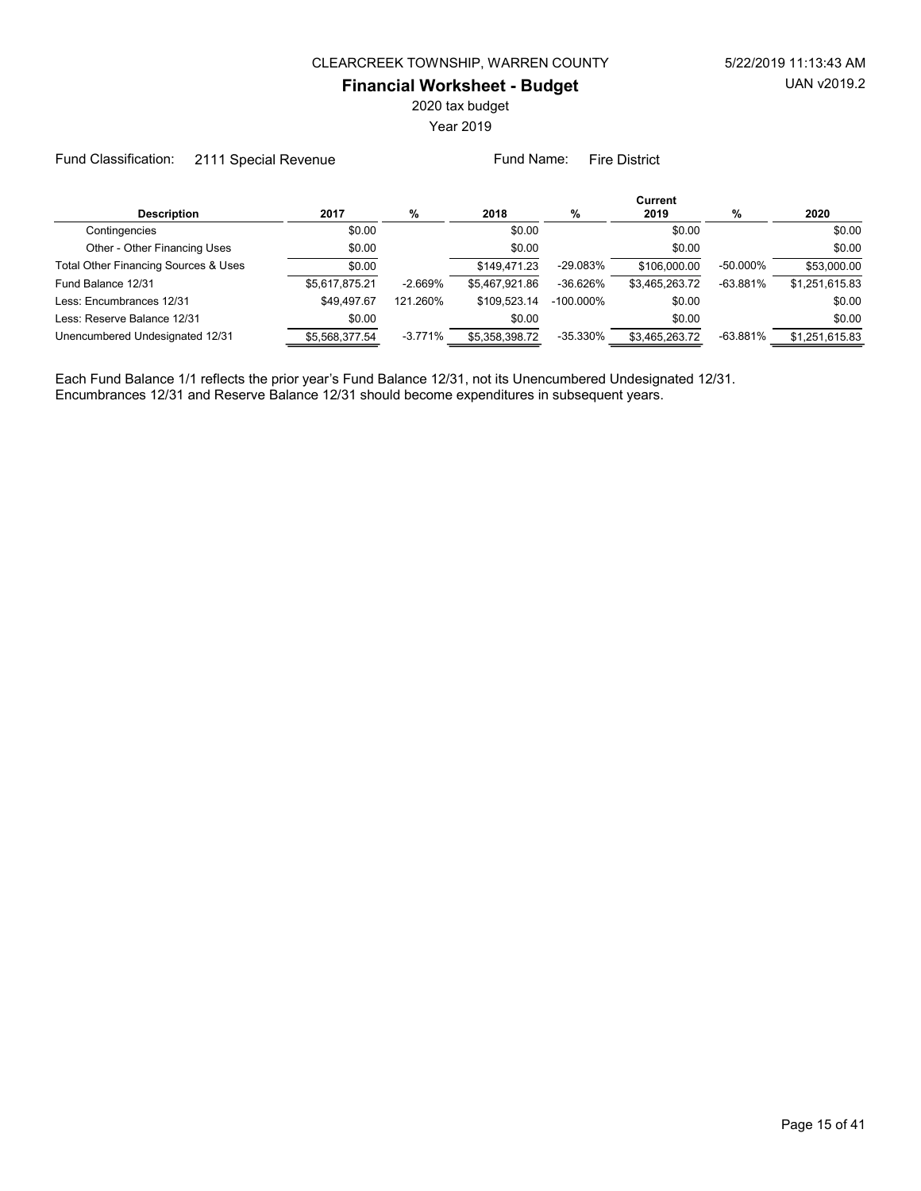CLEARCREEK TOWNSHIP, WARREN COUNTY

**Financial Worksheet - Budget**

2020 tax budget

Year 2019

Fund Classification: 2111 Special Revenue  Fund Name: Fire District

| Description | 2017 | % | 2018 | % | Current 2019 | % | 2020 |
|---|---|---|---|---|---|---|---|
| Contingencies | $0.00 | | $0.00 | | $0.00 | | $0.00 |
| Other - Other Financing Uses | $0.00 | | $0.00 | | $0.00 | | $0.00 |
| Total Other Financing Sources & Uses | $0.00 | | $149,471.23 | -29.083% | $106,000.00 | -50.000% | $53,000.00 |
| Fund Balance 12/31 | $5,617,875.21 | -2.669% | $5,467,921.86 | -36.626% | $3,465,263.72 | -63.881% | $1,251,615.83 |
| Less: Encumbrances 12/31 | $49,497.67 | 121.260% | $109,523.14 | -100.000% | $0.00 | | $0.00 |
| Less: Reserve Balance 12/31 | $0.00 | | $0.00 | | $0.00 | | $0.00 |
| Unencumbered Undesignated 12/31 | $5,568,377.54 | -3.771% | $5,358,398.72 | -35.330% | $3,465,263.72 | -63.881% | $1,251,615.83 |

Each Fund Balance 1/1 reflects the prior year's Fund Balance 12/31, not its Unencumbered Undesignated 12/31.
Encumbrances 12/31 and Reserve Balance 12/31 should become expenditures in subsequent years.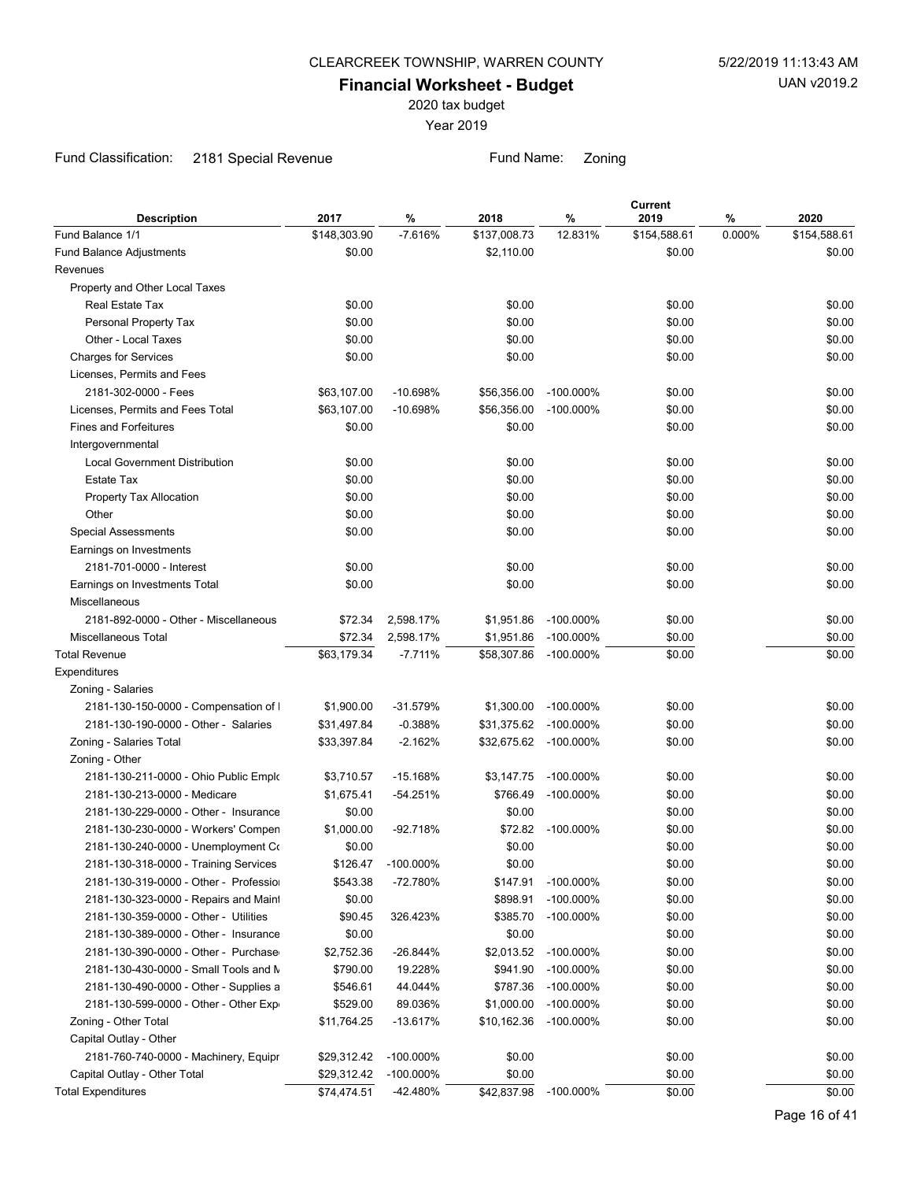CLEARCREEK TOWNSHIP, WARREN COUNTY

5/22/2019 11:13:43 AM

UAN v2019.2

# Financial Worksheet - Budget

2020 tax budget

Year 2019

Fund Classification: 2181 Special Revenue

Fund Name: Zoning

| Description | 2017 | % | 2018 | % | Current 2019 | % | 2020 |
|---|---|---|---|---|---|---|---|
| Fund Balance 1/1 | $148,303.90 | -7.616% | $137,008.73 | 12.831% | $154,588.61 | 0.000% | $154,588.61 |
| Fund Balance Adjustments | $0.00 | | $2,110.00 | | $0.00 | | $0.00 |
| Revenues | | | | | | | |
| Property and Other Local Taxes | | | | | | | |
| Real Estate Tax | $0.00 | | $0.00 | | $0.00 | | $0.00 |
| Personal Property Tax | $0.00 | | $0.00 | | $0.00 | | $0.00 |
| Other - Local Taxes | $0.00 | | $0.00 | | $0.00 | | $0.00 |
| Charges for Services | $0.00 | | $0.00 | | $0.00 | | $0.00 |
| Licenses, Permits and Fees | | | | | | | |
| 2181-302-0000 - Fees | $63,107.00 | -10.698% | $56,356.00 | -100.000% | $0.00 | | $0.00 |
| Licenses, Permits and Fees Total | $63,107.00 | -10.698% | $56,356.00 | -100.000% | $0.00 | | $0.00 |
| Fines and Forfeitures | $0.00 | | $0.00 | | $0.00 | | $0.00 |
| Intergovernmental | | | | | | | |
| Local Government Distribution | $0.00 | | $0.00 | | $0.00 | | $0.00 |
| Estate Tax | $0.00 | | $0.00 | | $0.00 | | $0.00 |
| Property Tax Allocation | $0.00 | | $0.00 | | $0.00 | | $0.00 |
| Other | $0.00 | | $0.00 | | $0.00 | | $0.00 |
| Special Assessments | $0.00 | | $0.00 | | $0.00 | | $0.00 |
| Earnings on Investments | | | | | | | |
| 2181-701-0000 - Interest | $0.00 | | $0.00 | | $0.00 | | $0.00 |
| Earnings on Investments Total | $0.00 | | $0.00 | | $0.00 | | $0.00 |
| Miscellaneous | | | | | | | |
| 2181-892-0000 - Other - Miscellaneous | $72.34 | 2,598.17% | $1,951.86 | -100.000% | $0.00 | | $0.00 |
| Miscellaneous Total | $72.34 | 2,598.17% | $1,951.86 | -100.000% | $0.00 | | $0.00 |
| Total Revenue | $63,179.34 | -7.711% | $58,307.86 | -100.000% | $0.00 | | $0.00 |
| Expenditures | | | | | | | |
| Zoning - Salaries | | | | | | | |
| 2181-130-150-0000 - Compensation of I | $1,900.00 | -31.579% | $1,300.00 | -100.000% | $0.00 | | $0.00 |
| 2181-130-190-0000 - Other - Salaries | $31,497.84 | -0.388% | $31,375.62 | -100.000% | $0.00 | | $0.00 |
| Zoning - Salaries Total | $33,397.84 | -2.162% | $32,675.62 | -100.000% | $0.00 | | $0.00 |
| Zoning - Other | | | | | | | |
| 2181-130-211-0000 - Ohio Public Emplo | $3,710.57 | -15.168% | $3,147.75 | -100.000% | $0.00 | | $0.00 |
| 2181-130-213-0000 - Medicare | $1,675.41 | -54.251% | $766.49 | -100.000% | $0.00 | | $0.00 |
| 2181-130-229-0000 - Other - Insurance | $0.00 | | $0.00 | | $0.00 | | $0.00 |
| 2181-130-230-0000 - Workers' Compen | $1,000.00 | -92.718% | $72.82 | -100.000% | $0.00 | | $0.00 |
| 2181-130-240-0000 - Unemployment Co | $0.00 | | $0.00 | | $0.00 | | $0.00 |
| 2181-130-318-0000 - Training Services | $126.47 | -100.000% | $0.00 | | $0.00 | | $0.00 |
| 2181-130-319-0000 - Other - Professio | $543.38 | -72.780% | $147.91 | -100.000% | $0.00 | | $0.00 |
| 2181-130-323-0000 - Repairs and Maint | $0.00 | | $898.91 | -100.000% | $0.00 | | $0.00 |
| 2181-130-359-0000 - Other - Utilities | $90.45 | 326.423% | $385.70 | -100.000% | $0.00 | | $0.00 |
| 2181-130-389-0000 - Other - Insurance | $0.00 | | $0.00 | | $0.00 | | $0.00 |
| 2181-130-390-0000 - Other - Purchase | $2,752.36 | -26.844% | $2,013.52 | -100.000% | $0.00 | | $0.00 |
| 2181-130-430-0000 - Small Tools and M | $790.00 | 19.228% | $941.90 | -100.000% | $0.00 | | $0.00 |
| 2181-130-490-0000 - Other - Supplies a | $546.61 | 44.044% | $787.36 | -100.000% | $0.00 | | $0.00 |
| 2181-130-599-0000 - Other - Other Exp | $529.00 | 89.036% | $1,000.00 | -100.000% | $0.00 | | $0.00 |
| Zoning - Other Total | $11,764.25 | -13.617% | $10,162.36 | -100.000% | $0.00 | | $0.00 |
| Capital Outlay - Other | | | | | | | |
| 2181-760-740-0000 - Machinery, Equipr | $29,312.42 | -100.000% | $0.00 | | $0.00 | | $0.00 |
| Capital Outlay - Other Total | $29,312.42 | -100.000% | $0.00 | | $0.00 | | $0.00 |
| Total Expenditures | $74,474.51 | -42.480% | $42,837.98 | -100.000% | $0.00 | | $0.00 |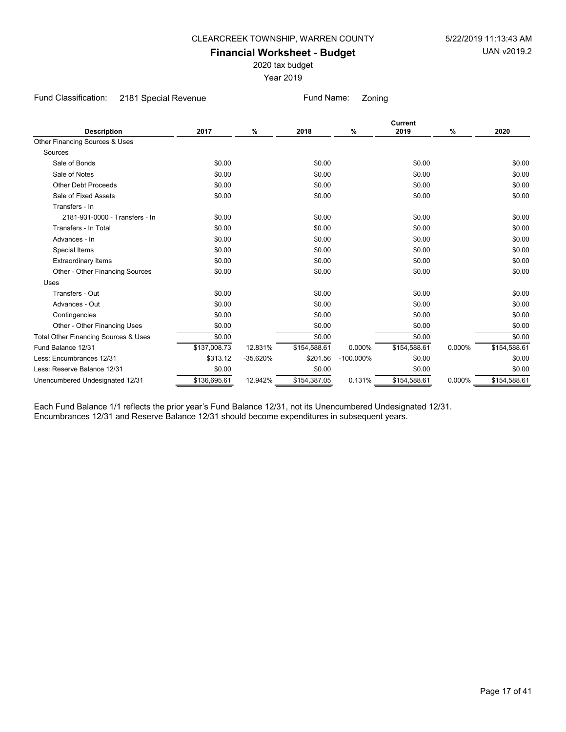CLEARCREEK TOWNSHIP, WARREN COUNTY

5/22/2019 11:13:43 AM

UAN v2019.2

# Financial Worksheet - Budget

2020 tax budget

Year 2019

Fund Classification: 2181 Special Revenue

Fund Name: Zoning

| Description | 2017 | % | 2018 | % | Current 2019 | % | 2020 |
|---|---|---|---|---|---|---|---|
| Other Financing Sources & Uses | | | | | | | |
| Sources | | | | | | | |
| Sale of Bonds | $0.00 | | $0.00 | | $0.00 | | $0.00 |
| Sale of Notes | $0.00 | | $0.00 | | $0.00 | | $0.00 |
| Other Debt Proceeds | $0.00 | | $0.00 | | $0.00 | | $0.00 |
| Sale of Fixed Assets | $0.00 | | $0.00 | | $0.00 | | $0.00 |
| Transfers - In | | | | | | | |
| 2181-931-0000 - Transfers - In | $0.00 | | $0.00 | | $0.00 | | $0.00 |
| Transfers - In Total | $0.00 | | $0.00 | | $0.00 | | $0.00 |
| Advances - In | $0.00 | | $0.00 | | $0.00 | | $0.00 |
| Special Items | $0.00 | | $0.00 | | $0.00 | | $0.00 |
| Extraordinary Items | $0.00 | | $0.00 | | $0.00 | | $0.00 |
| Other - Other Financing Sources | $0.00 | | $0.00 | | $0.00 | | $0.00 |
| Uses | | | | | | | |
| Transfers - Out | $0.00 | | $0.00 | | $0.00 | | $0.00 |
| Advances - Out | $0.00 | | $0.00 | | $0.00 | | $0.00 |
| Contingencies | $0.00 | | $0.00 | | $0.00 | | $0.00 |
| Other - Other Financing Uses | $0.00 | | $0.00 | | $0.00 | | $0.00 |
| Total Other Financing Sources & Uses | $0.00 | | $0.00 | | $0.00 | | $0.00 |
| Fund Balance 12/31 | $137,008.73 | 12.831% | $154,588.61 | 0.000% | $154,588.61 | 0.000% | $154,588.61 |
| Less: Encumbrances 12/31 | $313.12 | -35.620% | $201.56 | -100.000% | $0.00 | | $0.00 |
| Less: Reserve Balance 12/31 | $0.00 | | $0.00 | | $0.00 | | $0.00 |
| Unencumbered Undesignated 12/31 | $136,695.61 | 12.942% | $154,387.05 | 0.131% | $154,588.61 | 0.000% | $154,588.61 |

Each Fund Balance 1/1 reflects the prior year's Fund Balance 12/31, not its Unencumbered Undesignated 12/31.
Encumbrances 12/31 and Reserve Balance 12/31 should become expenditures in subsequent years.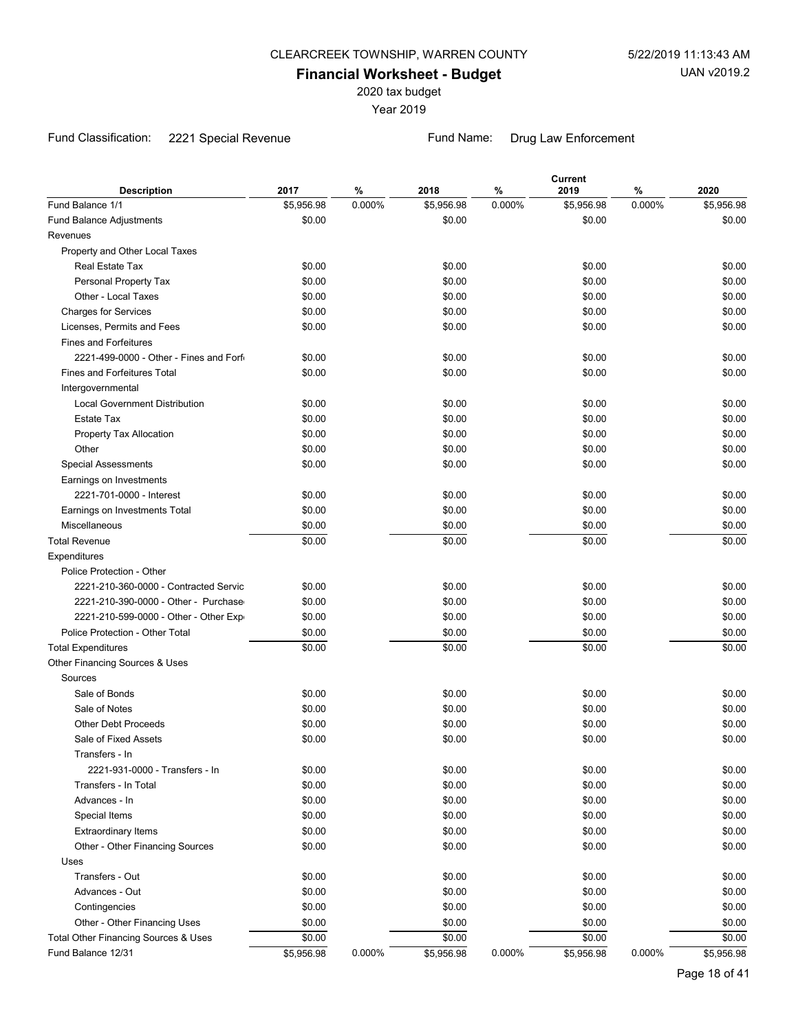CLEARCREEK TOWNSHIP, WARREN COUNTY

# Financial Worksheet - Budget

2020 tax budget

Year 2019

Fund Classification: 2221 Special Revenue

Fund Name: Drug Law Enforcement

| Description | 2017 | % | 2018 | % | Current 2019 | % | 2020 |
|---|---|---|---|---|---|---|---|
| Fund Balance 1/1 | $5,956.98 | 0.000% | $5,956.98 | 0.000% | $5,956.98 | 0.000% | $5,956.98 |
| Fund Balance Adjustments | $0.00 | | $0.00 | | $0.00 | | $0.00 |
| Revenues | | | | | | | |
| Property and Other Local Taxes | | | | | | | |
| Real Estate Tax | $0.00 | | $0.00 | | $0.00 | | $0.00 |
| Personal Property Tax | $0.00 | | $0.00 | | $0.00 | | $0.00 |
| Other - Local Taxes | $0.00 | | $0.00 | | $0.00 | | $0.00 |
| Charges for Services | $0.00 | | $0.00 | | $0.00 | | $0.00 |
| Licenses, Permits and Fees | $0.00 | | $0.00 | | $0.00 | | $0.00 |
| Fines and Forfeitures | | | | | | | |
| 2221-499-0000 - Other - Fines and Forf | $0.00 | | $0.00 | | $0.00 | | $0.00 |
| Fines and Forfeitures Total | $0.00 | | $0.00 | | $0.00 | | $0.00 |
| Intergovernmental | | | | | | | |
| Local Government Distribution | $0.00 | | $0.00 | | $0.00 | | $0.00 |
| Estate Tax | $0.00 | | $0.00 | | $0.00 | | $0.00 |
| Property Tax Allocation | $0.00 | | $0.00 | | $0.00 | | $0.00 |
| Other | $0.00 | | $0.00 | | $0.00 | | $0.00 |
| Special Assessments | $0.00 | | $0.00 | | $0.00 | | $0.00 |
| Earnings on Investments | | | | | | | |
| 2221-701-0000 - Interest | $0.00 | | $0.00 | | $0.00 | | $0.00 |
| Earnings on Investments Total | $0.00 | | $0.00 | | $0.00 | | $0.00 |
| Miscellaneous | $0.00 | | $0.00 | | $0.00 | | $0.00 |
| Total Revenue | $0.00 | | $0.00 | | $0.00 | | $0.00 |
| Expenditures | | | | | | | |
| Police Protection - Other | | | | | | | |
| 2221-210-360-0000 - Contracted Servic | $0.00 | | $0.00 | | $0.00 | | $0.00 |
| 2221-210-390-0000 - Other - Purchase | $0.00 | | $0.00 | | $0.00 | | $0.00 |
| 2221-210-599-0000 - Other - Other Exp | $0.00 | | $0.00 | | $0.00 | | $0.00 |
| Police Protection - Other Total | $0.00 | | $0.00 | | $0.00 | | $0.00 |
| Total Expenditures | $0.00 | | $0.00 | | $0.00 | | $0.00 |
| Other Financing Sources & Uses | | | | | | | |
| Sources | | | | | | | |
| Sale of Bonds | $0.00 | | $0.00 | | $0.00 | | $0.00 |
| Sale of Notes | $0.00 | | $0.00 | | $0.00 | | $0.00 |
| Other Debt Proceeds | $0.00 | | $0.00 | | $0.00 | | $0.00 |
| Sale of Fixed Assets | $0.00 | | $0.00 | | $0.00 | | $0.00 |
| Transfers - In | | | | | | | |
| 2221-931-0000 - Transfers - In | $0.00 | | $0.00 | | $0.00 | | $0.00 |
| Transfers - In Total | $0.00 | | $0.00 | | $0.00 | | $0.00 |
| Advances - In | $0.00 | | $0.00 | | $0.00 | | $0.00 |
| Special Items | $0.00 | | $0.00 | | $0.00 | | $0.00 |
| Extraordinary Items | $0.00 | | $0.00 | | $0.00 | | $0.00 |
| Other - Other Financing Sources | $0.00 | | $0.00 | | $0.00 | | $0.00 |
| Uses | | | | | | | |
| Transfers - Out | $0.00 | | $0.00 | | $0.00 | | $0.00 |
| Advances - Out | $0.00 | | $0.00 | | $0.00 | | $0.00 |
| Contingencies | $0.00 | | $0.00 | | $0.00 | | $0.00 |
| Other - Other Financing Uses | $0.00 | | $0.00 | | $0.00 | | $0.00 |
| Total Other Financing Sources & Uses | $0.00 | | $0.00 | | $0.00 | | $0.00 |
| Fund Balance 12/31 | $5,956.98 | 0.000% | $5,956.98 | 0.000% | $5,956.98 | 0.000% | $5,956.98 |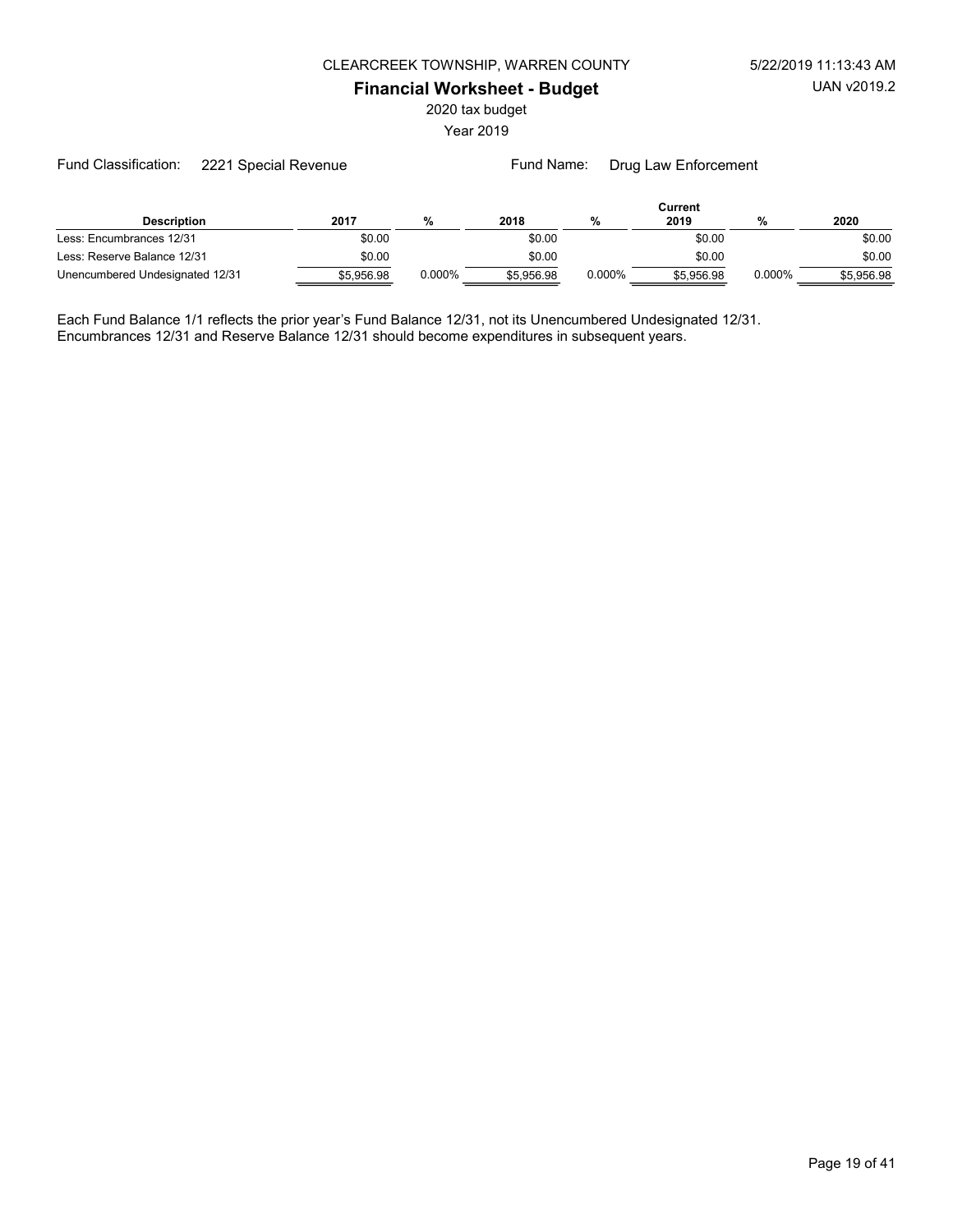CLEARCREEK TOWNSHIP, WARREN COUNTY

# Financial Worksheet - Budget

2020 tax budget

Year 2019

Fund Classification: 2221 Special Revenue

Fund Name: Drug Law Enforcement

| Description | 2017 | % | 2018 | % | Current 2019 | % | 2020 |
|---|---|---|---|---|---|---|---|
| Less: Encumbrances 12/31 | $0.00 | | $0.00 | | $0.00 | | $0.00 |
| Less: Reserve Balance 12/31 | $0.00 | | $0.00 | | $0.00 | | $0.00 |
| Unencumbered Undesignated 12/31 | $5,956.98 | 0.000% | $5,956.98 | 0.000% | $5,956.98 | 0.000% | $5,956.98 |

Each Fund Balance 1/1 reflects the prior year's Fund Balance 12/31, not its Unencumbered Undesignated 12/31.
Encumbrances 12/31 and Reserve Balance 12/31 should become expenditures in subsequent years.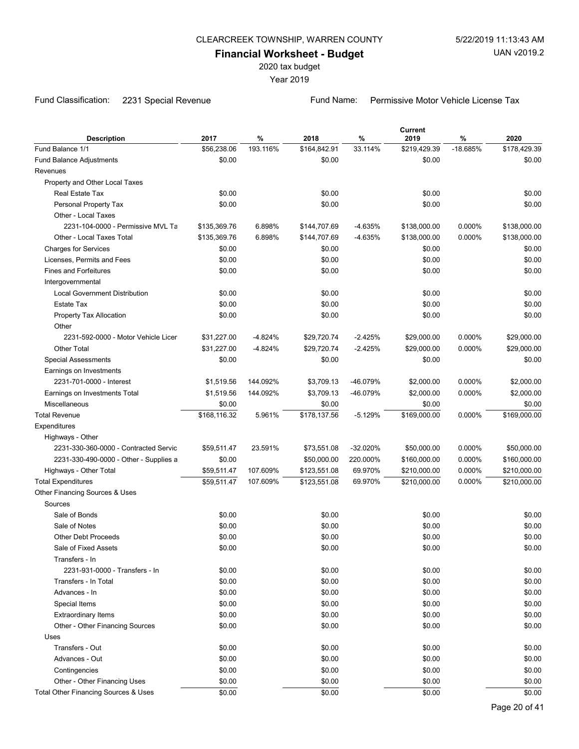CLEARCREEK TOWNSHIP, WARREN COUNTY

5/22/2019 11:13:43 AM

**Financial Worksheet - Budget**

UAN v2019.2

2020 tax budget

Year 2019

Fund Classification: 2231 Special Revenue

Fund Name: Permissive Motor Vehicle License Tax

| Description | 2017 | % | 2018 | % | Current 2019 | % | 2020 |
|---|---|---|---|---|---|---|---|
| Fund Balance 1/1 | $56,238.06 | 193.116% | $164,842.91 | 33.114% | $219,429.39 | -18.685% | $178,429.39 |
| Fund Balance Adjustments | $0.00 | | $0.00 | | $0.00 | | $0.00 |
| Revenues | | | | | | | |
| Property and Other Local Taxes | | | | | | | |
| Real Estate Tax | $0.00 | | $0.00 | | $0.00 | | $0.00 |
| Personal Property Tax | $0.00 | | $0.00 | | $0.00 | | $0.00 |
| Other - Local Taxes | | | | | | | |
| 2231-104-0000 - Permissive MVL Ta | $135,369.76 | 6.898% | $144,707.69 | -4.635% | $138,000.00 | 0.000% | $138,000.00 |
| Other - Local Taxes Total | $135,369.76 | 6.898% | $144,707.69 | -4.635% | $138,000.00 | 0.000% | $138,000.00 |
| Charges for Services | $0.00 | | $0.00 | | $0.00 | | $0.00 |
| Licenses, Permits and Fees | $0.00 | | $0.00 | | $0.00 | | $0.00 |
| Fines and Forfeitures | $0.00 | | $0.00 | | $0.00 | | $0.00 |
| Intergovernmental | | | | | | | |
| Local Government Distribution | $0.00 | | $0.00 | | $0.00 | | $0.00 |
| Estate Tax | $0.00 | | $0.00 | | $0.00 | | $0.00 |
| Property Tax Allocation | $0.00 | | $0.00 | | $0.00 | | $0.00 |
| Other | | | | | | | |
| 2231-592-0000 - Motor Vehicle Licer | $31,227.00 | -4.824% | $29,720.74 | -2.425% | $29,000.00 | 0.000% | $29,000.00 |
| Other Total | $31,227.00 | -4.824% | $29,720.74 | -2.425% | $29,000.00 | 0.000% | $29,000.00 |
| Special Assessments | $0.00 | | $0.00 | | $0.00 | | $0.00 |
| Earnings on Investments | | | | | | | |
| 2231-701-0000 - Interest | $1,519.56 | 144.092% | $3,709.13 | -46.079% | $2,000.00 | 0.000% | $2,000.00 |
| Earnings on Investments Total | $1,519.56 | 144.092% | $3,709.13 | -46.079% | $2,000.00 | 0.000% | $2,000.00 |
| Miscellaneous | $0.00 | | $0.00 | | $0.00 | | $0.00 |
| Total Revenue | $168,116.32 | 5.961% | $178,137.56 | -5.129% | $169,000.00 | 0.000% | $169,000.00 |
| Expenditures | | | | | | | |
| Highways - Other | | | | | | | |
| 2231-330-360-0000 - Contracted Servic | $59,511.47 | 23.591% | $73,551.08 | -32.020% | $50,000.00 | 0.000% | $50,000.00 |
| 2231-330-490-0000 - Other - Supplies a | $0.00 | | $50,000.00 | 220.000% | $160,000.00 | 0.000% | $160,000.00 |
| Highways - Other Total | $59,511.47 | 107.609% | $123,551.08 | 69.970% | $210,000.00 | 0.000% | $210,000.00 |
| Total Expenditures | $59,511.47 | 107.609% | $123,551.08 | 69.970% | $210,000.00 | 0.000% | $210,000.00 |
| Other Financing Sources & Uses | | | | | | | |
| Sources | | | | | | | |
| Sale of Bonds | $0.00 | | $0.00 | | $0.00 | | $0.00 |
| Sale of Notes | $0.00 | | $0.00 | | $0.00 | | $0.00 |
| Other Debt Proceeds | $0.00 | | $0.00 | | $0.00 | | $0.00 |
| Sale of Fixed Assets | $0.00 | | $0.00 | | $0.00 | | $0.00 |
| Transfers - In | | | | | | | |
| 2231-931-0000 - Transfers - In | $0.00 | | $0.00 | | $0.00 | | $0.00 |
| Transfers - In Total | $0.00 | | $0.00 | | $0.00 | | $0.00 |
| Advances - In | $0.00 | | $0.00 | | $0.00 | | $0.00 |
| Special Items | $0.00 | | $0.00 | | $0.00 | | $0.00 |
| Extraordinary Items | $0.00 | | $0.00 | | $0.00 | | $0.00 |
| Other - Other Financing Sources | $0.00 | | $0.00 | | $0.00 | | $0.00 |
| Uses | | | | | | | |
| Transfers - Out | $0.00 | | $0.00 | | $0.00 | | $0.00 |
| Advances - Out | $0.00 | | $0.00 | | $0.00 | | $0.00 |
| Contingencies | $0.00 | | $0.00 | | $0.00 | | $0.00 |
| Other - Other Financing Uses | $0.00 | | $0.00 | | $0.00 | | $0.00 |
| Total Other Financing Sources & Uses | $0.00 | | $0.00 | | $0.00 | | $0.00 |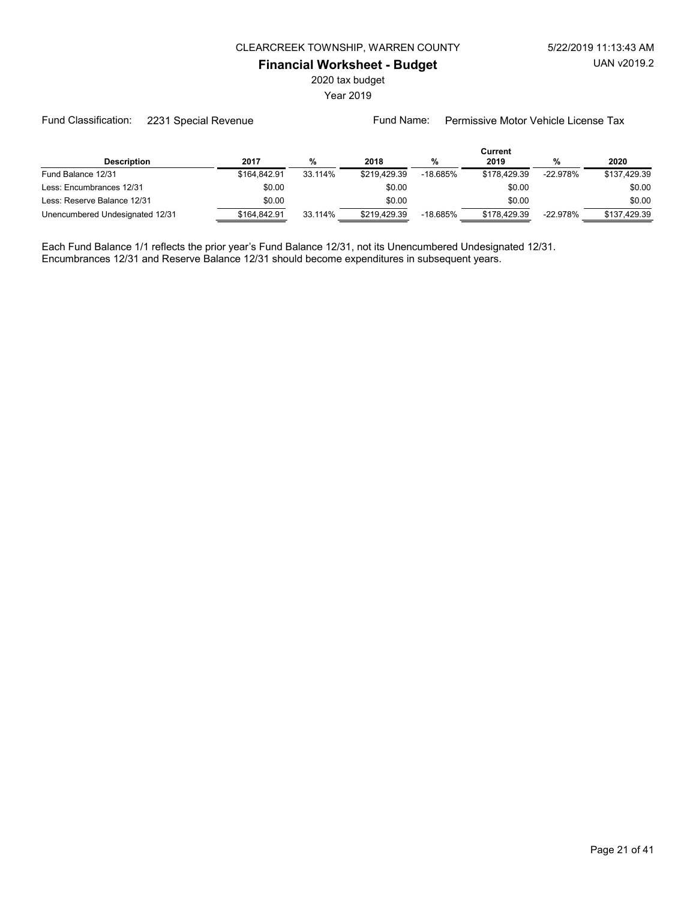CLEARCREEK TOWNSHIP, WARREN COUNTY

**Financial Worksheet - Budget**

2020 tax budget

Year 2019

Fund Classification: 2231 Special Revenue

Fund Name: Permissive Motor Vehicle License Tax

| Description | 2017 | % | 2018 | % | Current 2019 | % | 2020 |
|---|---|---|---|---|---|---|---|
| Fund Balance 12/31 | $164,842.91 | 33.114% | $219,429.39 | -18.685% | $178,429.39 | -22.978% | $137,429.39 |
| Less: Encumbrances 12/31 | $0.00 | | $0.00 | | $0.00 | | $0.00 |
| Less: Reserve Balance 12/31 | $0.00 | | $0.00 | | $0.00 | | $0.00 |
| Unencumbered Undesignated 12/31 | $164,842.91 | 33.114% | $219,429.39 | -18.685% | $178,429.39 | -22.978% | $137,429.39 |

Each Fund Balance 1/1 reflects the prior year's Fund Balance 12/31, not its Unencumbered Undesignated 12/31.
Encumbrances 12/31 and Reserve Balance 12/31 should become expenditures in subsequent years.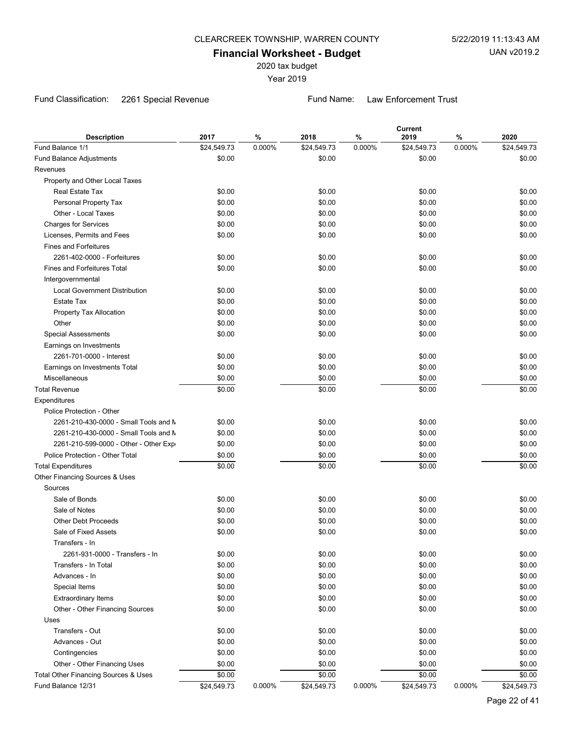CLEARCREEK TOWNSHIP, WARREN COUNTY

5/22/2019 11:13:43 AM

# Financial Worksheet - Budget

UAN v2019.2

2020 tax budget

Year 2019

Fund Classification: 2261 Special Revenue

Fund Name: Law Enforcement Trust

| Description | 2017 | % | 2018 | % | Current 2019 | % | 2020 |
|---|---|---|---|---|---|---|---|
| Fund Balance 1/1 | $24,549.73 | 0.000% | $24,549.73 | 0.000% | $24,549.73 | 0.000% | $24,549.73 |
| Fund Balance Adjustments | $0.00 | | $0.00 | | $0.00 | | $0.00 |
| Revenues | | | | | | | |
| Property and Other Local Taxes | | | | | | | |
| Real Estate Tax | $0.00 | | $0.00 | | $0.00 | | $0.00 |
| Personal Property Tax | $0.00 | | $0.00 | | $0.00 | | $0.00 |
| Other - Local Taxes | $0.00 | | $0.00 | | $0.00 | | $0.00 |
| Charges for Services | $0.00 | | $0.00 | | $0.00 | | $0.00 |
| Licenses, Permits and Fees | $0.00 | | $0.00 | | $0.00 | | $0.00 |
| Fines and Forfeitures | | | | | | | |
| 2261-402-0000 - Forfeitures | $0.00 | | $0.00 | | $0.00 | | $0.00 |
| Fines and Forfeitures Total | $0.00 | | $0.00 | | $0.00 | | $0.00 |
| Intergovernmental | | | | | | | |
| Local Government Distribution | $0.00 | | $0.00 | | $0.00 | | $0.00 |
| Estate Tax | $0.00 | | $0.00 | | $0.00 | | $0.00 |
| Property Tax Allocation | $0.00 | | $0.00 | | $0.00 | | $0.00 |
| Other | $0.00 | | $0.00 | | $0.00 | | $0.00 |
| Special Assessments | $0.00 | | $0.00 | | $0.00 | | $0.00 |
| Earnings on Investments | | | | | | | |
| 2261-701-0000 - Interest | $0.00 | | $0.00 | | $0.00 | | $0.00 |
| Earnings on Investments Total | $0.00 | | $0.00 | | $0.00 | | $0.00 |
| Miscellaneous | $0.00 | | $0.00 | | $0.00 | | $0.00 |
| Total Revenue | $0.00 | | $0.00 | | $0.00 | | $0.00 |
| Expenditures | | | | | | | |
| Police Protection - Other | | | | | | | |
| 2261-210-430-0000 - Small Tools and M | $0.00 | | $0.00 | | $0.00 | | $0.00 |
| 2261-210-430-0000 - Small Tools and M | $0.00 | | $0.00 | | $0.00 | | $0.00 |
| 2261-210-599-0000 - Other - Other Exp | $0.00 | | $0.00 | | $0.00 | | $0.00 |
| Police Protection - Other Total | $0.00 | | $0.00 | | $0.00 | | $0.00 |
| Total Expenditures | $0.00 | | $0.00 | | $0.00 | | $0.00 |
| Other Financing Sources & Uses | | | | | | | |
| Sources | | | | | | | |
| Sale of Bonds | $0.00 | | $0.00 | | $0.00 | | $0.00 |
| Sale of Notes | $0.00 | | $0.00 | | $0.00 | | $0.00 |
| Other Debt Proceeds | $0.00 | | $0.00 | | $0.00 | | $0.00 |
| Sale of Fixed Assets | $0.00 | | $0.00 | | $0.00 | | $0.00 |
| Transfers - In | | | | | | | |
| 2261-931-0000 - Transfers - In | $0.00 | | $0.00 | | $0.00 | | $0.00 |
| Transfers - In Total | $0.00 | | $0.00 | | $0.00 | | $0.00 |
| Advances - In | $0.00 | | $0.00 | | $0.00 | | $0.00 |
| Special Items | $0.00 | | $0.00 | | $0.00 | | $0.00 |
| Extraordinary Items | $0.00 | | $0.00 | | $0.00 | | $0.00 |
| Other - Other Financing Sources | $0.00 | | $0.00 | | $0.00 | | $0.00 |
| Uses | | | | | | | |
| Transfers - Out | $0.00 | | $0.00 | | $0.00 | | $0.00 |
| Advances - Out | $0.00 | | $0.00 | | $0.00 | | $0.00 |
| Contingencies | $0.00 | | $0.00 | | $0.00 | | $0.00 |
| Other - Other Financing Uses | $0.00 | | $0.00 | | $0.00 | | $0.00 |
| Total Other Financing Sources & Uses | $0.00 | | $0.00 | | $0.00 | | $0.00 |
| Fund Balance 12/31 | $24,549.73 | 0.000% | $24,549.73 | 0.000% | $24,549.73 | 0.000% | $24,549.73 |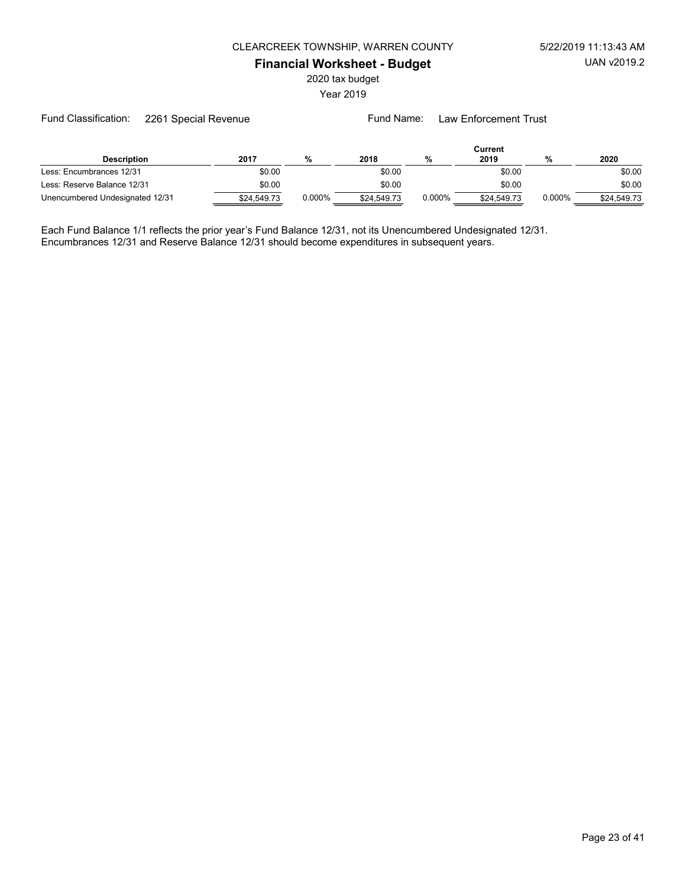CLEARCREEK TOWNSHIP, WARREN COUNTY

## Financial Worksheet - Budget

2020 tax budget

Year 2019

Fund Classification: 2261 Special Revenue

Fund Name: Law Enforcement Trust

| Description | 2017 | % | 2018 | % | Current 2019 | % | 2020 |
|---|---|---|---|---|---|---|---|
| Less: Encumbrances 12/31 | $0.00 | | $0.00 | | $0.00 | | $0.00 |
| Less: Reserve Balance 12/31 | $0.00 | | $0.00 | | $0.00 | | $0.00 |
| Unencumbered Undesignated 12/31 | $24,549.73 | 0.000% | $24,549.73 | 0.000% | $24,549.73 | 0.000% | $24,549.73 |

Each Fund Balance 1/1 reflects the prior year's Fund Balance 12/31, not its Unencumbered Undesignated 12/31.
Encumbrances 12/31 and Reserve Balance 12/31 should become expenditures in subsequent years.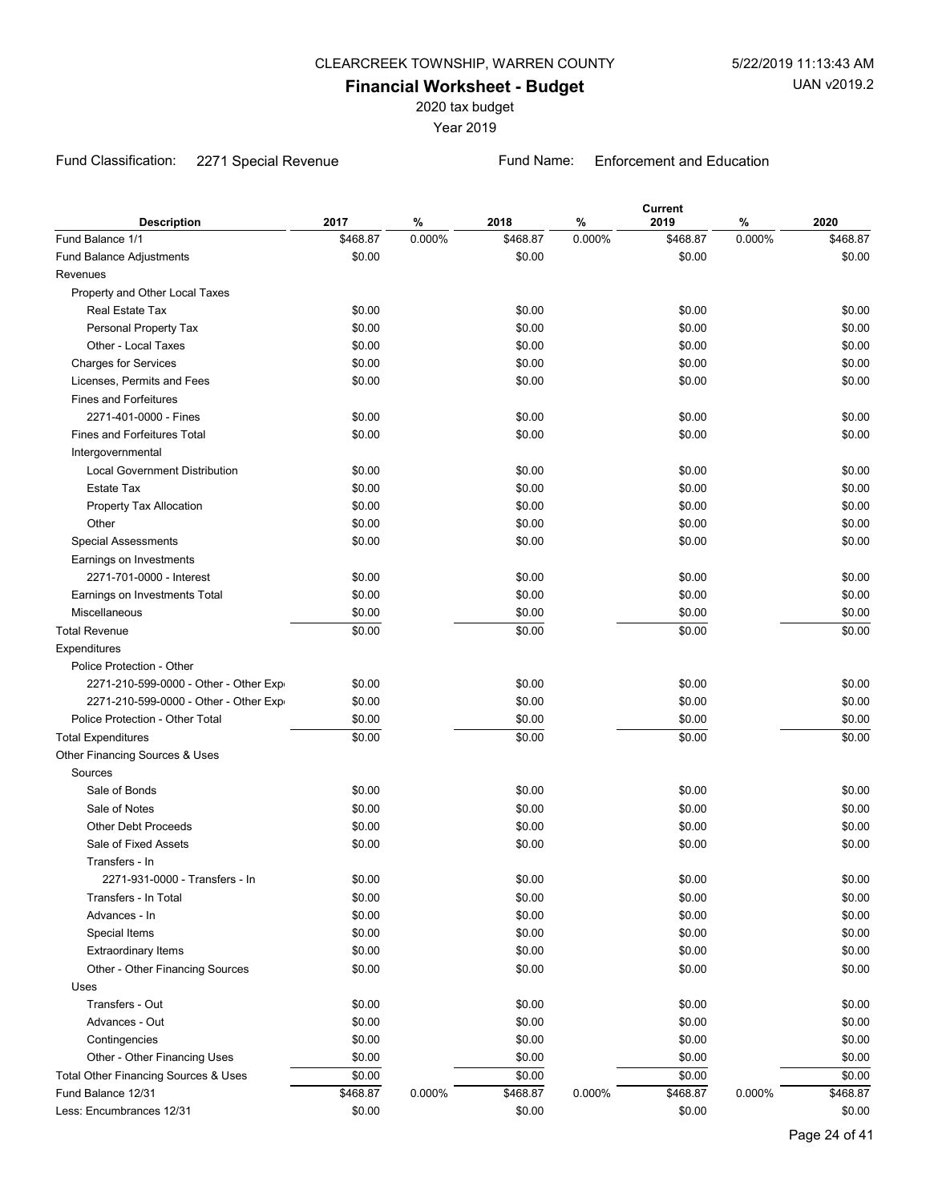CLEARCREEK TOWNSHIP, WARREN COUNTY

5/22/2019 11:13:43 AM

# Financial Worksheet - Budget

UAN v2019.2

2020 tax budget

Year 2019

Fund Classification: 2271 Special Revenue

Fund Name: Enforcement and Education

| Description | 2017 | % | 2018 | % | Current 2019 | % | 2020 |
|---|---|---|---|---|---|---|---|
| Fund Balance 1/1 | $468.87 | 0.000% | $468.87 | 0.000% | $468.87 | 0.000% | $468.87 |
| Fund Balance Adjustments | $0.00 | | $0.00 | | $0.00 | | $0.00 |
| Revenues | | | | | | | |
| Property and Other Local Taxes | | | | | | | |
| Real Estate Tax | $0.00 | | $0.00 | | $0.00 | | $0.00 |
| Personal Property Tax | $0.00 | | $0.00 | | $0.00 | | $0.00 |
| Other - Local Taxes | $0.00 | | $0.00 | | $0.00 | | $0.00 |
| Charges for Services | $0.00 | | $0.00 | | $0.00 | | $0.00 |
| Licenses, Permits and Fees | $0.00 | | $0.00 | | $0.00 | | $0.00 |
| Fines and Forfeitures | | | | | | | |
| 2271-401-0000 - Fines | $0.00 | | $0.00 | | $0.00 | | $0.00 |
| Fines and Forfeitures Total | $0.00 | | $0.00 | | $0.00 | | $0.00 |
| Intergovernmental | | | | | | | |
| Local Government Distribution | $0.00 | | $0.00 | | $0.00 | | $0.00 |
| Estate Tax | $0.00 | | $0.00 | | $0.00 | | $0.00 |
| Property Tax Allocation | $0.00 | | $0.00 | | $0.00 | | $0.00 |
| Other | $0.00 | | $0.00 | | $0.00 | | $0.00 |
| Special Assessments | $0.00 | | $0.00 | | $0.00 | | $0.00 |
| Earnings on Investments | | | | | | | |
| 2271-701-0000 - Interest | $0.00 | | $0.00 | | $0.00 | | $0.00 |
| Earnings on Investments Total | $0.00 | | $0.00 | | $0.00 | | $0.00 |
| Miscellaneous | $0.00 | | $0.00 | | $0.00 | | $0.00 |
| Total Revenue | $0.00 | | $0.00 | | $0.00 | | $0.00 |
| Expenditures | | | | | | | |
| Police Protection - Other | | | | | | | |
| 2271-210-599-0000 - Other - Other Exp | $0.00 | | $0.00 | | $0.00 | | $0.00 |
| 2271-210-599-0000 - Other - Other Exp | $0.00 | | $0.00 | | $0.00 | | $0.00 |
| Police Protection - Other Total | $0.00 | | $0.00 | | $0.00 | | $0.00 |
| Total Expenditures | $0.00 | | $0.00 | | $0.00 | | $0.00 |
| Other Financing Sources & Uses | | | | | | | |
| Sources | | | | | | | |
| Sale of Bonds | $0.00 | | $0.00 | | $0.00 | | $0.00 |
| Sale of Notes | $0.00 | | $0.00 | | $0.00 | | $0.00 |
| Other Debt Proceeds | $0.00 | | $0.00 | | $0.00 | | $0.00 |
| Sale of Fixed Assets | $0.00 | | $0.00 | | $0.00 | | $0.00 |
| Transfers - In | | | | | | | |
| 2271-931-0000 - Transfers - In | $0.00 | | $0.00 | | $0.00 | | $0.00 |
| Transfers - In Total | $0.00 | | $0.00 | | $0.00 | | $0.00 |
| Advances - In | $0.00 | | $0.00 | | $0.00 | | $0.00 |
| Special Items | $0.00 | | $0.00 | | $0.00 | | $0.00 |
| Extraordinary Items | $0.00 | | $0.00 | | $0.00 | | $0.00 |
| Other - Other Financing Sources | $0.00 | | $0.00 | | $0.00 | | $0.00 |
| Uses | | | | | | | |
| Transfers - Out | $0.00 | | $0.00 | | $0.00 | | $0.00 |
| Advances - Out | $0.00 | | $0.00 | | $0.00 | | $0.00 |
| Contingencies | $0.00 | | $0.00 | | $0.00 | | $0.00 |
| Other - Other Financing Uses | $0.00 | | $0.00 | | $0.00 | | $0.00 |
| Total Other Financing Sources & Uses | $0.00 | | $0.00 | | $0.00 | | $0.00 |
| Fund Balance 12/31 | $468.87 | 0.000% | $468.87 | 0.000% | $468.87 | 0.000% | $468.87 |
| Less: Encumbrances 12/31 | $0.00 | | $0.00 | | $0.00 | | $0.00 |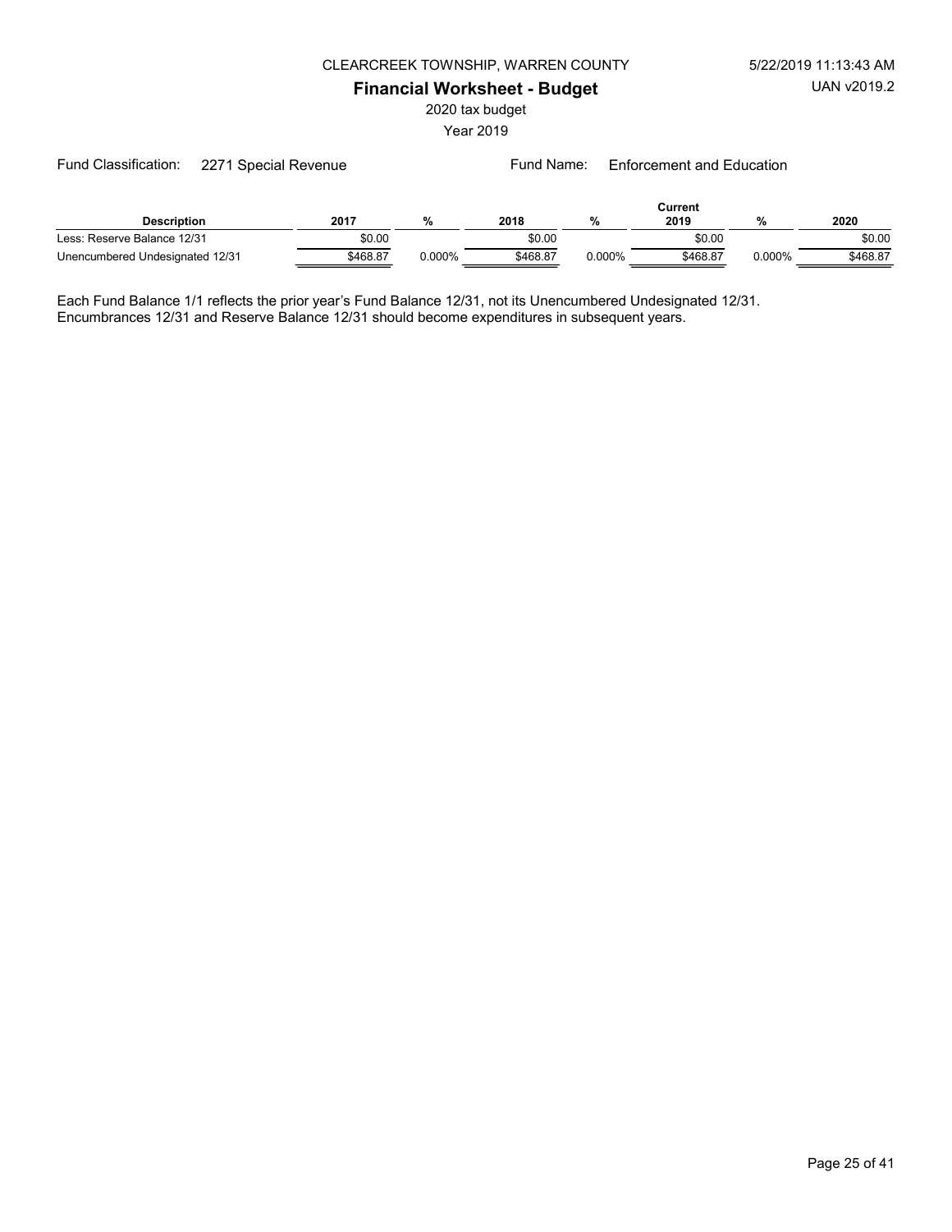CLEARCREEK TOWNSHIP, WARREN COUNTY

**Financial Worksheet - Budget**

2020 tax budget

Year 2019

Fund Classification: 2271 Special Revenue    Fund Name: Enforcement and Education

| Description | 2017 | % | 2018 | % | Current 2019 | % | 2020 |
|---|---|---|---|---|---|---|---|
| Less: Reserve Balance 12/31 | $0.00 | | $0.00 | | $0.00 | | $0.00 |
| Unencumbered Undesignated 12/31 | $468.87 | 0.000% | $468.87 | 0.000% | $468.87 | 0.000% | $468.87 |

Each Fund Balance 1/1 reflects the prior year's Fund Balance 12/31, not its Unencumbered Undesignated 12/31.
Encumbrances 12/31 and Reserve Balance 12/31 should become expenditures in subsequent years.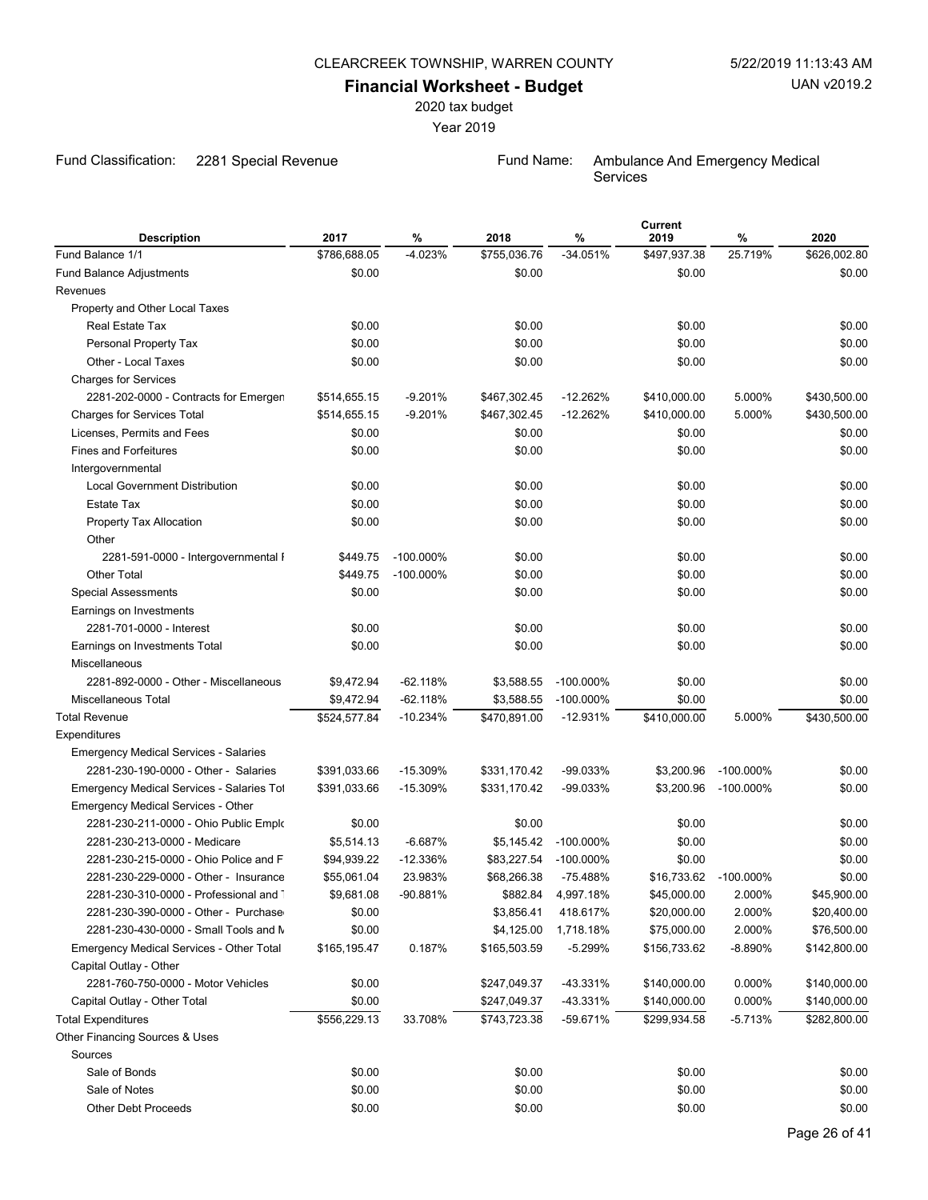CLEARCREEK TOWNSHIP, WARREN COUNTY

**Financial Worksheet - Budget**

2020 tax budget

Year 2019

5/22/2019 11:13:43 AM

UAN v2019.2

Fund Classification: 2281 Special Revenue

Fund Name: Ambulance And Emergency Medical Services

| Description | 2017 | % | 2018 | % | Current 2019 | % | 2020 |
|---|---|---|---|---|---|---|---|
| Fund Balance 1/1 | $786,688.05 | -4.023% | $755,036.76 | -34.051% | $497,937.38 | 25.719% | $626,002.80 |
| Fund Balance Adjustments | $0.00 | | $0.00 | | $0.00 | | $0.00 |
| Revenues | | | | | | | |
| Property and Other Local Taxes | | | | | | | |
| Real Estate Tax | $0.00 | | $0.00 | | $0.00 | | $0.00 |
| Personal Property Tax | $0.00 | | $0.00 | | $0.00 | | $0.00 |
| Other - Local Taxes | $0.00 | | $0.00 | | $0.00 | | $0.00 |
| Charges for Services | | | | | | | |
| 2281-202-0000 - Contracts for Emergen | $514,655.15 | -9.201% | $467,302.45 | -12.262% | $410,000.00 | 5.000% | $430,500.00 |
| Charges for Services Total | $514,655.15 | -9.201% | $467,302.45 | -12.262% | $410,000.00 | 5.000% | $430,500.00 |
| Licenses, Permits and Fees | $0.00 | | $0.00 | | $0.00 | | $0.00 |
| Fines and Forfeitures | $0.00 | | $0.00 | | $0.00 | | $0.00 |
| Intergovernmental | | | | | | | |
| Local Government Distribution | $0.00 | | $0.00 | | $0.00 | | $0.00 |
| Estate Tax | $0.00 | | $0.00 | | $0.00 | | $0.00 |
| Property Tax Allocation | $0.00 | | $0.00 | | $0.00 | | $0.00 |
| Other | | | | | | | |
| 2281-591-0000 - Intergovernmental F | $449.75 | -100.000% | $0.00 | | $0.00 | | $0.00 |
| Other Total | $449.75 | -100.000% | $0.00 | | $0.00 | | $0.00 |
| Special Assessments | $0.00 | | $0.00 | | $0.00 | | $0.00 |
| Earnings on Investments | | | | | | | |
| 2281-701-0000 - Interest | $0.00 | | $0.00 | | $0.00 | | $0.00 |
| Earnings on Investments Total | $0.00 | | $0.00 | | $0.00 | | $0.00 |
| Miscellaneous | | | | | | | |
| 2281-892-0000 - Other - Miscellaneous | $9,472.94 | -62.118% | $3,588.55 | -100.000% | $0.00 | | $0.00 |
| Miscellaneous Total | $9,472.94 | -62.118% | $3,588.55 | -100.000% | $0.00 | | $0.00 |
| Total Revenue | $524,577.84 | -10.234% | $470,891.00 | -12.931% | $410,000.00 | 5.000% | $430,500.00 |
| Expenditures | | | | | | | |
| Emergency Medical Services - Salaries | | | | | | | |
| 2281-230-190-0000 - Other - Salaries | $391,033.66 | -15.309% | $331,170.42 | -99.033% | $3,200.96 | -100.000% | $0.00 |
| Emergency Medical Services - Salaries Tot | $391,033.66 | -15.309% | $331,170.42 | -99.033% | $3,200.96 | -100.000% | $0.00 |
| Emergency Medical Services - Other | | | | | | | |
| 2281-230-211-0000 - Ohio Public Emplo | $0.00 | | $0.00 | | $0.00 | | $0.00 |
| 2281-230-213-0000 - Medicare | $5,514.13 | -6.687% | $5,145.42 | -100.000% | $0.00 | | $0.00 |
| 2281-230-215-0000 - Ohio Police and F | $94,939.22 | -12.336% | $83,227.54 | -100.000% | $0.00 | | $0.00 |
| 2281-230-229-0000 - Other - Insurance | $55,061.04 | 23.983% | $68,266.38 | -75.488% | $16,733.62 | -100.000% | $0.00 |
| 2281-230-310-0000 - Professional and T | $9,681.08 | -90.881% | $882.84 | 4,997.18% | $45,000.00 | 2.000% | $45,900.00 |
| 2281-230-390-0000 - Other - Purchase | $0.00 | | $3,856.41 | 418.617% | $20,000.00 | 2.000% | $20,400.00 |
| 2281-230-430-0000 - Small Tools and M | $0.00 | | $4,125.00 | 1,718.18% | $75,000.00 | 2.000% | $76,500.00 |
| Emergency Medical Services - Other Total | $165,195.47 | 0.187% | $165,503.59 | -5.299% | $156,733.62 | -8.890% | $142,800.00 |
| Capital Outlay - Other | | | | | | | |
| 2281-760-750-0000 - Motor Vehicles | $0.00 | | $247,049.37 | -43.331% | $140,000.00 | 0.000% | $140,000.00 |
| Capital Outlay - Other Total | $0.00 | | $247,049.37 | -43.331% | $140,000.00 | 0.000% | $140,000.00 |
| Total Expenditures | $556,229.13 | 33.708% | $743,723.38 | -59.671% | $299,934.58 | -5.713% | $282,800.00 |
| Other Financing Sources & Uses | | | | | | | |
| Sources | | | | | | | |
| Sale of Bonds | $0.00 | | $0.00 | | $0.00 | | $0.00 |
| Sale of Notes | $0.00 | | $0.00 | | $0.00 | | $0.00 |
| Other Debt Proceeds | $0.00 | | $0.00 | | $0.00 | | $0.00 |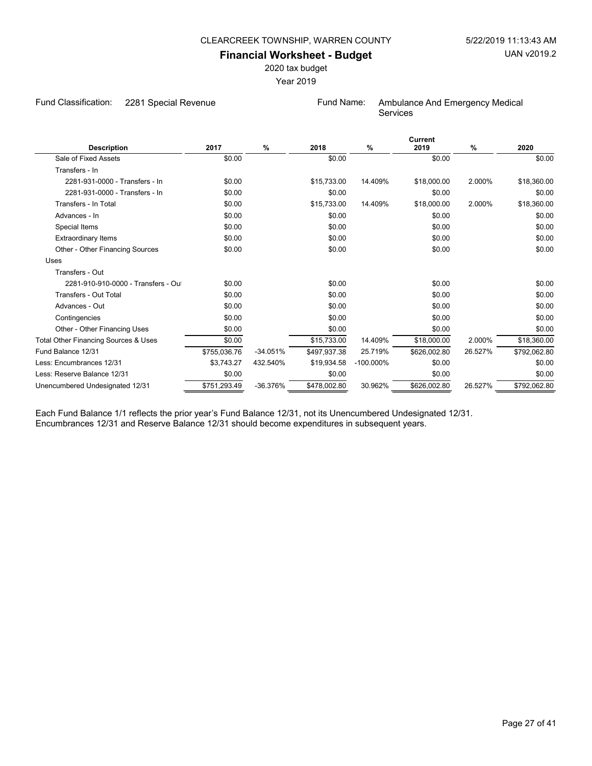CLEARCREEK TOWNSHIP, WARREN COUNTY

# Financial Worksheet - Budget

2020 tax budget

Year 2019

Fund Classification: 2281 Special Revenue

Fund Name: Ambulance And Emergency Medical Services

| Description | 2017 | % | 2018 | % | Current 2019 | % | 2020 |
|---|---|---|---|---|---|---|---|
| Sale of Fixed Assets | $0.00 | | $0.00 | | $0.00 | | $0.00 |
| Transfers - In | | | | | | | |
| 2281-931-0000 - Transfers - In | $0.00 | | $15,733.00 | 14.409% | $18,000.00 | 2.000% | $18,360.00 |
| 2281-931-0000 - Transfers - In | $0.00 | | $0.00 | | $0.00 | | $0.00 |
| Transfers - In Total | $0.00 | | $15,733.00 | 14.409% | $18,000.00 | 2.000% | $18,360.00 |
| Advances - In | $0.00 | | $0.00 | | $0.00 | | $0.00 |
| Special Items | $0.00 | | $0.00 | | $0.00 | | $0.00 |
| Extraordinary Items | $0.00 | | $0.00 | | $0.00 | | $0.00 |
| Other - Other Financing Sources | $0.00 | | $0.00 | | $0.00 | | $0.00 |
| Uses | | | | | | | |
| Transfers - Out | | | | | | | |
| 2281-910-910-0000 - Transfers - Out | $0.00 | | $0.00 | | $0.00 | | $0.00 |
| Transfers - Out Total | $0.00 | | $0.00 | | $0.00 | | $0.00 |
| Advances - Out | $0.00 | | $0.00 | | $0.00 | | $0.00 |
| Contingencies | $0.00 | | $0.00 | | $0.00 | | $0.00 |
| Other - Other Financing Uses | $0.00 | | $0.00 | | $0.00 | | $0.00 |
| Total Other Financing Sources & Uses | $0.00 | | $15,733.00 | 14.409% | $18,000.00 | 2.000% | $18,360.00 |
| Fund Balance 12/31 | $755,036.76 | -34.051% | $497,937.38 | 25.719% | $626,002.80 | 26.527% | $792,062.80 |
| Less: Encumbrances 12/31 | $3,743.27 | 432.540% | $19,934.58 | -100.000% | $0.00 | | $0.00 |
| Less: Reserve Balance 12/31 | $0.00 | | $0.00 | | $0.00 | | $0.00 |
| Unencumbered Undesignated 12/31 | $751,293.49 | -36.376% | $478,002.80 | 30.962% | $626,002.80 | 26.527% | $792,062.80 |

Each Fund Balance 1/1 reflects the prior year's Fund Balance 12/31, not its Unencumbered Undesignated 12/31.
Encumbrances 12/31 and Reserve Balance 12/31 should become expenditures in subsequent years.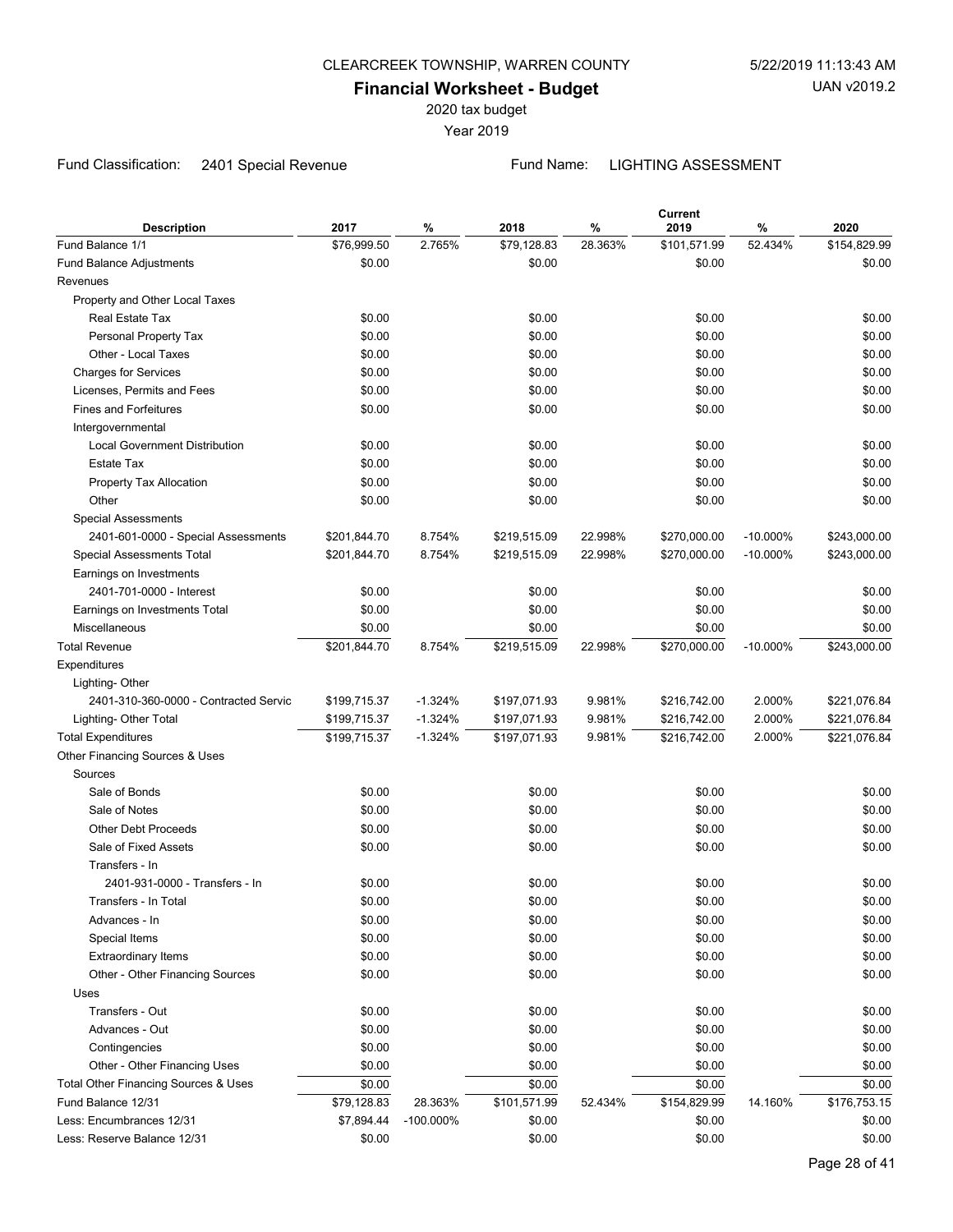CLEARCREEK TOWNSHIP, WARREN COUNTY

5/22/2019 11:13:43 AM

UAN v2019.2

## Financial Worksheet - Budget

2020 tax budget

Year 2019

Fund Classification: 2401 Special Revenue

Fund Name: LIGHTING ASSESSMENT

| Description | 2017 | % | 2018 | % | Current 2019 | % | 2020 |
|---|---|---|---|---|---|---|---|
| Fund Balance 1/1 | $76,999.50 | 2.765% | $79,128.83 | 28.363% | $101,571.99 | 52.434% | $154,829.99 |
| Fund Balance Adjustments | $0.00 | | $0.00 | | $0.00 | | $0.00 |
| Revenues | | | | | | | |
| Property and Other Local Taxes | | | | | | | |
| Real Estate Tax | $0.00 | | $0.00 | | $0.00 | | $0.00 |
| Personal Property Tax | $0.00 | | $0.00 | | $0.00 | | $0.00 |
| Other - Local Taxes | $0.00 | | $0.00 | | $0.00 | | $0.00 |
| Charges for Services | $0.00 | | $0.00 | | $0.00 | | $0.00 |
| Licenses, Permits and Fees | $0.00 | | $0.00 | | $0.00 | | $0.00 |
| Fines and Forfeitures | $0.00 | | $0.00 | | $0.00 | | $0.00 |
| Intergovernmental | | | | | | | |
| Local Government Distribution | $0.00 | | $0.00 | | $0.00 | | $0.00 |
| Estate Tax | $0.00 | | $0.00 | | $0.00 | | $0.00 |
| Property Tax Allocation | $0.00 | | $0.00 | | $0.00 | | $0.00 |
| Other | $0.00 | | $0.00 | | $0.00 | | $0.00 |
| Special Assessments | | | | | | | |
| 2401-601-0000 - Special Assessments | $201,844.70 | 8.754% | $219,515.09 | 22.998% | $270,000.00 | -10.000% | $243,000.00 |
| Special Assessments Total | $201,844.70 | 8.754% | $219,515.09 | 22.998% | $270,000.00 | -10.000% | $243,000.00 |
| Earnings on Investments | | | | | | | |
| 2401-701-0000 - Interest | $0.00 | | $0.00 | | $0.00 | | $0.00 |
| Earnings on Investments Total | $0.00 | | $0.00 | | $0.00 | | $0.00 |
| Miscellaneous | $0.00 | | $0.00 | | $0.00 | | $0.00 |
| Total Revenue | $201,844.70 | 8.754% | $219,515.09 | 22.998% | $270,000.00 | -10.000% | $243,000.00 |
| Expenditures | | | | | | | |
| Lighting- Other | | | | | | | |
| 2401-310-360-0000 - Contracted Servic | $199,715.37 | -1.324% | $197,071.93 | 9.981% | $216,742.00 | 2.000% | $221,076.84 |
| Lighting- Other Total | $199,715.37 | -1.324% | $197,071.93 | 9.981% | $216,742.00 | 2.000% | $221,076.84 |
| Total Expenditures | $199,715.37 | -1.324% | $197,071.93 | 9.981% | $216,742.00 | 2.000% | $221,076.84 |
| Other Financing Sources & Uses | | | | | | | |
| Sources | | | | | | | |
| Sale of Bonds | $0.00 | | $0.00 | | $0.00 | | $0.00 |
| Sale of Notes | $0.00 | | $0.00 | | $0.00 | | $0.00 |
| Other Debt Proceeds | $0.00 | | $0.00 | | $0.00 | | $0.00 |
| Sale of Fixed Assets | $0.00 | | $0.00 | | $0.00 | | $0.00 |
| Transfers - In | | | | | | | |
| 2401-931-0000 - Transfers - In | $0.00 | | $0.00 | | $0.00 | | $0.00 |
| Transfers - In Total | $0.00 | | $0.00 | | $0.00 | | $0.00 |
| Advances - In | $0.00 | | $0.00 | | $0.00 | | $0.00 |
| Special Items | $0.00 | | $0.00 | | $0.00 | | $0.00 |
| Extraordinary Items | $0.00 | | $0.00 | | $0.00 | | $0.00 |
| Other - Other Financing Sources | $0.00 | | $0.00 | | $0.00 | | $0.00 |
| Uses | | | | | | | |
| Transfers - Out | $0.00 | | $0.00 | | $0.00 | | $0.00 |
| Advances - Out | $0.00 | | $0.00 | | $0.00 | | $0.00 |
| Contingencies | $0.00 | | $0.00 | | $0.00 | | $0.00 |
| Other - Other Financing Uses | $0.00 | | $0.00 | | $0.00 | | $0.00 |
| Total Other Financing Sources & Uses | $0.00 | | $0.00 | | $0.00 | | $0.00 |
| Fund Balance 12/31 | $79,128.83 | 28.363% | $101,571.99 | 52.434% | $154,829.99 | 14.160% | $176,753.15 |
| Less: Encumbrances 12/31 | $7,894.44 | -100.000% | $0.00 | | $0.00 | | $0.00 |
| Less: Reserve Balance 12/31 | $0.00 | | $0.00 | | $0.00 | | $0.00 |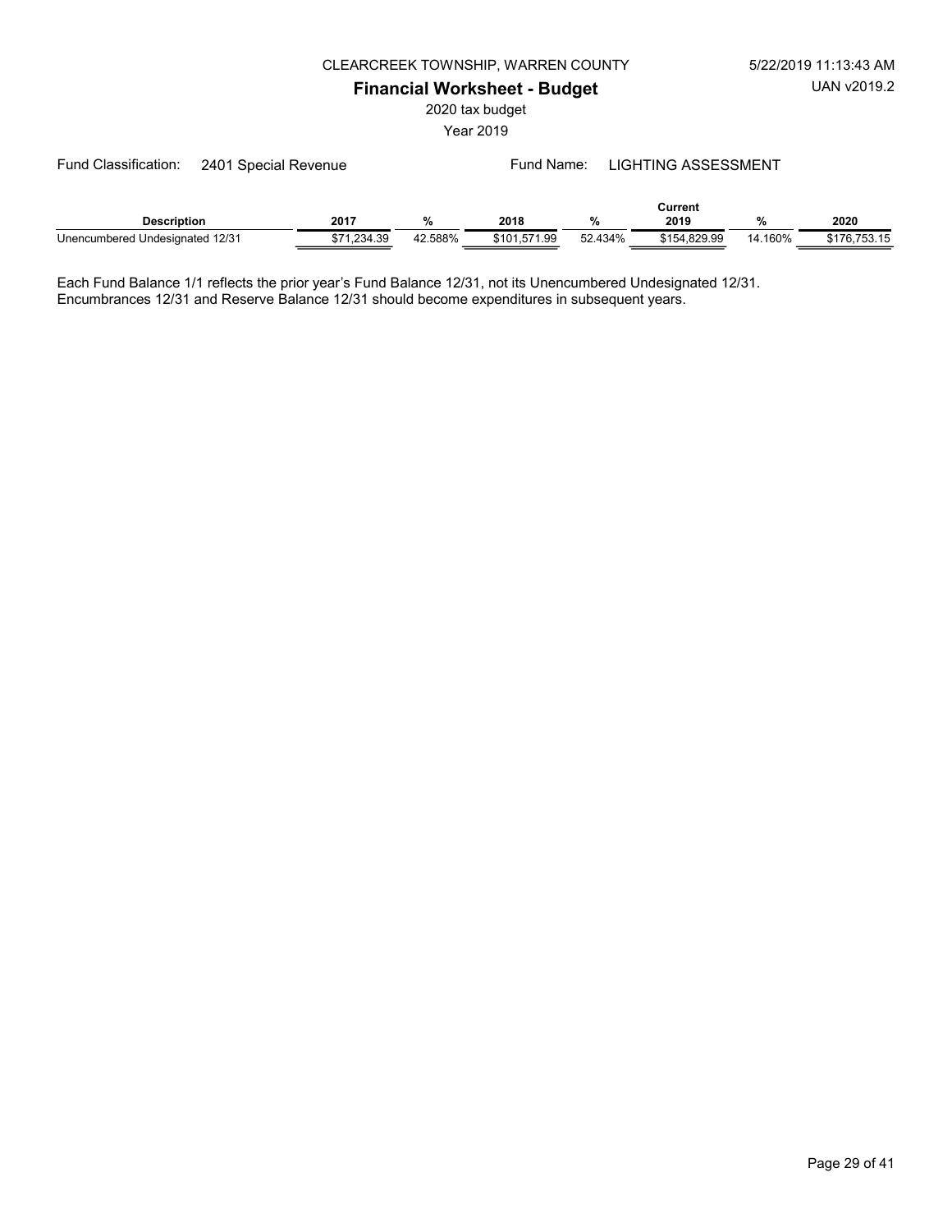CLEARCREEK TOWNSHIP, WARREN COUNTY

# Financial Worksheet - Budget

2020 tax budget

Year 2019

Fund Classification: 2401 Special Revenue Fund Name: LIGHTING ASSESSMENT

| Description | 2017 | % | 2018 | % | Current 2019 | % | 2020 |
|---|---|---|---|---|---|---|---|
| Unencumbered Undesignated 12/31 | $71,234.39 | 42.588% | $101,571.99 | 52.434% | $154,829.99 | 14.160% | $176,753.15 |

Each Fund Balance 1/1 reflects the prior year's Fund Balance 12/31, not its Unencumbered Undesignated 12/31.
Encumbrances 12/31 and Reserve Balance 12/31 should become expenditures in subsequent years.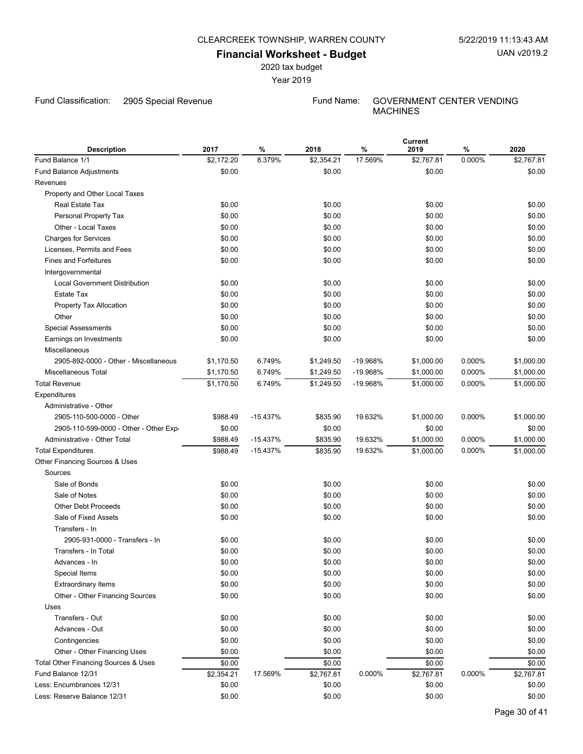CLEARCREEK TOWNSHIP, WARREN COUNTY

# Financial Worksheet - Budget

2020 tax budget

Year 2019

Fund Classification: 2905 Special Revenue

Fund Name: GOVERNMENT CENTER VENDING MACHINES

| Description | 2017 | % | 2018 | % | Current 2019 | % | 2020 |
|---|---|---|---|---|---|---|---|
| Fund Balance 1/1 | $2,172.20 | 8.379% | $2,354.21 | 17.569% | $2,767.81 | 0.000% | $2,767.81 |
| Fund Balance Adjustments | $0.00 | | $0.00 | | $0.00 | | $0.00 |
| Revenues | | | | | | | |
| Property and Other Local Taxes | | | | | | | |
| Real Estate Tax | $0.00 | | $0.00 | | $0.00 | | $0.00 |
| Personal Property Tax | $0.00 | | $0.00 | | $0.00 | | $0.00 |
| Other - Local Taxes | $0.00 | | $0.00 | | $0.00 | | $0.00 |
| Charges for Services | $0.00 | | $0.00 | | $0.00 | | $0.00 |
| Licenses, Permits and Fees | $0.00 | | $0.00 | | $0.00 | | $0.00 |
| Fines and Forfeitures | $0.00 | | $0.00 | | $0.00 | | $0.00 |
| Intergovernmental | | | | | | | |
| Local Government Distribution | $0.00 | | $0.00 | | $0.00 | | $0.00 |
| Estate Tax | $0.00 | | $0.00 | | $0.00 | | $0.00 |
| Property Tax Allocation | $0.00 | | $0.00 | | $0.00 | | $0.00 |
| Other | $0.00 | | $0.00 | | $0.00 | | $0.00 |
| Special Assessments | $0.00 | | $0.00 | | $0.00 | | $0.00 |
| Earnings on Investments | $0.00 | | $0.00 | | $0.00 | | $0.00 |
| Miscellaneous | | | | | | | |
| 2905-892-0000 - Other - Miscellaneous | $1,170.50 | 6.749% | $1,249.50 | -19.968% | $1,000.00 | 0.000% | $1,000.00 |
| Miscellaneous Total | $1,170.50 | 6.749% | $1,249.50 | -19.968% | $1,000.00 | 0.000% | $1,000.00 |
| Total Revenue | $1,170.50 | 6.749% | $1,249.50 | -19.968% | $1,000.00 | 0.000% | $1,000.00 |
| Expenditures | | | | | | | |
| Administrative - Other | | | | | | | |
| 2905-110-500-0000 - Other | $988.49 | -15.437% | $835.90 | 19.632% | $1,000.00 | 0.000% | $1,000.00 |
| 2905-110-599-0000 - Other - Other Exp | $0.00 | | $0.00 | | $0.00 | | $0.00 |
| Administrative - Other Total | $988.49 | -15.437% | $835.90 | 19.632% | $1,000.00 | 0.000% | $1,000.00 |
| Total Expenditures | $988.49 | -15.437% | $835.90 | 19.632% | $1,000.00 | 0.000% | $1,000.00 |
| Other Financing Sources & Uses | | | | | | | |
| Sources | | | | | | | |
| Sale of Bonds | $0.00 | | $0.00 | | $0.00 | | $0.00 |
| Sale of Notes | $0.00 | | $0.00 | | $0.00 | | $0.00 |
| Other Debt Proceeds | $0.00 | | $0.00 | | $0.00 | | $0.00 |
| Sale of Fixed Assets | $0.00 | | $0.00 | | $0.00 | | $0.00 |
| Transfers - In | | | | | | | |
| 2905-931-0000 - Transfers - In | $0.00 | | $0.00 | | $0.00 | | $0.00 |
| Transfers - In Total | $0.00 | | $0.00 | | $0.00 | | $0.00 |
| Advances - In | $0.00 | | $0.00 | | $0.00 | | $0.00 |
| Special Items | $0.00 | | $0.00 | | $0.00 | | $0.00 |
| Extraordinary Items | $0.00 | | $0.00 | | $0.00 | | $0.00 |
| Other - Other Financing Sources | $0.00 | | $0.00 | | $0.00 | | $0.00 |
| Uses | | | | | | | |
| Transfers - Out | $0.00 | | $0.00 | | $0.00 | | $0.00 |
| Advances - Out | $0.00 | | $0.00 | | $0.00 | | $0.00 |
| Contingencies | $0.00 | | $0.00 | | $0.00 | | $0.00 |
| Other - Other Financing Uses | $0.00 | | $0.00 | | $0.00 | | $0.00 |
| Total Other Financing Sources & Uses | $0.00 | | $0.00 | | $0.00 | | $0.00 |
| Fund Balance 12/31 | $2,354.21 | 17.569% | $2,767.81 | 0.000% | $2,767.81 | 0.000% | $2,767.81 |
| Less: Encumbrances 12/31 | $0.00 | | $0.00 | | $0.00 | | $0.00 |
| Less: Reserve Balance 12/31 | $0.00 | | $0.00 | | $0.00 | | $0.00 |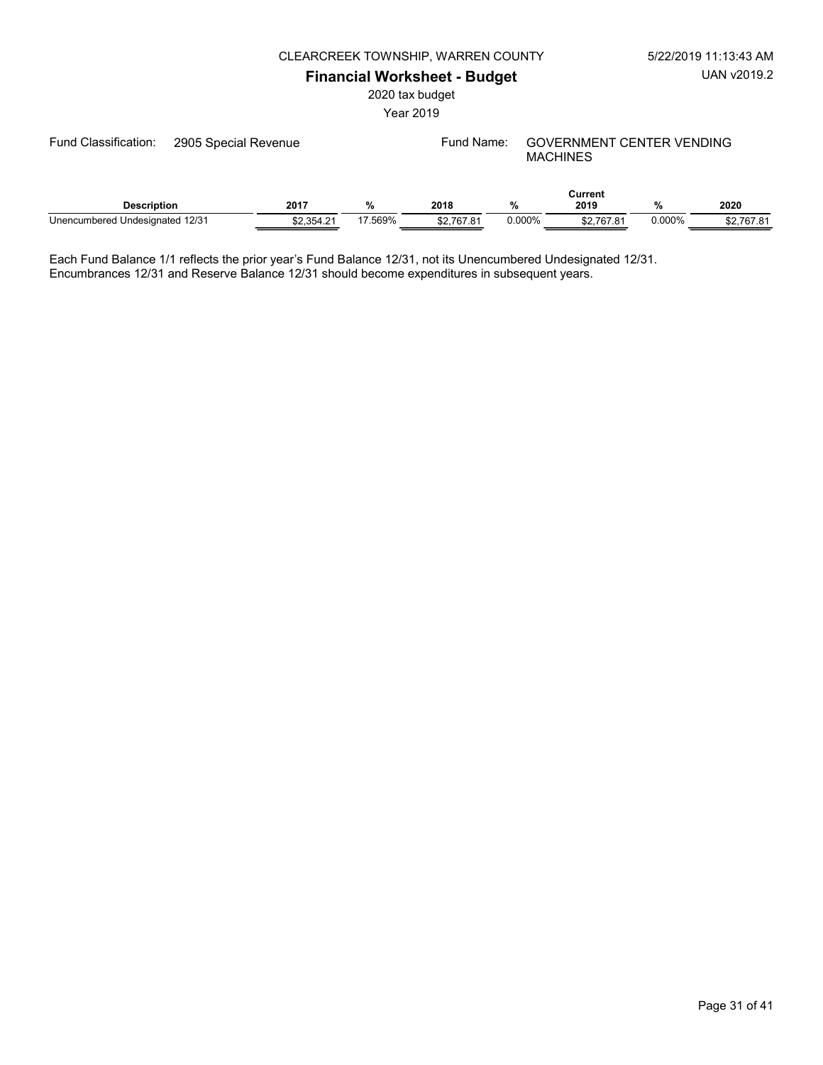CLEARCREEK TOWNSHIP, WARREN COUNTY

5/22/2019 11:13:43 AM

# Financial Worksheet - Budget

UAN v2019.2

2020 tax budget

Year 2019

Fund Classification: 2905 Special Revenue

Fund Name: GOVERNMENT CENTER VENDING MACHINES

| Description | 2017 | % | 2018 | % | Current 2019 | % | 2020 |
|---|---|---|---|---|---|---|---|
| Unencumbered Undesignated 12/31 | $2,354.21 | 17.569% | $2,767.81 | 0.000% | $2,767.81 | 0.000% | $2,767.81 |

Each Fund Balance 1/1 reflects the prior year's Fund Balance 12/31, not its Unencumbered Undesignated 12/31.
Encumbrances 12/31 and Reserve Balance 12/31 should become expenditures in subsequent years.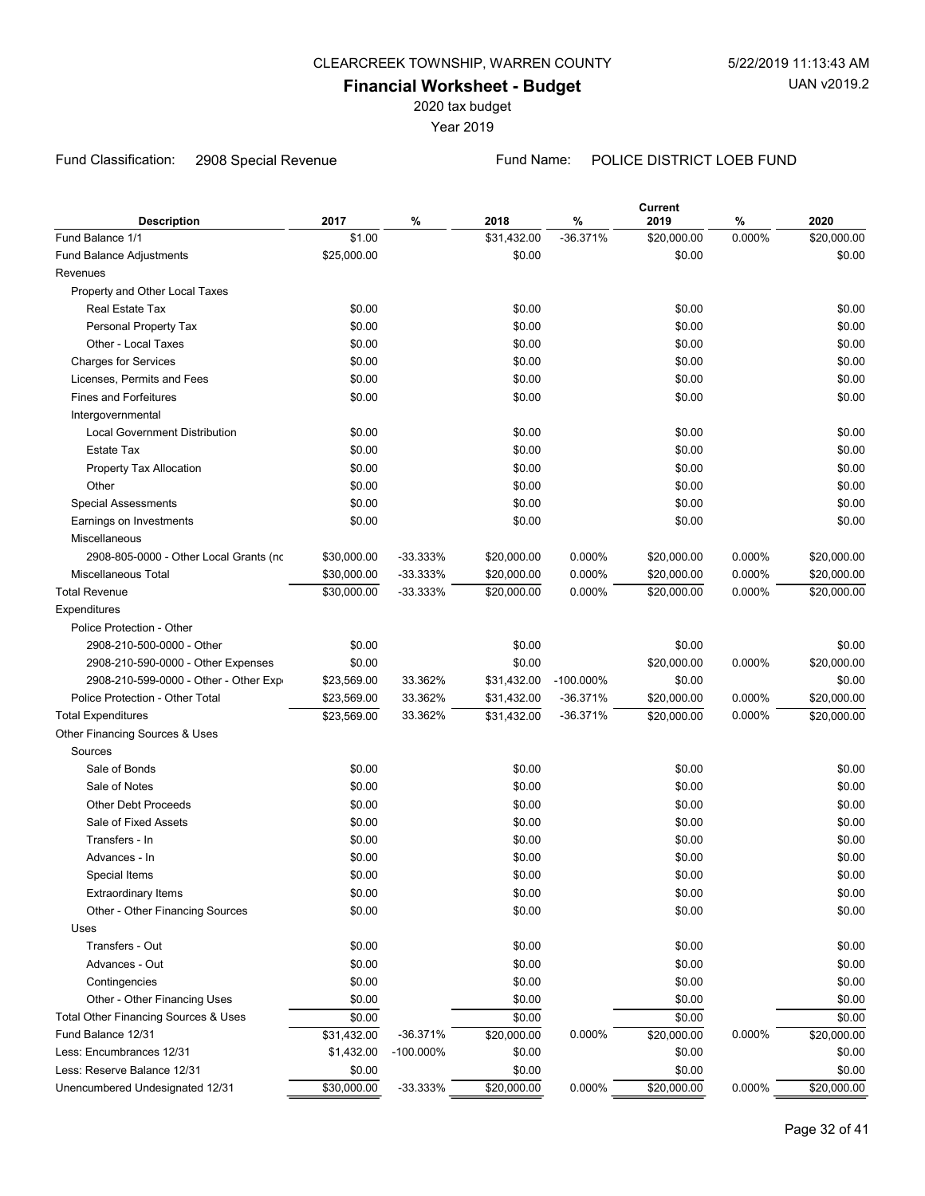CLEARCREEK TOWNSHIP, WARREN COUNTY

5/22/2019 11:13:43 AM

# Financial Worksheet - Budget

UAN v2019.2

2020 tax budget

Year 2019

Fund Classification: 2908 Special Revenue

Fund Name: POLICE DISTRICT LOEB FUND

| Description | 2017 | % | 2018 | % | Current 2019 | % | 2020 |
|---|---|---|---|---|---|---|---|
| Fund Balance 1/1 | $1.00 | | $31,432.00 | -36.371% | $20,000.00 | 0.000% | $20,000.00 |
| Fund Balance Adjustments | $25,000.00 | | $0.00 | | $0.00 | | $0.00 |
| Revenues | | | | | | | |
| Property and Other Local Taxes | | | | | | | |
| Real Estate Tax | $0.00 | | $0.00 | | $0.00 | | $0.00 |
| Personal Property Tax | $0.00 | | $0.00 | | $0.00 | | $0.00 |
| Other - Local Taxes | $0.00 | | $0.00 | | $0.00 | | $0.00 |
| Charges for Services | $0.00 | | $0.00 | | $0.00 | | $0.00 |
| Licenses, Permits and Fees | $0.00 | | $0.00 | | $0.00 | | $0.00 |
| Fines and Forfeitures | $0.00 | | $0.00 | | $0.00 | | $0.00 |
| Intergovernmental | | | | | | | |
| Local Government Distribution | $0.00 | | $0.00 | | $0.00 | | $0.00 |
| Estate Tax | $0.00 | | $0.00 | | $0.00 | | $0.00 |
| Property Tax Allocation | $0.00 | | $0.00 | | $0.00 | | $0.00 |
| Other | $0.00 | | $0.00 | | $0.00 | | $0.00 |
| Special Assessments | $0.00 | | $0.00 | | $0.00 | | $0.00 |
| Earnings on Investments | $0.00 | | $0.00 | | $0.00 | | $0.00 |
| Miscellaneous | | | | | | | |
| 2908-805-0000 - Other Local Grants (nc | $30,000.00 | -33.333% | $20,000.00 | 0.000% | $20,000.00 | 0.000% | $20,000.00 |
| Miscellaneous Total | $30,000.00 | -33.333% | $20,000.00 | 0.000% | $20,000.00 | 0.000% | $20,000.00 |
| Total Revenue | $30,000.00 | -33.333% | $20,000.00 | 0.000% | $20,000.00 | 0.000% | $20,000.00 |
| Expenditures | | | | | | | |
| Police Protection - Other | | | | | | | |
| 2908-210-500-0000 - Other | $0.00 | | $0.00 | | $0.00 | | $0.00 |
| 2908-210-590-0000 - Other Expenses | $0.00 | | $0.00 | | $20,000.00 | 0.000% | $20,000.00 |
| 2908-210-599-0000 - Other - Other Exp | $23,569.00 | 33.362% | $31,432.00 | -100.000% | $0.00 | | $0.00 |
| Police Protection - Other Total | $23,569.00 | 33.362% | $31,432.00 | -36.371% | $20,000.00 | 0.000% | $20,000.00 |
| Total Expenditures | $23,569.00 | 33.362% | $31,432.00 | -36.371% | $20,000.00 | 0.000% | $20,000.00 |
| Other Financing Sources & Uses | | | | | | | |
| Sources | | | | | | | |
| Sale of Bonds | $0.00 | | $0.00 | | $0.00 | | $0.00 |
| Sale of Notes | $0.00 | | $0.00 | | $0.00 | | $0.00 |
| Other Debt Proceeds | $0.00 | | $0.00 | | $0.00 | | $0.00 |
| Sale of Fixed Assets | $0.00 | | $0.00 | | $0.00 | | $0.00 |
| Transfers - In | $0.00 | | $0.00 | | $0.00 | | $0.00 |
| Advances - In | $0.00 | | $0.00 | | $0.00 | | $0.00 |
| Special Items | $0.00 | | $0.00 | | $0.00 | | $0.00 |
| Extraordinary Items | $0.00 | | $0.00 | | $0.00 | | $0.00 |
| Other - Other Financing Sources | $0.00 | | $0.00 | | $0.00 | | $0.00 |
| Uses | | | | | | | |
| Transfers - Out | $0.00 | | $0.00 | | $0.00 | | $0.00 |
| Advances - Out | $0.00 | | $0.00 | | $0.00 | | $0.00 |
| Contingencies | $0.00 | | $0.00 | | $0.00 | | $0.00 |
| Other - Other Financing Uses | $0.00 | | $0.00 | | $0.00 | | $0.00 |
| Total Other Financing Sources & Uses | $0.00 | | $0.00 | | $0.00 | | $0.00 |
| Fund Balance 12/31 | $31,432.00 | -36.371% | $20,000.00 | 0.000% | $20,000.00 | 0.000% | $20,000.00 |
| Less: Encumbrances 12/31 | $1,432.00 | -100.000% | $0.00 | | $0.00 | | $0.00 |
| Less: Reserve Balance 12/31 | $0.00 | | $0.00 | | $0.00 | | $0.00 |
| Unencumbered Undesignated 12/31 | $30,000.00 | -33.333% | $20,000.00 | 0.000% | $20,000.00 | 0.000% | $20,000.00 |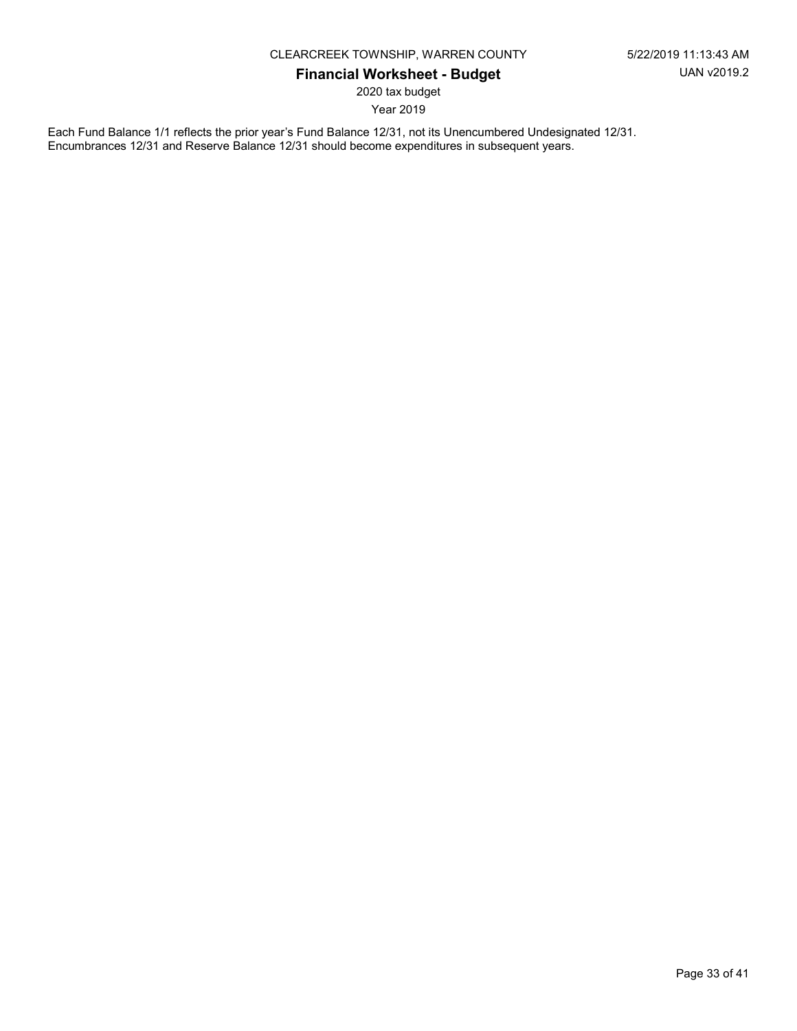Each Fund Balance 1/1 reflects the prior year's Fund Balance 12/31, not its Unencumbered Undesignated 12/31. Encumbrances 12/31 and Reserve Balance 12/31 should become expenditures in subsequent years.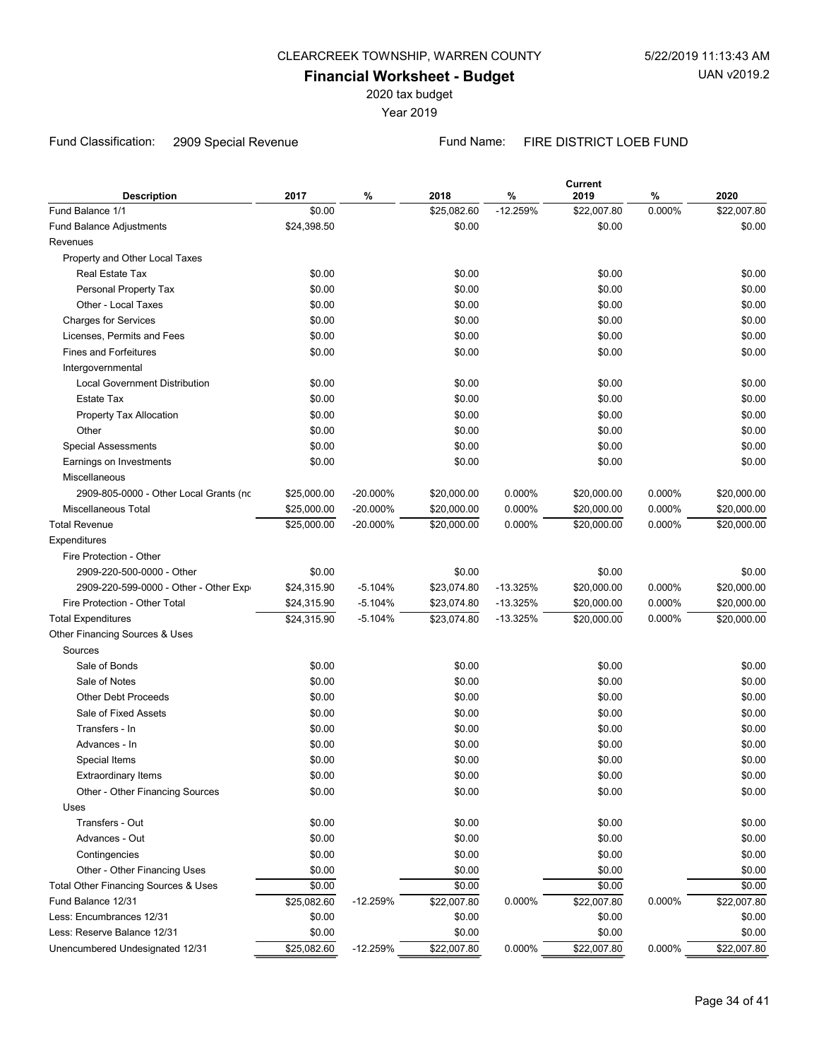CLEARCREEK TOWNSHIP, WARREN COUNTY

5/22/2019 11:13:43 AM

UAN v2019.2

# Financial Worksheet - Budget

2020 tax budget

Year 2019

Fund Classification: 2909 Special Revenue

Fund Name: FIRE DISTRICT LOEB FUND

| Description | 2017 | % | 2018 | % | Current 2019 | % | 2020 |
|---|---|---|---|---|---|---|---|
| Fund Balance 1/1 | $0.00 | | $25,082.60 | -12.259% | $22,007.80 | 0.000% | $22,007.80 |
| Fund Balance Adjustments | $24,398.50 | | $0.00 | | $0.00 | | $0.00 |
| Revenues | | | | | | | |
| Property and Other Local Taxes | | | | | | | |
| Real Estate Tax | $0.00 | | $0.00 | | $0.00 | | $0.00 |
| Personal Property Tax | $0.00 | | $0.00 | | $0.00 | | $0.00 |
| Other - Local Taxes | $0.00 | | $0.00 | | $0.00 | | $0.00 |
| Charges for Services | $0.00 | | $0.00 | | $0.00 | | $0.00 |
| Licenses, Permits and Fees | $0.00 | | $0.00 | | $0.00 | | $0.00 |
| Fines and Forfeitures | $0.00 | | $0.00 | | $0.00 | | $0.00 |
| Intergovernmental | | | | | | | |
| Local Government Distribution | $0.00 | | $0.00 | | $0.00 | | $0.00 |
| Estate Tax | $0.00 | | $0.00 | | $0.00 | | $0.00 |
| Property Tax Allocation | $0.00 | | $0.00 | | $0.00 | | $0.00 |
| Other | $0.00 | | $0.00 | | $0.00 | | $0.00 |
| Special Assessments | $0.00 | | $0.00 | | $0.00 | | $0.00 |
| Earnings on Investments | $0.00 | | $0.00 | | $0.00 | | $0.00 |
| Miscellaneous | | | | | | | |
| 2909-805-0000 - Other Local Grants (nc | $25,000.00 | -20.000% | $20,000.00 | 0.000% | $20,000.00 | 0.000% | $20,000.00 |
| Miscellaneous Total | $25,000.00 | -20.000% | $20,000.00 | 0.000% | $20,000.00 | 0.000% | $20,000.00 |
| Total Revenue | $25,000.00 | -20.000% | $20,000.00 | 0.000% | $20,000.00 | 0.000% | $20,000.00 |
| Expenditures | | | | | | | |
| Fire Protection - Other | | | | | | | |
| 2909-220-500-0000 - Other | $0.00 | | $0.00 | | $0.00 | | $0.00 |
| 2909-220-599-0000 - Other - Other Exp | $24,315.90 | -5.104% | $23,074.80 | -13.325% | $20,000.00 | 0.000% | $20,000.00 |
| Fire Protection - Other Total | $24,315.90 | -5.104% | $23,074.80 | -13.325% | $20,000.00 | 0.000% | $20,000.00 |
| Total Expenditures | $24,315.90 | -5.104% | $23,074.80 | -13.325% | $20,000.00 | 0.000% | $20,000.00 |
| Other Financing Sources & Uses | | | | | | | |
| Sources | | | | | | | |
| Sale of Bonds | $0.00 | | $0.00 | | $0.00 | | $0.00 |
| Sale of Notes | $0.00 | | $0.00 | | $0.00 | | $0.00 |
| Other Debt Proceeds | $0.00 | | $0.00 | | $0.00 | | $0.00 |
| Sale of Fixed Assets | $0.00 | | $0.00 | | $0.00 | | $0.00 |
| Transfers - In | $0.00 | | $0.00 | | $0.00 | | $0.00 |
| Advances - In | $0.00 | | $0.00 | | $0.00 | | $0.00 |
| Special Items | $0.00 | | $0.00 | | $0.00 | | $0.00 |
| Extraordinary Items | $0.00 | | $0.00 | | $0.00 | | $0.00 |
| Other - Other Financing Sources | $0.00 | | $0.00 | | $0.00 | | $0.00 |
| Uses | | | | | | | |
| Transfers - Out | $0.00 | | $0.00 | | $0.00 | | $0.00 |
| Advances - Out | $0.00 | | $0.00 | | $0.00 | | $0.00 |
| Contingencies | $0.00 | | $0.00 | | $0.00 | | $0.00 |
| Other - Other Financing Uses | $0.00 | | $0.00 | | $0.00 | | $0.00 |
| Total Other Financing Sources & Uses | $0.00 | | $0.00 | | $0.00 | | $0.00 |
| Fund Balance 12/31 | $25,082.60 | -12.259% | $22,007.80 | 0.000% | $22,007.80 | 0.000% | $22,007.80 |
| Less: Encumbrances 12/31 | $0.00 | | $0.00 | | $0.00 | | $0.00 |
| Less: Reserve Balance 12/31 | $0.00 | | $0.00 | | $0.00 | | $0.00 |
| Unencumbered Undesignated 12/31 | $25,082.60 | -12.259% | $22,007.80 | 0.000% | $22,007.80 | 0.000% | $22,007.80 |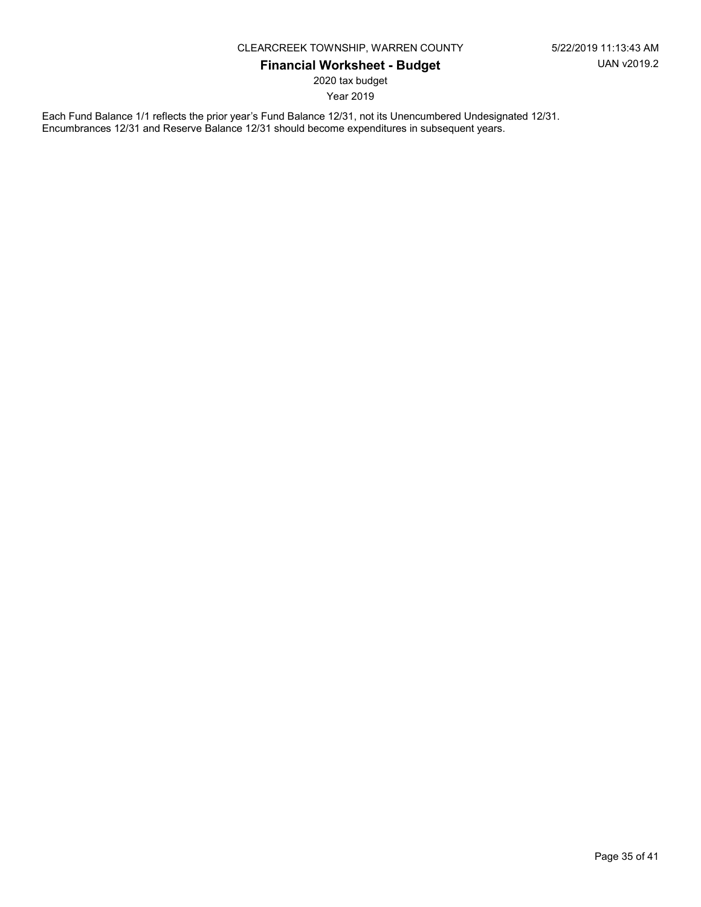Each Fund Balance 1/1 reflects the prior year's Fund Balance 12/31, not its Unencumbered Undesignated 12/31.
Encumbrances 12/31 and Reserve Balance 12/31 should become expenditures in subsequent years.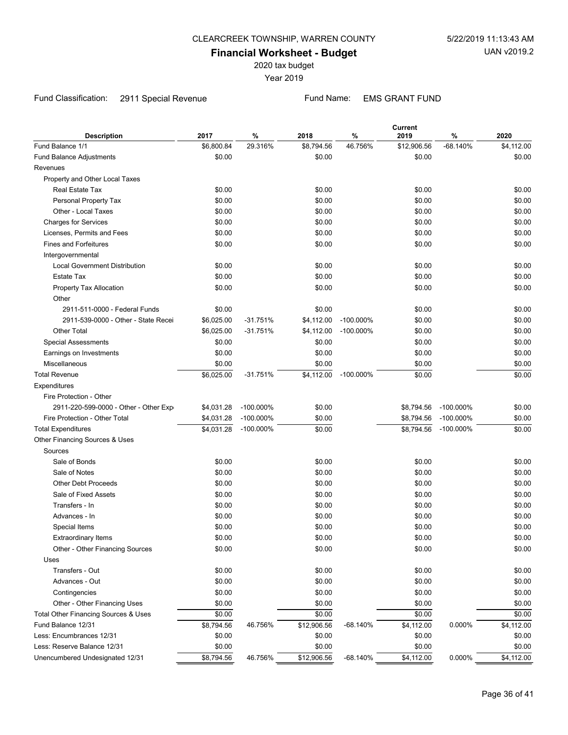CLEARCREEK TOWNSHIP, WARREN COUNTY

5/22/2019 11:13:43 AM

# Financial Worksheet - Budget

UAN v2019.2

2020 tax budget

Year 2019

Fund Classification: 2911 Special Revenue

Fund Name: EMS GRANT FUND

| Description | 2017 | % | 2018 | % | Current 2019 | % | 2020 |
|---|---|---|---|---|---|---|---|
| Fund Balance 1/1 | $6,800.84 | 29.316% | $8,794.56 | 46.756% | $12,906.56 | -68.140% | $4,112.00 |
| Fund Balance Adjustments | $0.00 | | $0.00 | | $0.00 | | $0.00 |
| Revenues | | | | | | | |
| Property and Other Local Taxes | | | | | | | |
| Real Estate Tax | $0.00 | | $0.00 | | $0.00 | | $0.00 |
| Personal Property Tax | $0.00 | | $0.00 | | $0.00 | | $0.00 |
| Other - Local Taxes | $0.00 | | $0.00 | | $0.00 | | $0.00 |
| Charges for Services | $0.00 | | $0.00 | | $0.00 | | $0.00 |
| Licenses, Permits and Fees | $0.00 | | $0.00 | | $0.00 | | $0.00 |
| Fines and Forfeitures | $0.00 | | $0.00 | | $0.00 | | $0.00 |
| Intergovernmental | | | | | | | |
| Local Government Distribution | $0.00 | | $0.00 | | $0.00 | | $0.00 |
| Estate Tax | $0.00 | | $0.00 | | $0.00 | | $0.00 |
| Property Tax Allocation | $0.00 | | $0.00 | | $0.00 | | $0.00 |
| Other | | | | | | | |
| 2911-511-0000 - Federal Funds | $0.00 | | $0.00 | | $0.00 | | $0.00 |
| 2911-539-0000 - Other - State Recei | $6,025.00 | -31.751% | $4,112.00 | -100.000% | $0.00 | | $0.00 |
| Other Total | $6,025.00 | -31.751% | $4,112.00 | -100.000% | $0.00 | | $0.00 |
| Special Assessments | $0.00 | | $0.00 | | $0.00 | | $0.00 |
| Earnings on Investments | $0.00 | | $0.00 | | $0.00 | | $0.00 |
| Miscellaneous | $0.00 | | $0.00 | | $0.00 | | $0.00 |
| Total Revenue | $6,025.00 | -31.751% | $4,112.00 | -100.000% | $0.00 | | $0.00 |
| Expenditures | | | | | | | |
| Fire Protection - Other | | | | | | | |
| 2911-220-599-0000 - Other - Other Exp | $4,031.28 | -100.000% | $0.00 | | $8,794.56 | -100.000% | $0.00 |
| Fire Protection - Other Total | $4,031.28 | -100.000% | $0.00 | | $8,794.56 | -100.000% | $0.00 |
| Total Expenditures | $4,031.28 | -100.000% | $0.00 | | $8,794.56 | -100.000% | $0.00 |
| Other Financing Sources & Uses | | | | | | | |
| Sources | | | | | | | |
| Sale of Bonds | $0.00 | | $0.00 | | $0.00 | | $0.00 |
| Sale of Notes | $0.00 | | $0.00 | | $0.00 | | $0.00 |
| Other Debt Proceeds | $0.00 | | $0.00 | | $0.00 | | $0.00 |
| Sale of Fixed Assets | $0.00 | | $0.00 | | $0.00 | | $0.00 |
| Transfers - In | $0.00 | | $0.00 | | $0.00 | | $0.00 |
| Advances - In | $0.00 | | $0.00 | | $0.00 | | $0.00 |
| Special Items | $0.00 | | $0.00 | | $0.00 | | $0.00 |
| Extraordinary Items | $0.00 | | $0.00 | | $0.00 | | $0.00 |
| Other - Other Financing Sources | $0.00 | | $0.00 | | $0.00 | | $0.00 |
| Uses | | | | | | | |
| Transfers - Out | $0.00 | | $0.00 | | $0.00 | | $0.00 |
| Advances - Out | $0.00 | | $0.00 | | $0.00 | | $0.00 |
| Contingencies | $0.00 | | $0.00 | | $0.00 | | $0.00 |
| Other - Other Financing Uses | $0.00 | | $0.00 | | $0.00 | | $0.00 |
| Total Other Financing Sources & Uses | $0.00 | | $0.00 | | $0.00 | | $0.00 |
| Fund Balance 12/31 | $8,794.56 | 46.756% | $12,906.56 | -68.140% | $4,112.00 | 0.000% | $4,112.00 |
| Less: Encumbrances 12/31 | $0.00 | | $0.00 | | $0.00 | | $0.00 |
| Less: Reserve Balance 12/31 | $0.00 | | $0.00 | | $0.00 | | $0.00 |
| Unencumbered Undesignated 12/31 | $8,794.56 | 46.756% | $12,906.56 | -68.140% | $4,112.00 | 0.000% | $4,112.00 |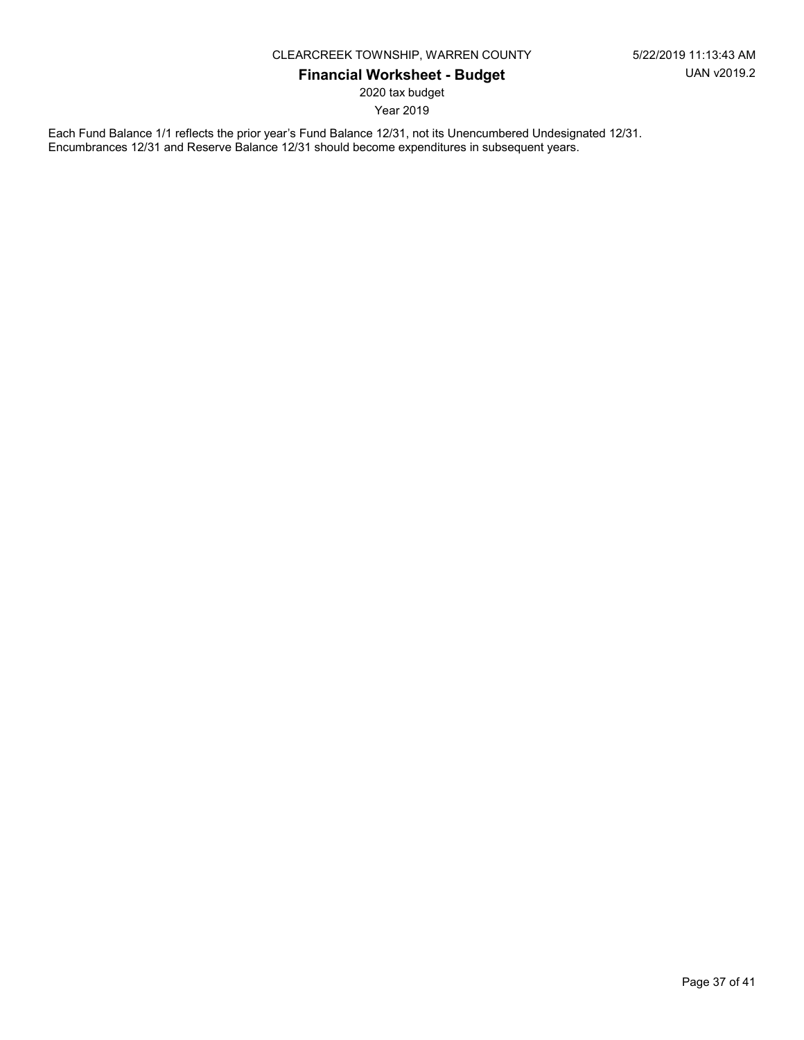Each Fund Balance 1/1 reflects the prior year's Fund Balance 12/31, not its Unencumbered Undesignated 12/31.
Encumbrances 12/31 and Reserve Balance 12/31 should become expenditures in subsequent years.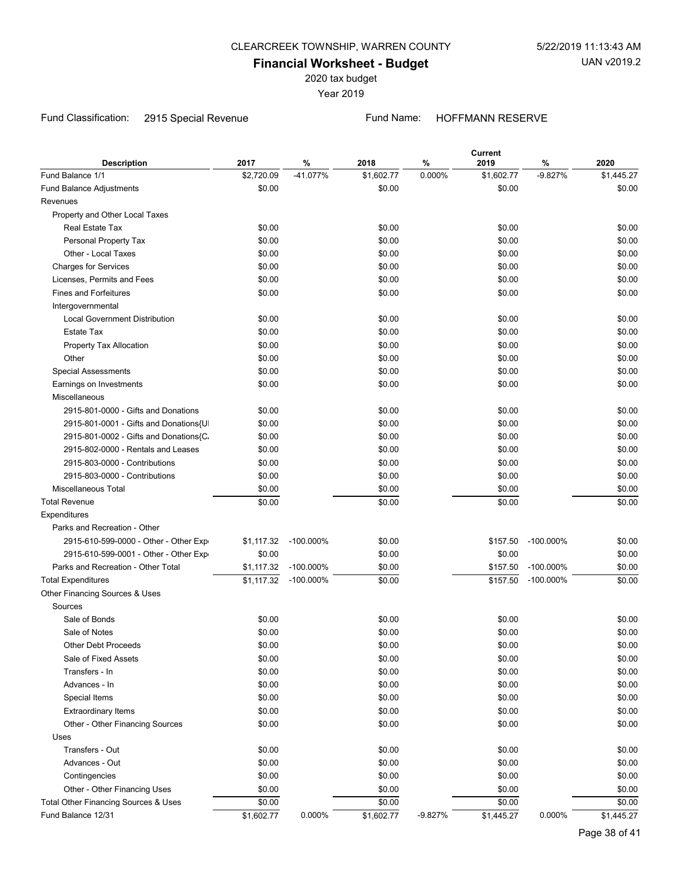CLEARCREEK TOWNSHIP, WARREN COUNTY

5/22/2019 11:13:43 AM

# Financial Worksheet - Budget

UAN v2019.2

2020 tax budget

Year 2019

Fund Classification: 2915 Special Revenue

Fund Name: HOFFMANN RESERVE

| Description | 2017 | % | 2018 | % | Current 2019 | % | 2020 |
|---|---|---|---|---|---|---|---|
| Fund Balance 1/1 | $2,720.09 | -41.077% | $1,602.77 | 0.000% | $1,602.77 | -9.827% | $1,445.27 |
| Fund Balance Adjustments | $0.00 | | $0.00 | | $0.00 | | $0.00 |
| Revenues | | | | | | | |
| Property and Other Local Taxes | | | | | | | |
| Real Estate Tax | $0.00 | | $0.00 | | $0.00 | | $0.00 |
| Personal Property Tax | $0.00 | | $0.00 | | $0.00 | | $0.00 |
| Other - Local Taxes | $0.00 | | $0.00 | | $0.00 | | $0.00 |
| Charges for Services | $0.00 | | $0.00 | | $0.00 | | $0.00 |
| Licenses, Permits and Fees | $0.00 | | $0.00 | | $0.00 | | $0.00 |
| Fines and Forfeitures | $0.00 | | $0.00 | | $0.00 | | $0.00 |
| Intergovernmental | | | | | | | |
| Local Government Distribution | $0.00 | | $0.00 | | $0.00 | | $0.00 |
| Estate Tax | $0.00 | | $0.00 | | $0.00 | | $0.00 |
| Property Tax Allocation | $0.00 | | $0.00 | | $0.00 | | $0.00 |
| Other | $0.00 | | $0.00 | | $0.00 | | $0.00 |
| Special Assessments | $0.00 | | $0.00 | | $0.00 | | $0.00 |
| Earnings on Investments | $0.00 | | $0.00 | | $0.00 | | $0.00 |
| Miscellaneous | | | | | | | |
| 2915-801-0000 - Gifts and Donations | $0.00 | | $0.00 | | $0.00 | | $0.00 |
| 2915-801-0001 - Gifts and Donations{UI | $0.00 | | $0.00 | | $0.00 | | $0.00 |
| 2915-801-0002 - Gifts and Donations{C. | $0.00 | | $0.00 | | $0.00 | | $0.00 |
| 2915-802-0000 - Rentals and Leases | $0.00 | | $0.00 | | $0.00 | | $0.00 |
| 2915-803-0000 - Contributions | $0.00 | | $0.00 | | $0.00 | | $0.00 |
| 2915-803-0000 - Contributions | $0.00 | | $0.00 | | $0.00 | | $0.00 |
| Miscellaneous Total | $0.00 | | $0.00 | | $0.00 | | $0.00 |
| Total Revenue | $0.00 | | $0.00 | | $0.00 | | $0.00 |
| Expenditures | | | | | | | |
| Parks and Recreation - Other | | | | | | | |
| 2915-610-599-0000 - Other - Other Exp | $1,117.32 | -100.000% | $0.00 | | $157.50 | -100.000% | $0.00 |
| 2915-610-599-0001 - Other - Other Exp | $0.00 | | $0.00 | | $0.00 | | $0.00 |
| Parks and Recreation - Other Total | $1,117.32 | -100.000% | $0.00 | | $157.50 | -100.000% | $0.00 |
| Total Expenditures | $1,117.32 | -100.000% | $0.00 | | $157.50 | -100.000% | $0.00 |
| Other Financing Sources & Uses | | | | | | | |
| Sources | | | | | | | |
| Sale of Bonds | $0.00 | | $0.00 | | $0.00 | | $0.00 |
| Sale of Notes | $0.00 | | $0.00 | | $0.00 | | $0.00 |
| Other Debt Proceeds | $0.00 | | $0.00 | | $0.00 | | $0.00 |
| Sale of Fixed Assets | $0.00 | | $0.00 | | $0.00 | | $0.00 |
| Transfers - In | $0.00 | | $0.00 | | $0.00 | | $0.00 |
| Advances - In | $0.00 | | $0.00 | | $0.00 | | $0.00 |
| Special Items | $0.00 | | $0.00 | | $0.00 | | $0.00 |
| Extraordinary Items | $0.00 | | $0.00 | | $0.00 | | $0.00 |
| Other - Other Financing Sources | $0.00 | | $0.00 | | $0.00 | | $0.00 |
| Uses | | | | | | | |
| Transfers - Out | $0.00 | | $0.00 | | $0.00 | | $0.00 |
| Advances - Out | $0.00 | | $0.00 | | $0.00 | | $0.00 |
| Contingencies | $0.00 | | $0.00 | | $0.00 | | $0.00 |
| Other - Other Financing Uses | $0.00 | | $0.00 | | $0.00 | | $0.00 |
| Total Other Financing Sources & Uses | $0.00 | | $0.00 | | $0.00 | | $0.00 |
| Fund Balance 12/31 | $1,602.77 | 0.000% | $1,602.77 | -9.827% | $1,445.27 | 0.000% | $1,445.27 |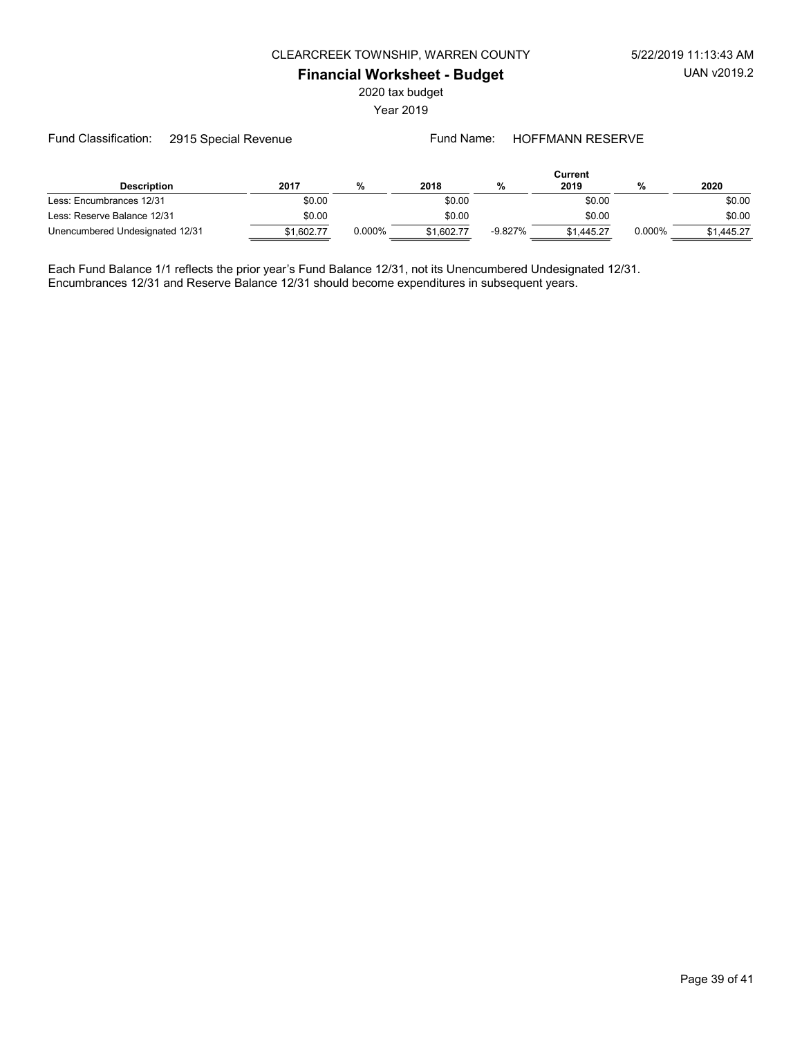CLEARCREEK TOWNSHIP, WARREN COUNTY

**Financial Worksheet - Budget**

2020 tax budget

Year 2019

Fund Classification: 2915 Special Revenue

Fund Name: HOFFMANN RESERVE

| Description | 2017 | % | 2018 | % | Current 2019 | % | 2020 |
|---|---|---|---|---|---|---|---|
| Less: Encumbrances 12/31 | $0.00 | | $0.00 | | $0.00 | | $0.00 |
| Less: Reserve Balance 12/31 | $0.00 | | $0.00 | | $0.00 | | $0.00 |
| Unencumbered Undesignated 12/31 | $1,602.77 | 0.000% | $1,602.77 | -9.827% | $1,445.27 | 0.000% | $1,445.27 |

Each Fund Balance 1/1 reflects the prior year's Fund Balance 12/31, not its Unencumbered Undesignated 12/31.
Encumbrances 12/31 and Reserve Balance 12/31 should become expenditures in subsequent years.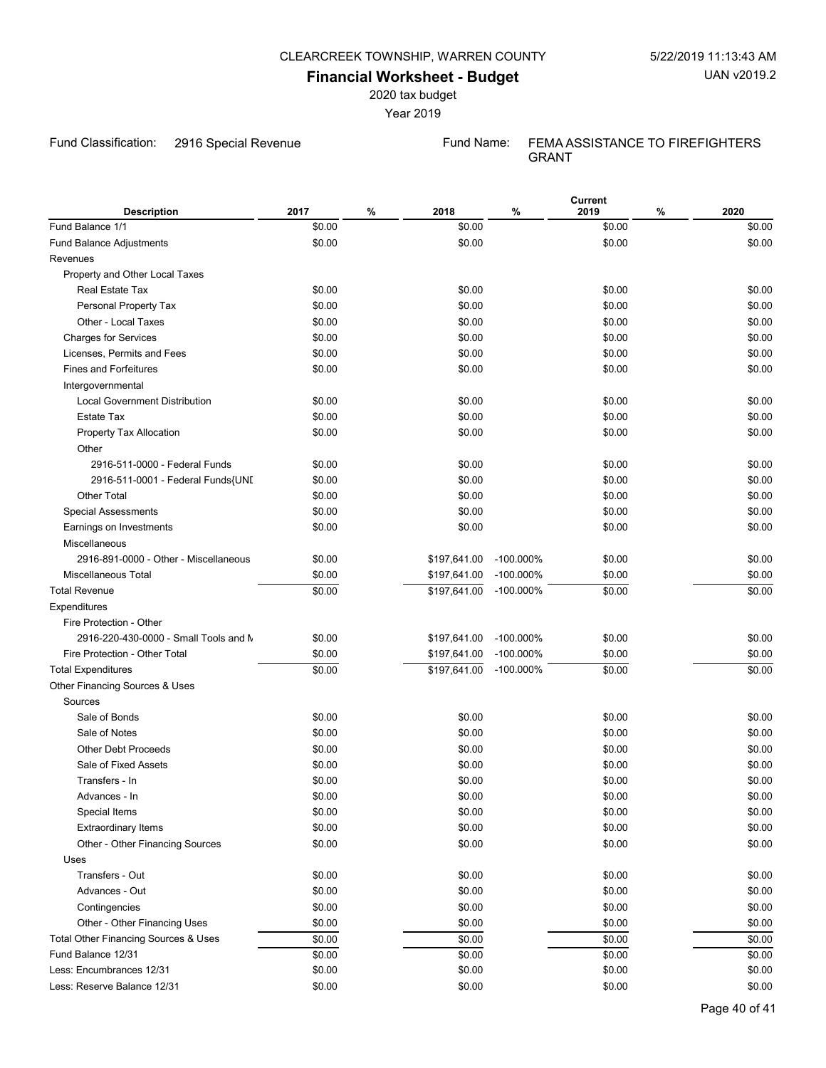CLEARCREEK TOWNSHIP, WARREN COUNTY

5/22/2019 11:13:43 AM

# Financial Worksheet - Budget

UAN v2019.2

2020 tax budget

Year 2019

Fund Classification: 2916 Special Revenue

Fund Name: FEMA ASSISTANCE TO FIREFIGHTERS GRANT

| Description | 2017 | % | 2018 | % | Current 2019 | % | 2020 |
|---|---|---|---|---|---|---|---|
| Fund Balance 1/1 | $0.00 | | $0.00 | | $0.00 | | $0.00 |
| Fund Balance Adjustments | $0.00 | | $0.00 | | $0.00 | | $0.00 |
| Revenues | | | | | | | |
| Property and Other Local Taxes | | | | | | | |
| Real Estate Tax | $0.00 | | $0.00 | | $0.00 | | $0.00 |
| Personal Property Tax | $0.00 | | $0.00 | | $0.00 | | $0.00 |
| Other - Local Taxes | $0.00 | | $0.00 | | $0.00 | | $0.00 |
| Charges for Services | $0.00 | | $0.00 | | $0.00 | | $0.00 |
| Licenses, Permits and Fees | $0.00 | | $0.00 | | $0.00 | | $0.00 |
| Fines and Forfeitures | $0.00 | | $0.00 | | $0.00 | | $0.00 |
| Intergovernmental | | | | | | | |
| Local Government Distribution | $0.00 | | $0.00 | | $0.00 | | $0.00 |
| Estate Tax | $0.00 | | $0.00 | | $0.00 | | $0.00 |
| Property Tax Allocation | $0.00 | | $0.00 | | $0.00 | | $0.00 |
| Other | | | | | | | |
| 2916-511-0000 - Federal Funds | $0.00 | | $0.00 | | $0.00 | | $0.00 |
| 2916-511-0001 - Federal Funds{UNI | $0.00 | | $0.00 | | $0.00 | | $0.00 |
| Other Total | $0.00 | | $0.00 | | $0.00 | | $0.00 |
| Special Assessments | $0.00 | | $0.00 | | $0.00 | | $0.00 |
| Earnings on Investments | $0.00 | | $0.00 | | $0.00 | | $0.00 |
| Miscellaneous | | | | | | | |
| 2916-891-0000 - Other - Miscellaneous | $0.00 | | $197,641.00 | -100.000% | $0.00 | | $0.00 |
| Miscellaneous Total | $0.00 | | $197,641.00 | -100.000% | $0.00 | | $0.00 |
| Total Revenue | $0.00 | | $197,641.00 | -100.000% | $0.00 | | $0.00 |
| Expenditures | | | | | | | |
| Fire Protection - Other | | | | | | | |
| 2916-220-430-0000 - Small Tools and M | $0.00 | | $197,641.00 | -100.000% | $0.00 | | $0.00 |
| Fire Protection - Other Total | $0.00 | | $197,641.00 | -100.000% | $0.00 | | $0.00 |
| Total Expenditures | $0.00 | | $197,641.00 | -100.000% | $0.00 | | $0.00 |
| Other Financing Sources & Uses | | | | | | | |
| Sources | | | | | | | |
| Sale of Bonds | $0.00 | | $0.00 | | $0.00 | | $0.00 |
| Sale of Notes | $0.00 | | $0.00 | | $0.00 | | $0.00 |
| Other Debt Proceeds | $0.00 | | $0.00 | | $0.00 | | $0.00 |
| Sale of Fixed Assets | $0.00 | | $0.00 | | $0.00 | | $0.00 |
| Transfers - In | $0.00 | | $0.00 | | $0.00 | | $0.00 |
| Advances - In | $0.00 | | $0.00 | | $0.00 | | $0.00 |
| Special Items | $0.00 | | $0.00 | | $0.00 | | $0.00 |
| Extraordinary Items | $0.00 | | $0.00 | | $0.00 | | $0.00 |
| Other - Other Financing Sources | $0.00 | | $0.00 | | $0.00 | | $0.00 |
| Uses | | | | | | | |
| Transfers - Out | $0.00 | | $0.00 | | $0.00 | | $0.00 |
| Advances - Out | $0.00 | | $0.00 | | $0.00 | | $0.00 |
| Contingencies | $0.00 | | $0.00 | | $0.00 | | $0.00 |
| Other - Other Financing Uses | $0.00 | | $0.00 | | $0.00 | | $0.00 |
| Total Other Financing Sources & Uses | $0.00 | | $0.00 | | $0.00 | | $0.00 |
| Fund Balance 12/31 | $0.00 | | $0.00 | | $0.00 | | $0.00 |
| Less: Encumbrances 12/31 | $0.00 | | $0.00 | | $0.00 | | $0.00 |
| Less: Reserve Balance 12/31 | $0.00 | | $0.00 | | $0.00 | | $0.00 |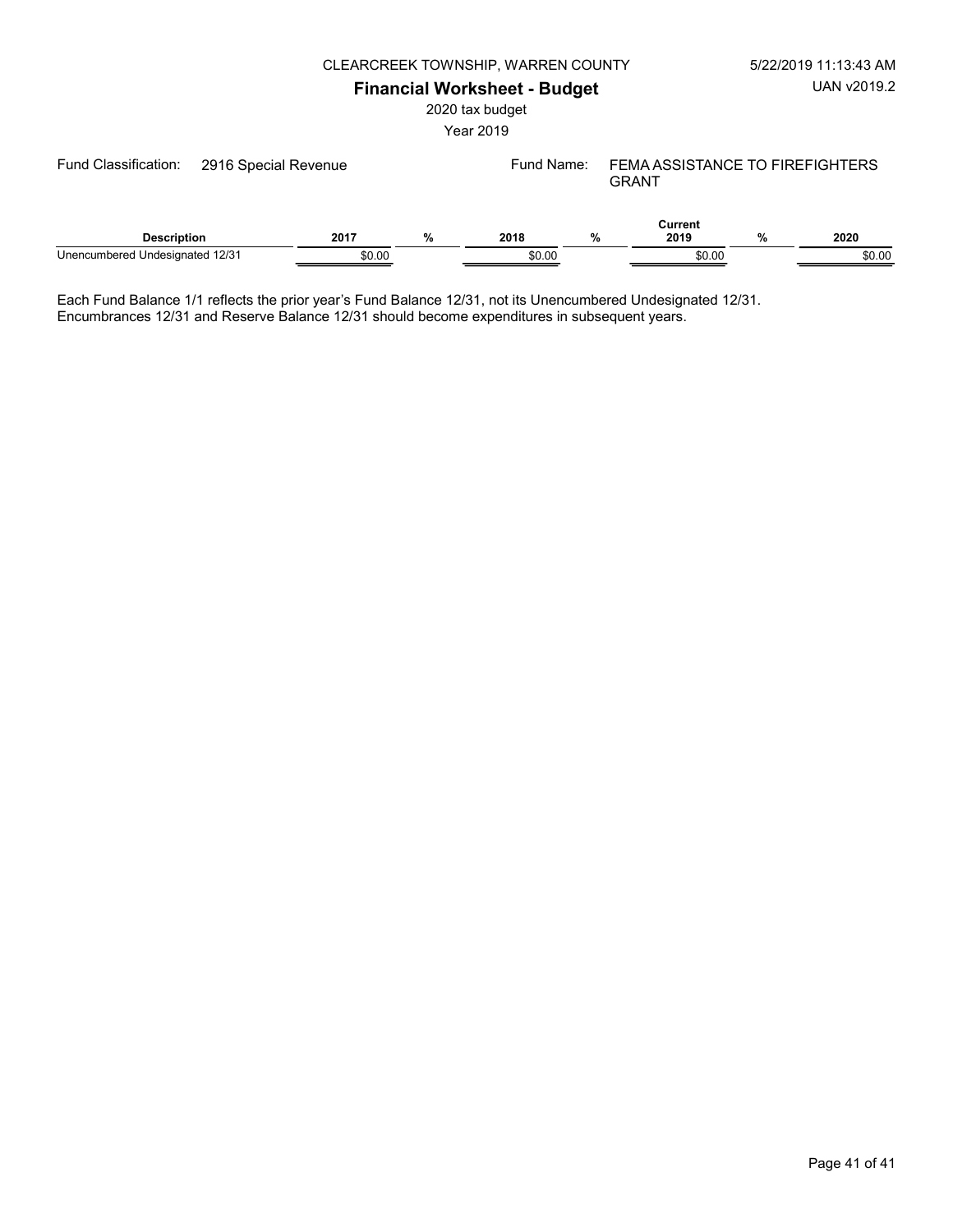CLEARCREEK TOWNSHIP, WARREN COUNTY

5/22/2019 11:13:43 AM

UAN v2019.2

# Financial Worksheet - Budget

2020 tax budget

Year 2019

Fund Classification: 2916 Special Revenue

Fund Name: FEMA ASSISTANCE TO FIREFIGHTERS GRANT

| Description | 2017 | % | 2018 | % | Current 2019 | % | 2020 |
|---|---|---|---|---|---|---|---|
| Unencumbered Undesignated 12/31 | $0.00 | | $0.00 | | $0.00 | | $0.00 |

Each Fund Balance 1/1 reflects the prior year's Fund Balance 12/31, not its Unencumbered Undesignated 12/31.
Encumbrances 12/31 and Reserve Balance 12/31 should become expenditures in subsequent years.